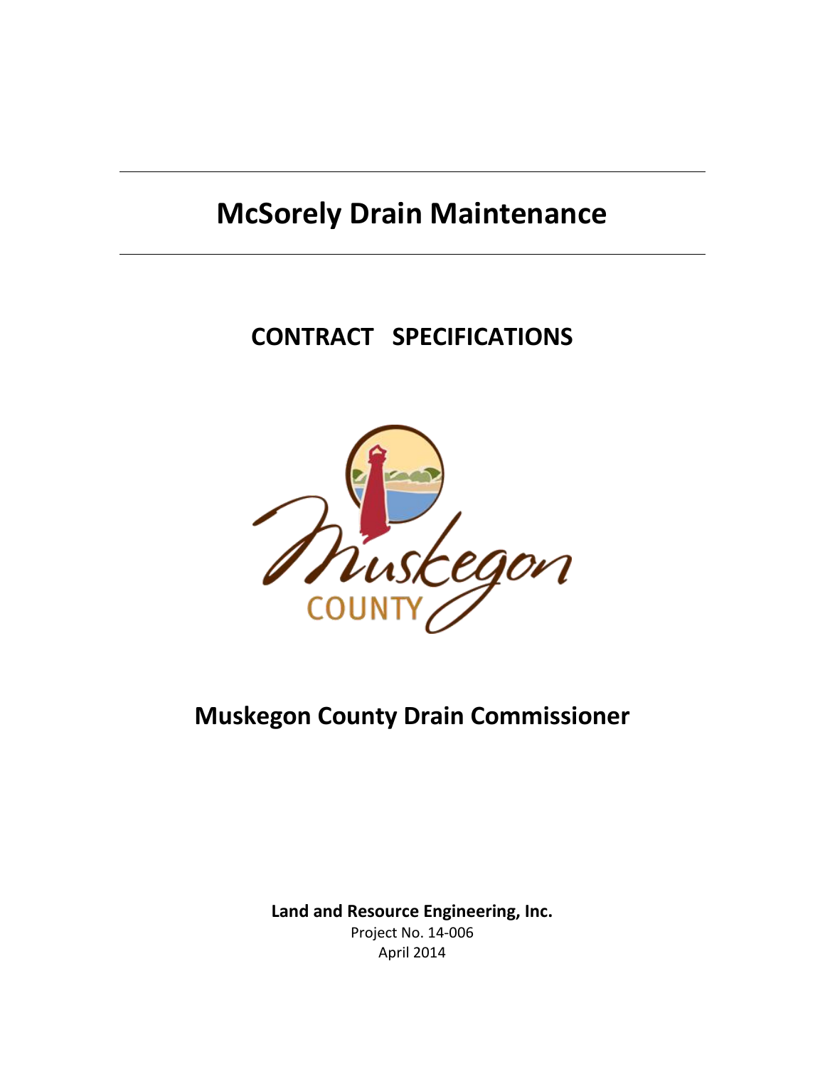# McSorely Drain Maintenance

## CONTRACT SPECIFICATIONS

## Muskegon County Drain Commissioner

**Land and Resource Engineering, Inc.**
Project No. 14-006
April 2014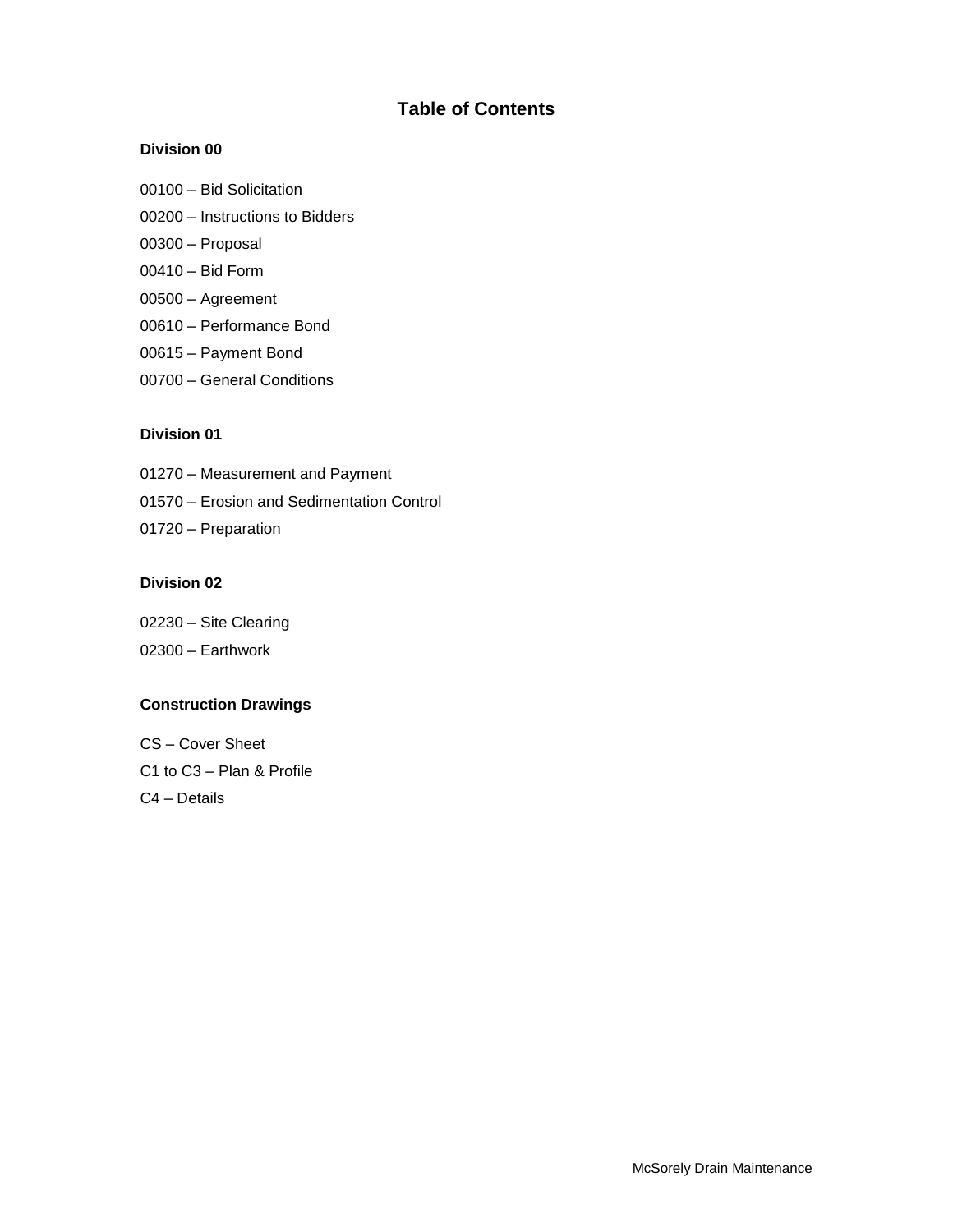# Table of Contents

**Division 00**

00100 – Bid Solicitation

00200 – Instructions to Bidders

00300 – Proposal

00410 – Bid Form

00500 – Agreement

00610 – Performance Bond

00615 – Payment Bond

00700 – General Conditions

**Division 01**

01270 – Measurement and Payment

01570 – Erosion and Sedimentation Control

01720 – Preparation

**Division 02**

02230 – Site Clearing

02300 – Earthwork

**Construction Drawings**

CS – Cover Sheet

C1 to C3 – Plan & Profile

C4 – Details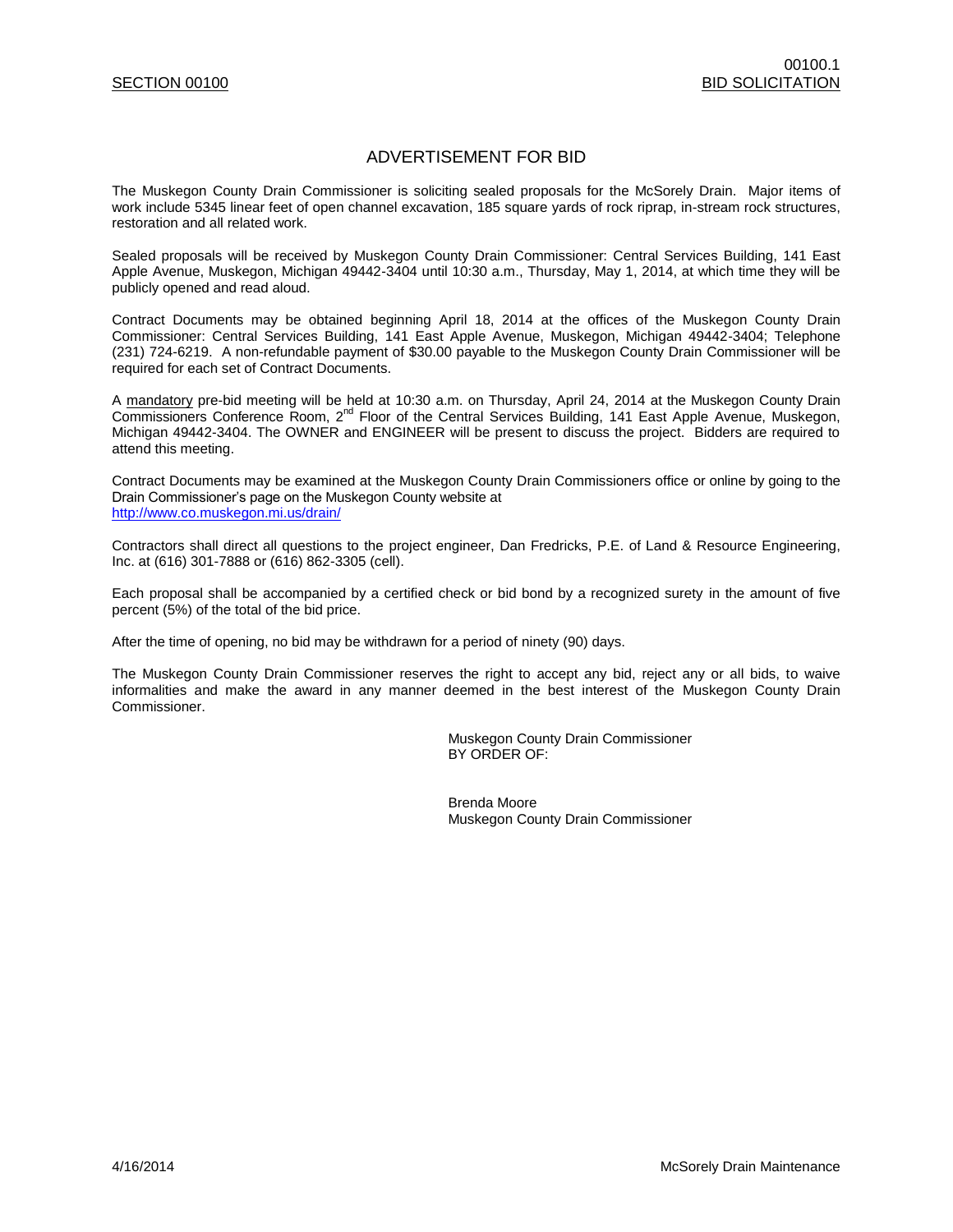SECTION 00100 | BID SOLICITATION

# ADVERTISEMENT FOR BID

The Muskegon County Drain Commissioner is soliciting sealed proposals for the McSorely Drain. Major items of work include 5345 linear feet of open channel excavation, 185 square yards of rock riprap, in-stream rock structures, restoration and all related work.

Sealed proposals will be received by Muskegon County Drain Commissioner: Central Services Building, 141 East Apple Avenue, Muskegon, Michigan 49442-3404 until 10:30 a.m., Thursday, May 1, 2014, at which time they will be publicly opened and read aloud.

Contract Documents may be obtained beginning April 18, 2014 at the offices of the Muskegon County Drain Commissioner: Central Services Building, 141 East Apple Avenue, Muskegon, Michigan 49442-3404; Telephone (231) 724-6219. A non-refundable payment of $30.00 payable to the Muskegon County Drain Commissioner will be required for each set of Contract Documents.

A mandatory pre-bid meeting will be held at 10:30 a.m. on Thursday, April 24, 2014 at the Muskegon County Drain Commissioners Conference Room, 2nd Floor of the Central Services Building, 141 East Apple Avenue, Muskegon, Michigan 49442-3404. The OWNER and ENGINEER will be present to discuss the project. Bidders are required to attend this meeting.

Contract Documents may be examined at the Muskegon County Drain Commissioners office or online by going to the Drain Commissioner's page on the Muskegon County website at
http://www.co.muskegon.mi.us/drain/

Contractors shall direct all questions to the project engineer, Dan Fredricks, P.E. of Land & Resource Engineering, Inc. at (616) 301-7888 or (616) 862-3305 (cell).

Each proposal shall be accompanied by a certified check or bid bond by a recognized surety in the amount of five percent (5%) of the total of the bid price.

After the time of opening, no bid may be withdrawn for a period of ninety (90) days.

The Muskegon County Drain Commissioner reserves the right to accept any bid, reject any or all bids, to waive informalities and make the award in any manner deemed in the best interest of the Muskegon County Drain Commissioner.

Muskegon County Drain Commissioner
BY ORDER OF:

Brenda Moore
Muskegon County Drain Commissioner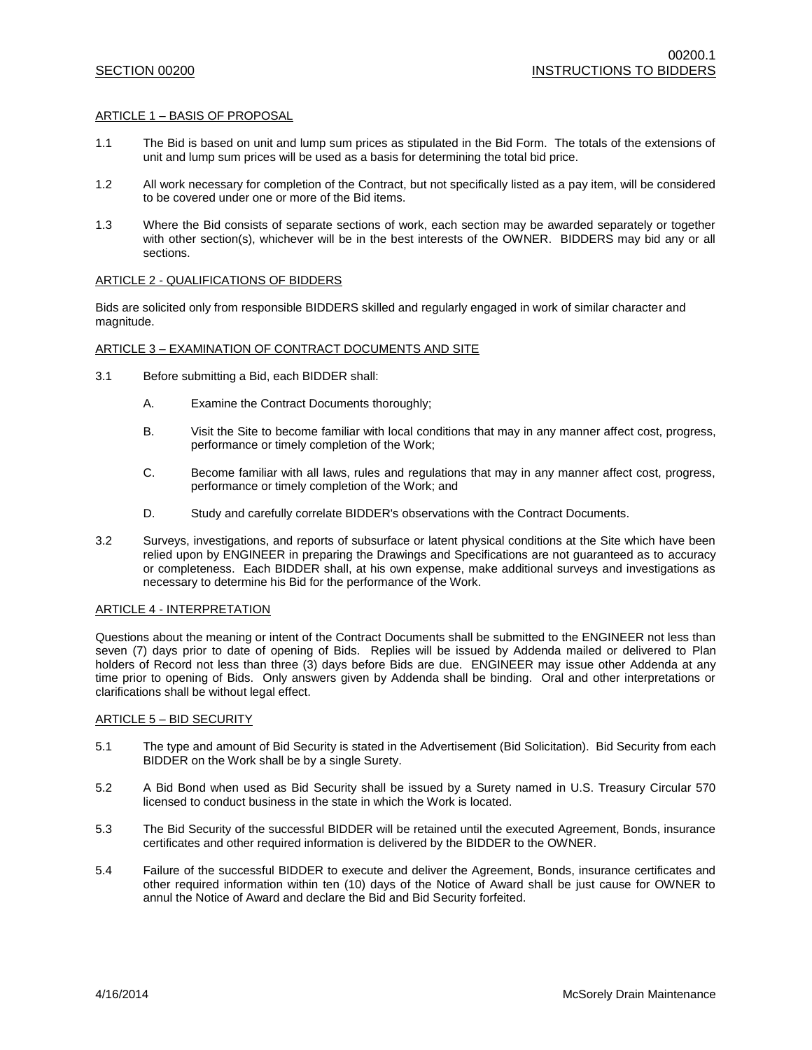## SECTION 00200

## INSTRUCTIONS TO BIDDERS

### ARTICLE 1 – BASIS OF PROPOSAL

1.1 The Bid is based on unit and lump sum prices as stipulated in the Bid Form. The totals of the extensions of unit and lump sum prices will be used as a basis for determining the total bid price.

1.2 All work necessary for completion of the Contract, but not specifically listed as a pay item, will be considered to be covered under one or more of the Bid items.

1.3 Where the Bid consists of separate sections of work, each section may be awarded separately or together with other section(s), whichever will be in the best interests of the OWNER. BIDDERS may bid any or all sections.

### ARTICLE 2 - QUALIFICATIONS OF BIDDERS

Bids are solicited only from responsible BIDDERS skilled and regularly engaged in work of similar character and magnitude.

### ARTICLE 3 – EXAMINATION OF CONTRACT DOCUMENTS AND SITE

3.1 Before submitting a Bid, each BIDDER shall:

A. Examine the Contract Documents thoroughly;

B. Visit the Site to become familiar with local conditions that may in any manner affect cost, progress, performance or timely completion of the Work;

C. Become familiar with all laws, rules and regulations that may in any manner affect cost, progress, performance or timely completion of the Work; and

D. Study and carefully correlate BIDDER's observations with the Contract Documents.

3.2 Surveys, investigations, and reports of subsurface or latent physical conditions at the Site which have been relied upon by ENGINEER in preparing the Drawings and Specifications are not guaranteed as to accuracy or completeness. Each BIDDER shall, at his own expense, make additional surveys and investigations as necessary to determine his Bid for the performance of the Work.

### ARTICLE 4 - INTERPRETATION

Questions about the meaning or intent of the Contract Documents shall be submitted to the ENGINEER not less than seven (7) days prior to date of opening of Bids. Replies will be issued by Addenda mailed or delivered to Plan holders of Record not less than three (3) days before Bids are due. ENGINEER may issue other Addenda at any time prior to opening of Bids. Only answers given by Addenda shall be binding. Oral and other interpretations or clarifications shall be without legal effect.

### ARTICLE 5 – BID SECURITY

5.1 The type and amount of Bid Security is stated in the Advertisement (Bid Solicitation). Bid Security from each BIDDER on the Work shall be by a single Surety.

5.2 A Bid Bond when used as Bid Security shall be issued by a Surety named in U.S. Treasury Circular 570 licensed to conduct business in the state in which the Work is located.

5.3 The Bid Security of the successful BIDDER will be retained until the executed Agreement, Bonds, insurance certificates and other required information is delivered by the BIDDER to the OWNER.

5.4 Failure of the successful BIDDER to execute and deliver the Agreement, Bonds, insurance certificates and other required information within ten (10) days of the Notice of Award shall be just cause for OWNER to annul the Notice of Award and declare the Bid and Bid Security forfeited.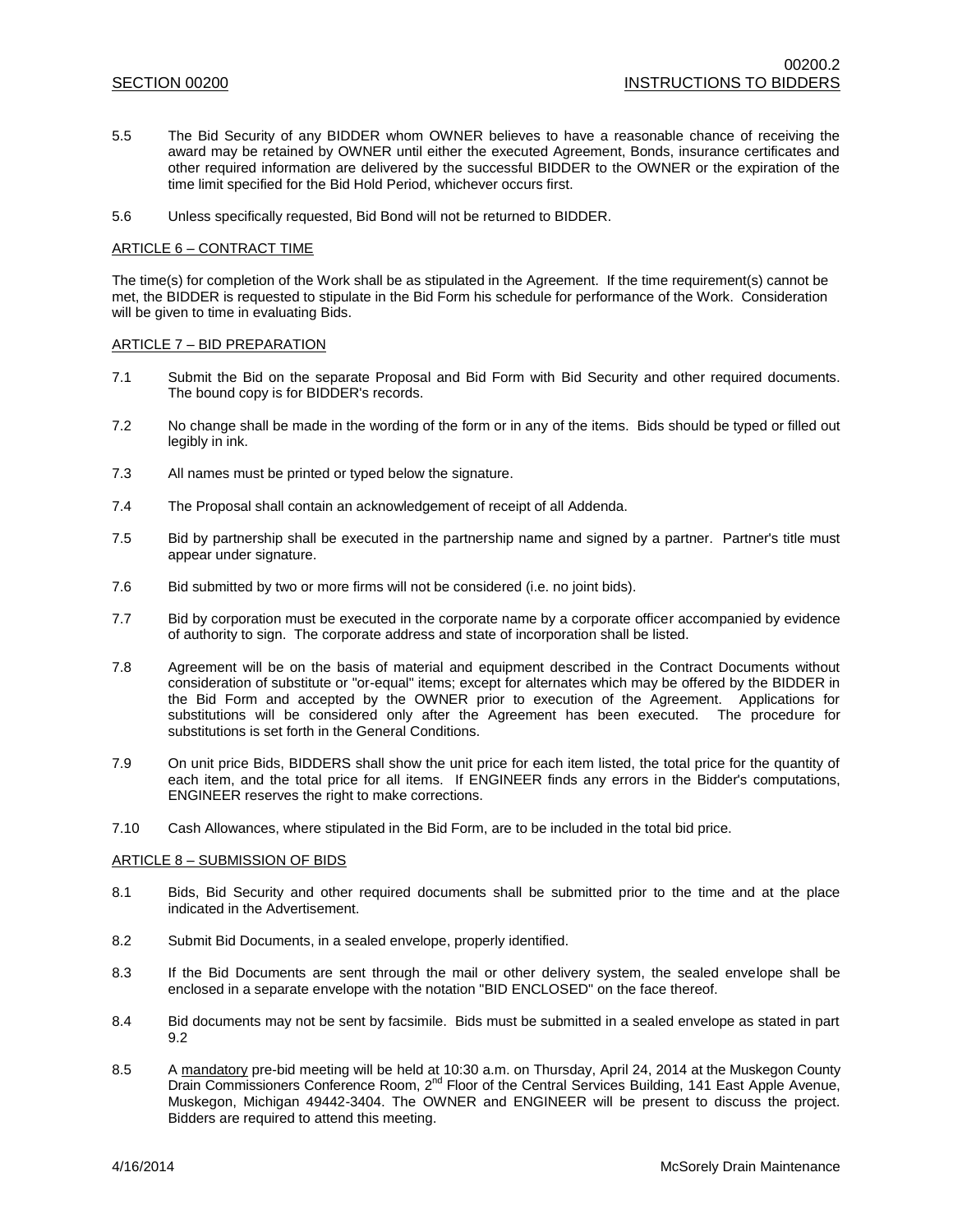5.5 The Bid Security of any BIDDER whom OWNER believes to have a reasonable chance of receiving the award may be retained by OWNER until either the executed Agreement, Bonds, insurance certificates and other required information are delivered by the successful BIDDER to the OWNER or the expiration of the time limit specified for the Bid Hold Period, whichever occurs first.

5.6 Unless specifically requested, Bid Bond will not be returned to BIDDER.

## ARTICLE 6 – CONTRACT TIME

The time(s) for completion of the Work shall be as stipulated in the Agreement. If the time requirement(s) cannot be met, the BIDDER is requested to stipulate in the Bid Form his schedule for performance of the Work. Consideration will be given to time in evaluating Bids.

## ARTICLE 7 – BID PREPARATION

7.1 Submit the Bid on the separate Proposal and Bid Form with Bid Security and other required documents. The bound copy is for BIDDER's records.

7.2 No change shall be made in the wording of the form or in any of the items. Bids should be typed or filled out legibly in ink.

7.3 All names must be printed or typed below the signature.

7.4 The Proposal shall contain an acknowledgement of receipt of all Addenda.

7.5 Bid by partnership shall be executed in the partnership name and signed by a partner. Partner's title must appear under signature.

7.6 Bid submitted by two or more firms will not be considered (i.e. no joint bids).

7.7 Bid by corporation must be executed in the corporate name by a corporate officer accompanied by evidence of authority to sign. The corporate address and state of incorporation shall be listed.

7.8 Agreement will be on the basis of material and equipment described in the Contract Documents without consideration of substitute or "or-equal" items; except for alternates which may be offered by the BIDDER in the Bid Form and accepted by the OWNER prior to execution of the Agreement. Applications for substitutions will be considered only after the Agreement has been executed. The procedure for substitutions is set forth in the General Conditions.

7.9 On unit price Bids, BIDDERS shall show the unit price for each item listed, the total price for the quantity of each item, and the total price for all items. If ENGINEER finds any errors in the Bidder's computations, ENGINEER reserves the right to make corrections.

7.10 Cash Allowances, where stipulated in the Bid Form, are to be included in the total bid price.

## ARTICLE 8 – SUBMISSION OF BIDS

8.1 Bids, Bid Security and other required documents shall be submitted prior to the time and at the place indicated in the Advertisement.

8.2 Submit Bid Documents, in a sealed envelope, properly identified.

8.3 If the Bid Documents are sent through the mail or other delivery system, the sealed envelope shall be enclosed in a separate envelope with the notation "BID ENCLOSED" on the face thereof.

8.4 Bid documents may not be sent by facsimile. Bids must be submitted in a sealed envelope as stated in part 9.2

8.5 A mandatory pre-bid meeting will be held at 10:30 a.m. on Thursday, April 24, 2014 at the Muskegon County Drain Commissioners Conference Room, 2nd Floor of the Central Services Building, 141 East Apple Avenue, Muskegon, Michigan 49442-3404. The OWNER and ENGINEER will be present to discuss the project. Bidders are required to attend this meeting.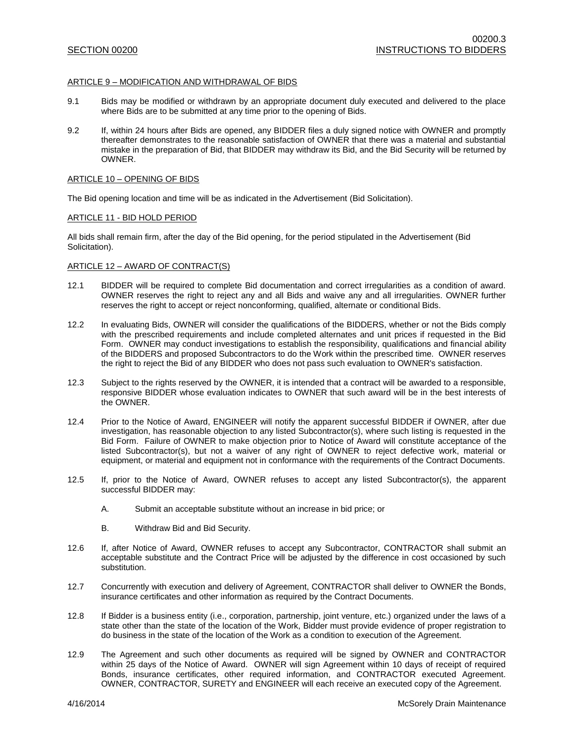## ARTICLE 9 – MODIFICATION AND WITHDRAWAL OF BIDS

9.1 Bids may be modified or withdrawn by an appropriate document duly executed and delivered to the place where Bids are to be submitted at any time prior to the opening of Bids.

9.2 If, within 24 hours after Bids are opened, any BIDDER files a duly signed notice with OWNER and promptly thereafter demonstrates to the reasonable satisfaction of OWNER that there was a material and substantial mistake in the preparation of Bid, that BIDDER may withdraw its Bid, and the Bid Security will be returned by OWNER.

## ARTICLE 10 – OPENING OF BIDS

The Bid opening location and time will be as indicated in the Advertisement (Bid Solicitation).

## ARTICLE 11 - BID HOLD PERIOD

All bids shall remain firm, after the day of the Bid opening, for the period stipulated in the Advertisement (Bid Solicitation).

## ARTICLE 12 – AWARD OF CONTRACT(S)

12.1 BIDDER will be required to complete Bid documentation and correct irregularities as a condition of award. OWNER reserves the right to reject any and all Bids and waive any and all irregularities. OWNER further reserves the right to accept or reject nonconforming, qualified, alternate or conditional Bids.

12.2 In evaluating Bids, OWNER will consider the qualifications of the BIDDERS, whether or not the Bids comply with the prescribed requirements and include completed alternates and unit prices if requested in the Bid Form. OWNER may conduct investigations to establish the responsibility, qualifications and financial ability of the BIDDERS and proposed Subcontractors to do the Work within the prescribed time. OWNER reserves the right to reject the Bid of any BIDDER who does not pass such evaluation to OWNER's satisfaction.

12.3 Subject to the rights reserved by the OWNER, it is intended that a contract will be awarded to a responsible, responsive BIDDER whose evaluation indicates to OWNER that such award will be in the best interests of the OWNER.

12.4 Prior to the Notice of Award, ENGINEER will notify the apparent successful BIDDER if OWNER, after due investigation, has reasonable objection to any listed Subcontractor(s), where such listing is requested in the Bid Form. Failure of OWNER to make objection prior to Notice of Award will constitute acceptance of the listed Subcontractor(s), but not a waiver of any right of OWNER to reject defective work, material or equipment, or material and equipment not in conformance with the requirements of the Contract Documents.

12.5 If, prior to the Notice of Award, OWNER refuses to accept any listed Subcontractor(s), the apparent successful BIDDER may:

A. Submit an acceptable substitute without an increase in bid price; or

B. Withdraw Bid and Bid Security.

12.6 If, after Notice of Award, OWNER refuses to accept any Subcontractor, CONTRACTOR shall submit an acceptable substitute and the Contract Price will be adjusted by the difference in cost occasioned by such substitution.

12.7 Concurrently with execution and delivery of Agreement, CONTRACTOR shall deliver to OWNER the Bonds, insurance certificates and other information as required by the Contract Documents.

12.8 If Bidder is a business entity (i.e., corporation, partnership, joint venture, etc.) organized under the laws of a state other than the state of the location of the Work, Bidder must provide evidence of proper registration to do business in the state of the location of the Work as a condition to execution of the Agreement.

12.9 The Agreement and such other documents as required will be signed by OWNER and CONTRACTOR within 25 days of the Notice of Award. OWNER will sign Agreement within 10 days of receipt of required Bonds, insurance certificates, other required information, and CONTRACTOR executed Agreement. OWNER, CONTRACTOR, SURETY and ENGINEER will each receive an executed copy of the Agreement.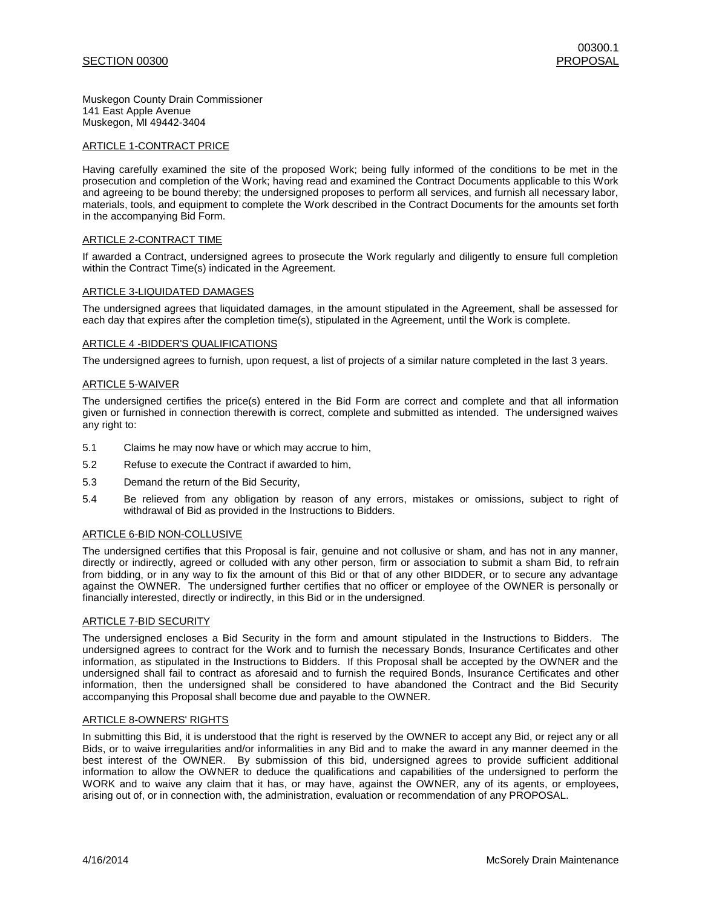## SECTION 00300 PROPOSAL

Muskegon County Drain Commissioner
141 East Apple Avenue
Muskegon, MI 49442-3404

### ARTICLE 1-CONTRACT PRICE

Having carefully examined the site of the proposed Work; being fully informed of the conditions to be met in the prosecution and completion of the Work; having read and examined the Contract Documents applicable to this Work and agreeing to be bound thereby; the undersigned proposes to perform all services, and furnish all necessary labor, materials, tools, and equipment to complete the Work described in the Contract Documents for the amounts set forth in the accompanying Bid Form.

### ARTICLE 2-CONTRACT TIME

If awarded a Contract, undersigned agrees to prosecute the Work regularly and diligently to ensure full completion within the Contract Time(s) indicated in the Agreement.

### ARTICLE 3-LIQUIDATED DAMAGES

The undersigned agrees that liquidated damages, in the amount stipulated in the Agreement, shall be assessed for each day that expires after the completion time(s), stipulated in the Agreement, until the Work is complete.

### ARTICLE 4 -BIDDER'S QUALIFICATIONS

The undersigned agrees to furnish, upon request, a list of projects of a similar nature completed in the last 3 years.

### ARTICLE 5-WAIVER

The undersigned certifies the price(s) entered in the Bid Form are correct and complete and that all information given or furnished in connection therewith is correct, complete and submitted as intended. The undersigned waives any right to:

5.1 Claims he may now have or which may accrue to him,

5.2 Refuse to execute the Contract if awarded to him,

5.3 Demand the return of the Bid Security,

5.4 Be relieved from any obligation by reason of any errors, mistakes or omissions, subject to right of withdrawal of Bid as provided in the Instructions to Bidders.

### ARTICLE 6-BID NON-COLLUSIVE

The undersigned certifies that this Proposal is fair, genuine and not collusive or sham, and has not in any manner, directly or indirectly, agreed or colluded with any other person, firm or association to submit a sham Bid, to refrain from bidding, or in any way to fix the amount of this Bid or that of any other BIDDER, or to secure any advantage against the OWNER. The undersigned further certifies that no officer or employee of the OWNER is personally or financially interested, directly or indirectly, in this Bid or in the undersigned.

### ARTICLE 7-BID SECURITY

The undersigned encloses a Bid Security in the form and amount stipulated in the Instructions to Bidders. The undersigned agrees to contract for the Work and to furnish the necessary Bonds, Insurance Certificates and other information, as stipulated in the Instructions to Bidders. If this Proposal shall be accepted by the OWNER and the undersigned shall fail to contract as aforesaid and to furnish the required Bonds, Insurance Certificates and other information, then the undersigned shall be considered to have abandoned the Contract and the Bid Security accompanying this Proposal shall become due and payable to the OWNER.

### ARTICLE 8-OWNERS' RIGHTS

In submitting this Bid, it is understood that the right is reserved by the OWNER to accept any Bid, or reject any or all Bids, or to waive irregularities and/or informalities in any Bid and to make the award in any manner deemed in the best interest of the OWNER. By submission of this bid, undersigned agrees to provide sufficient additional information to allow the OWNER to deduce the qualifications and capabilities of the undersigned to perform the WORK and to waive any claim that it has, or may have, against the OWNER, any of its agents, or employees, arising out of, or in connection with, the administration, evaluation or recommendation of any PROPOSAL.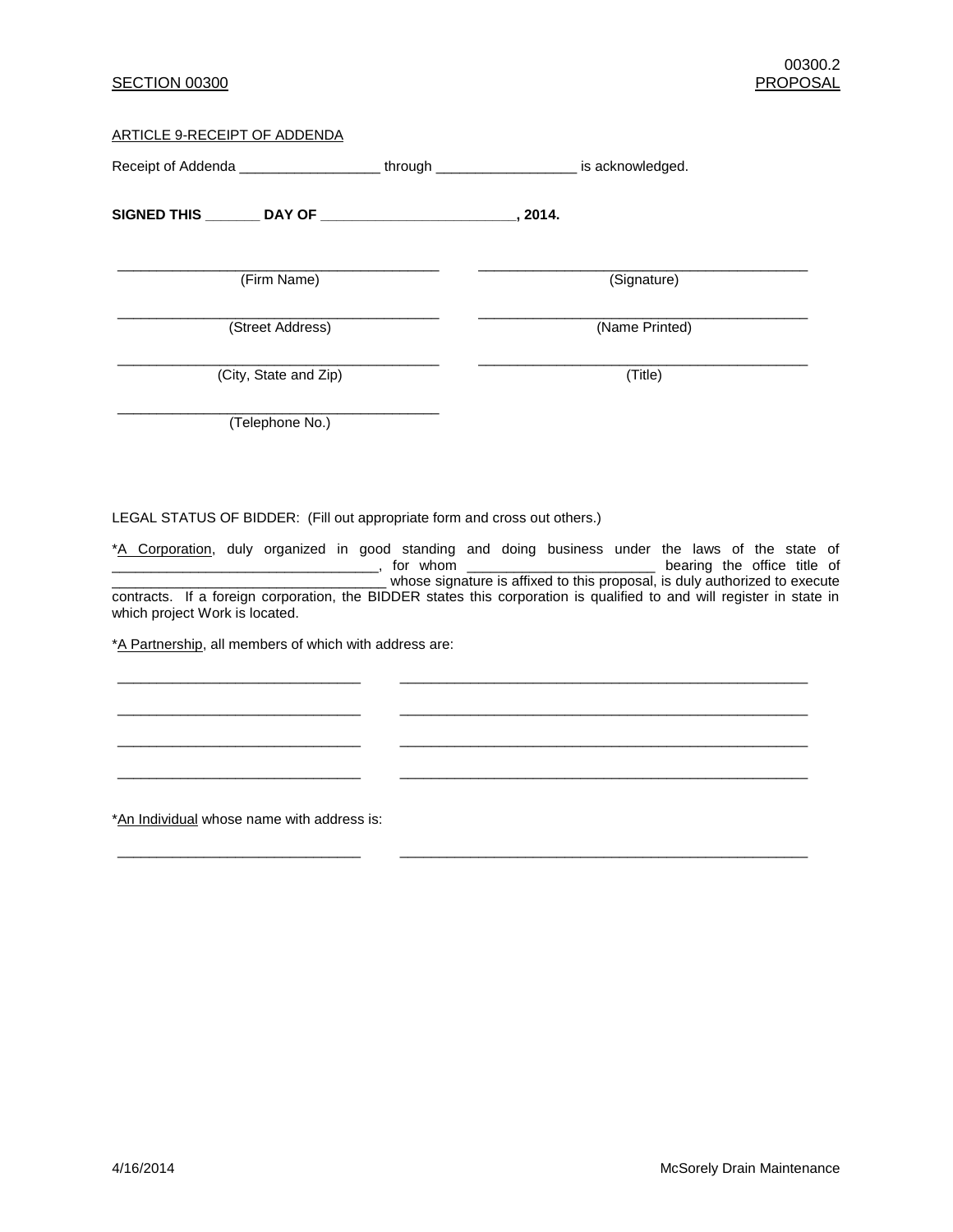ARTICLE 9-RECEIPT OF ADDENDA

Receipt of Addenda __________________ through __________________ is acknowledged.

**SIGNED THIS _______ DAY OF _________________________, 2014.**

| | |
|---|---|
| _________________________ (Firm Name) | _________________________ (Signature) |
| _________________________ (Street Address) | _________________________ (Name Printed) |
| _________________________ (City, State and Zip) | _________________________ (Title) |
| _________________________ (Telephone No.) | |

LEGAL STATUS OF BIDDER: (Fill out appropriate form and cross out others.)

*A Corporation, duly organized in good standing and doing business under the laws of the state of __________________________________, for whom ________________________ bearing the office title of ___________________________________ whose signature is affixed to this proposal, is duly authorized to execute contracts. If a foreign corporation, the BIDDER states this corporation is qualified to and will register in state in which project Work is located.

*A Partnership, all members of which with address are:

_______________________________ _______________________________________________________

_______________________________ _______________________________________________________

_______________________________ _______________________________________________________

_______________________________ _______________________________________________________

*An Individual whose name with address is:

_______________________________ _______________________________________________________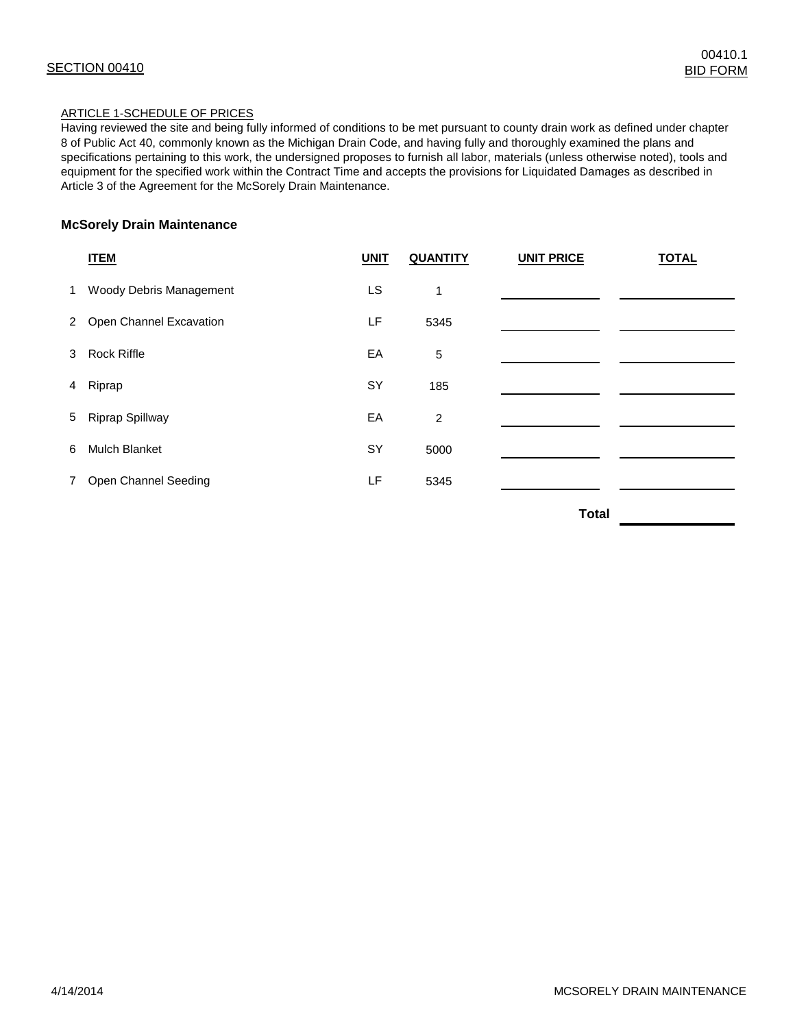SECTION 00410

00410.1
BID FORM

ARTICLE 1-SCHEDULE OF PRICES

Having reviewed the site and being fully informed of conditions to be met pursuant to county drain work as defined under chapter 8 of Public Act 40, commonly known as the Michigan Drain Code, and having fully and thoroughly examined the plans and specifications pertaining to this work, the undersigned proposes to furnish all labor, materials (unless otherwise noted), tools and equipment for the specified work within the Contract Time and accepts the provisions for Liquidated Damages as described in Article 3 of the Agreement for the McSorely Drain Maintenance.

**McSorely Drain Maintenance**

| | ITEM | UNIT | QUANTITY | UNIT PRICE | TOTAL |
|---|---|---|---|---|---|
| 1 | Woody Debris Management | LS | 1 | | |
| 2 | Open Channel Excavation | LF | 5345 | | |
| 3 | Rock Riffle | EA | 5 | | |
| 4 | Riprap | SY | 185 | | |
| 5 | Riprap Spillway | EA | 2 | | |
| 6 | Mulch Blanket | SY | 5000 | | |
| 7 | Open Channel Seeding | LF | 5345 | | |
| | | | | **Total** | |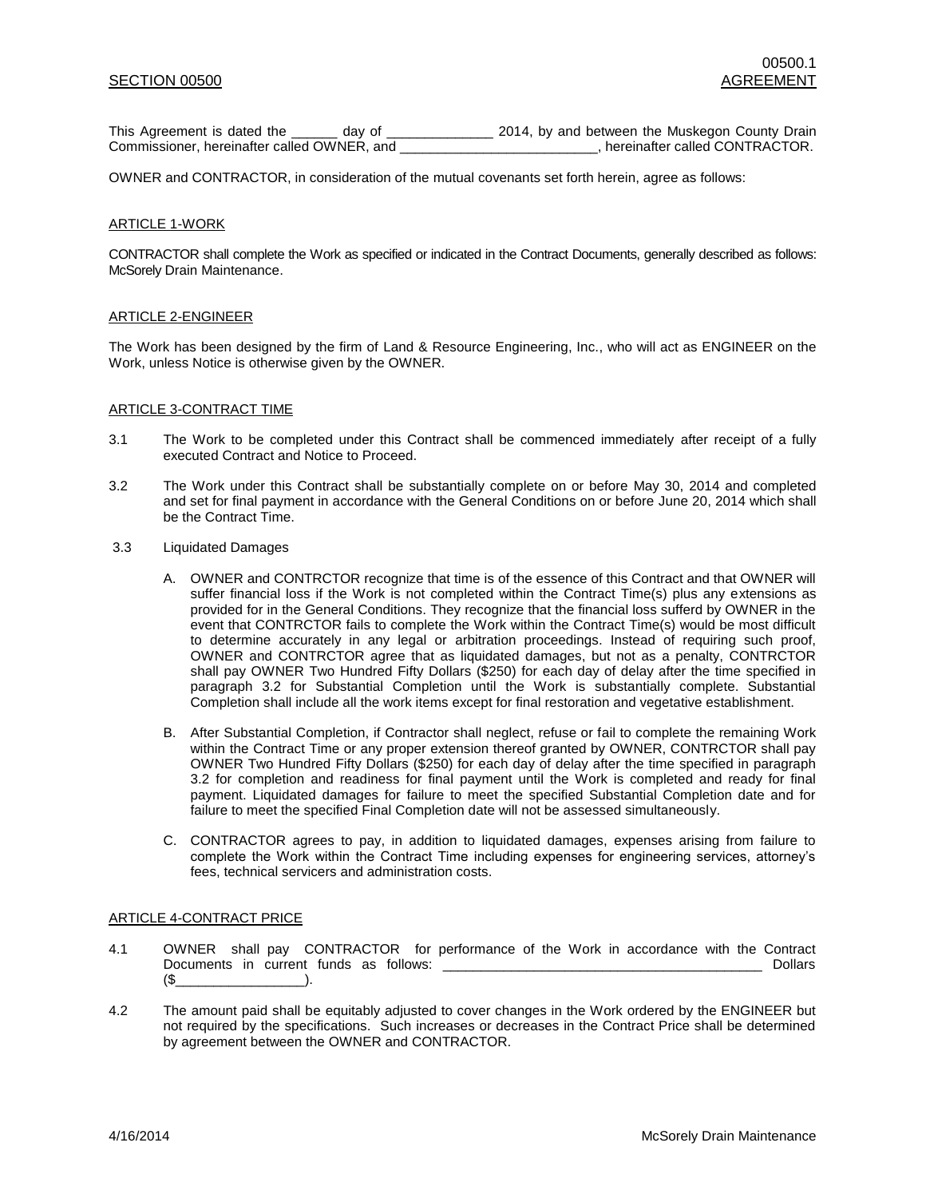## SECTION 00500 AGREEMENT

This Agreement is dated the ______ day of ______________ 2014, by and between the Muskegon County Drain Commissioner, hereinafter called OWNER, and __________________________, hereinafter called CONTRACTOR.

OWNER and CONTRACTOR, in consideration of the mutual covenants set forth herein, agree as follows:

### ARTICLE 1-WORK

CONTRACTOR shall complete the Work as specified or indicated in the Contract Documents, generally described as follows: McSorely Drain Maintenance.

### ARTICLE 2-ENGINEER

The Work has been designed by the firm of Land & Resource Engineering, Inc., who will act as ENGINEER on the Work, unless Notice is otherwise given by the OWNER.

### ARTICLE 3-CONTRACT TIME

3.1 The Work to be completed under this Contract shall be commenced immediately after receipt of a fully executed Contract and Notice to Proceed.

3.2 The Work under this Contract shall be substantially complete on or before May 30, 2014 and completed and set for final payment in accordance with the General Conditions on or before June 20, 2014 which shall be the Contract Time.

3.3 Liquidated Damages

A. OWNER and CONTRCTOR recognize that time is of the essence of this Contract and that OWNER will suffer financial loss if the Work is not completed within the Contract Time(s) plus any extensions as provided for in the General Conditions. They recognize that the financial loss sufferd by OWNER in the event that CONTRCTOR fails to complete the Work within the Contract Time(s) would be most difficult to determine accurately in any legal or arbitration proceedings. Instead of requiring such proof, OWNER and CONTRCTOR agree that as liquidated damages, but not as a penalty, CONTRCTOR shall pay OWNER Two Hundred Fifty Dollars ($250) for each day of delay after the time specified in paragraph 3.2 for Substantial Completion until the Work is substantially complete. Substantial Completion shall include all the work items except for final restoration and vegetative establishment.

B. After Substantial Completion, if Contractor shall neglect, refuse or fail to complete the remaining Work within the Contract Time or any proper extension thereof granted by OWNER, CONTRCTOR shall pay OWNER Two Hundred Fifty Dollars ($250) for each day of delay after the time specified in paragraph 3.2 for completion and readiness for final payment until the Work is completed and ready for final payment. Liquidated damages for failure to meet the specified Substantial Completion date and for failure to meet the specified Final Completion date will not be assessed simultaneously.

C. CONTRACTOR agrees to pay, in addition to liquidated damages, expenses arising from failure to complete the Work within the Contract Time including expenses for engineering services, attorney's fees, technical servicers and administration costs.

### ARTICLE 4-CONTRACT PRICE

4.1 OWNER shall pay CONTRACTOR for performance of the Work in accordance with the Contract Documents in current funds as follows: __________________________________________ Dollars ($_________________).

4.2 The amount paid shall be equitably adjusted to cover changes in the Work ordered by the ENGINEER but not required by the specifications. Such increases or decreases in the Contract Price shall be determined by agreement between the OWNER and CONTRACTOR.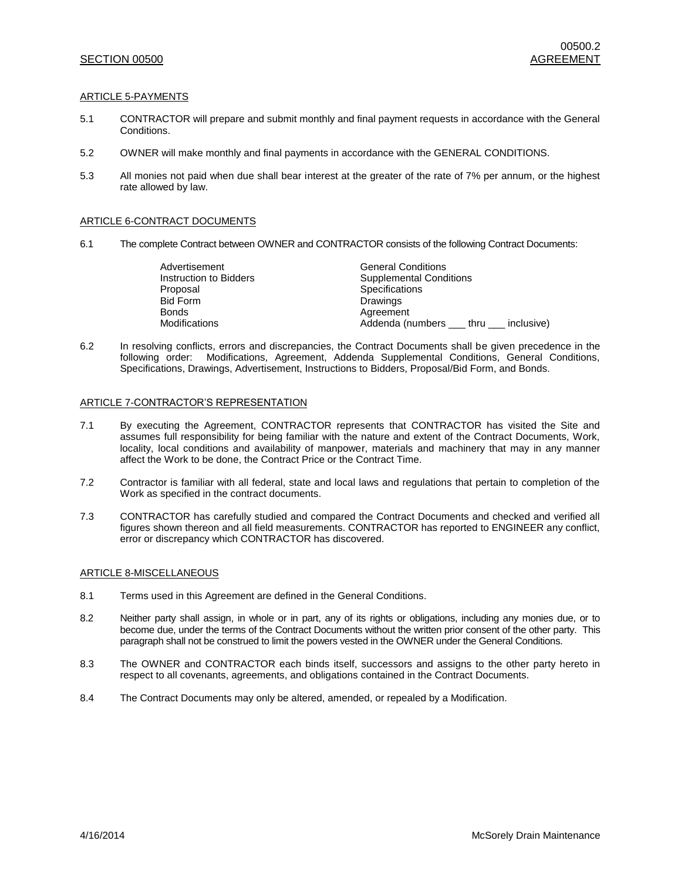## ARTICLE 5-PAYMENTS

5.1 CONTRACTOR will prepare and submit monthly and final payment requests in accordance with the General Conditions.

5.2 OWNER will make monthly and final payments in accordance with the GENERAL CONDITIONS.

5.3 All monies not paid when due shall bear interest at the greater of the rate of 7% per annum, or the highest rate allowed by law.

## ARTICLE 6-CONTRACT DOCUMENTS

6.1 The complete Contract between OWNER and CONTRACTOR consists of the following Contract Documents:

| | |
|---|---|
| Advertisement | General Conditions |
| Instruction to Bidders | Supplemental Conditions |
| Proposal | Specifications |
| Bid Form | Drawings |
| Bonds | Agreement |
| Modifications | Addenda (numbers ___ thru ___ inclusive) |

6.2 In resolving conflicts, errors and discrepancies, the Contract Documents shall be given precedence in the following order: Modifications, Agreement, Addenda Supplemental Conditions, General Conditions, Specifications, Drawings, Advertisement, Instructions to Bidders, Proposal/Bid Form, and Bonds.

## ARTICLE 7-CONTRACTOR'S REPRESENTATION

7.1 By executing the Agreement, CONTRACTOR represents that CONTRACTOR has visited the Site and assumes full responsibility for being familiar with the nature and extent of the Contract Documents, Work, locality, local conditions and availability of manpower, materials and machinery that may in any manner affect the Work to be done, the Contract Price or the Contract Time.

7.2 Contractor is familiar with all federal, state and local laws and regulations that pertain to completion of the Work as specified in the contract documents.

7.3 CONTRACTOR has carefully studied and compared the Contract Documents and checked and verified all figures shown thereon and all field measurements. CONTRACTOR has reported to ENGINEER any conflict, error or discrepancy which CONTRACTOR has discovered.

## ARTICLE 8-MISCELLANEOUS

8.1 Terms used in this Agreement are defined in the General Conditions.

8.2 Neither party shall assign, in whole or in part, any of its rights or obligations, including any monies due, or to become due, under the terms of the Contract Documents without the written prior consent of the other party. This paragraph shall not be construed to limit the powers vested in the OWNER under the General Conditions.

8.3 The OWNER and CONTRACTOR each binds itself, successors and assigns to the other party hereto in respect to all covenants, agreements, and obligations contained in the Contract Documents.

8.4 The Contract Documents may only be altered, amended, or repealed by a Modification.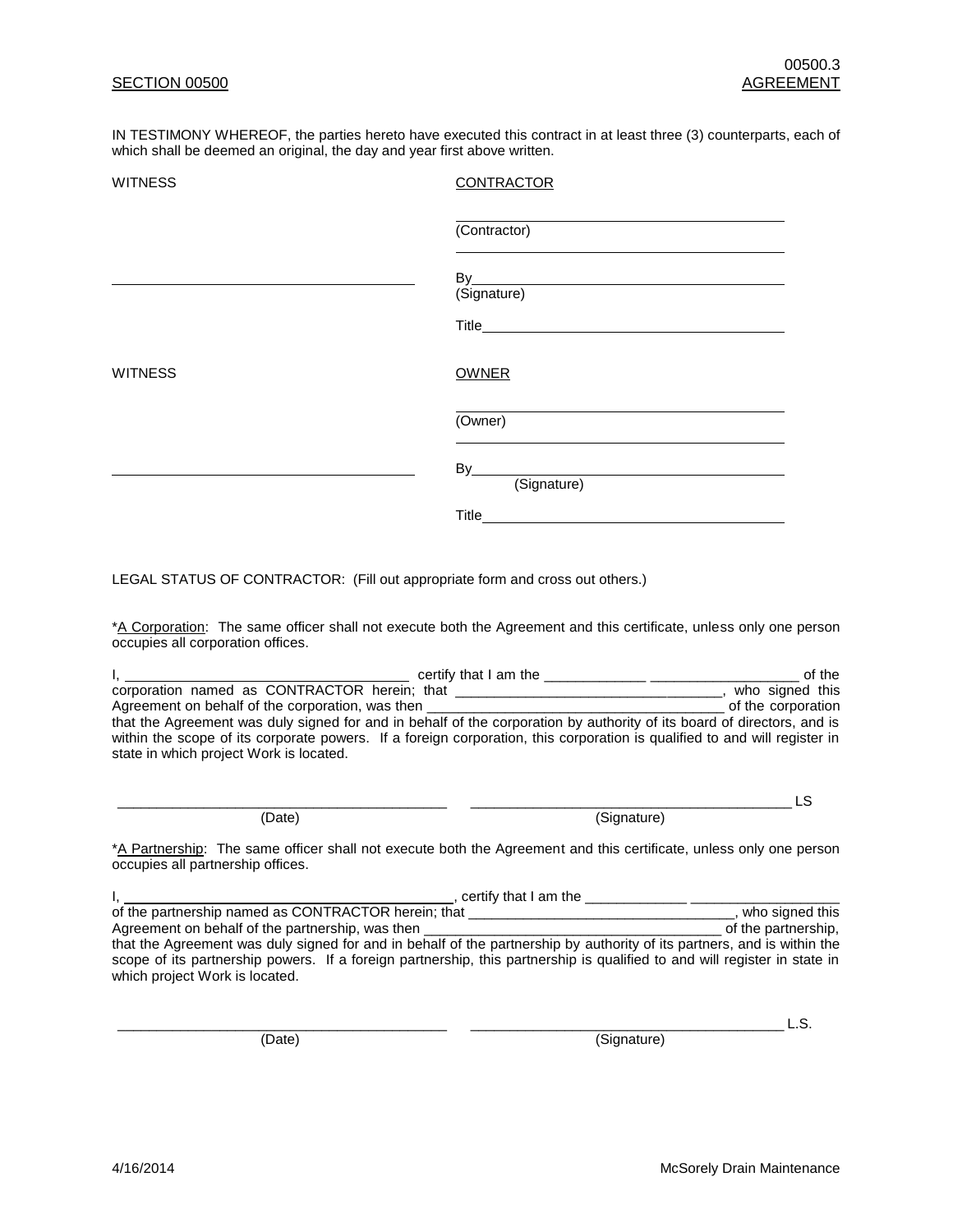IN TESTIMONY WHEREOF, the parties hereto have executed this contract in at least three (3) counterparts, each of which shall be deemed an original, the day and year first above written.

| WITNESS | CONTRACTOR |
|---|---|
| | ______________________________ |
| | (Contractor) |
| | ______________________________ |
| ______________________________ | By______________________________ |
| | (Signature) |
| | Title______________________________ |

| WITNESS | OWNER |
|---|---|
| | ______________________________ |
| | (Owner) |
| | ______________________________ |
| ______________________________ | By______________________________ |
| | (Signature) |
| | Title______________________________ |

LEGAL STATUS OF CONTRACTOR: (Fill out appropriate form and cross out others.)

*A Corporation: The same officer shall not execute both the Agreement and this certificate, unless only one person occupies all corporation offices.

I, ___________________________________ certify that I am the _____________ ___________________ of the corporation named as CONTRACTOR herein; that __________________________________, who signed this Agreement on behalf of the corporation, was then _____________________________________ of the corporation that the Agreement was duly signed for and in behalf of the corporation by authority of its board of directors, and is within the scope of its corporate powers. If a foreign corporation, this corporation is qualified to and will register in state in which project Work is located.

__________________________________________ __________________________________________ LS

(Date) (Signature)

*A Partnership: The same officer shall not execute both the Agreement and this certificate, unless only one person occupies all partnership offices.

I, __________________________________________, certify that I am the _____________ ___________________ of the partnership named as CONTRACTOR herein; that __________________________________, who signed this Agreement on behalf of the partnership, was then _____________________________________ of the partnership, that the Agreement was duly signed for and in behalf of the partnership by authority of its partners, and is within the scope of its partnership powers. If a foreign partnership, this partnership is qualified to and will register in state in which project Work is located.

__________________________________________ __________________________________________ L.S.

(Date) (Signature)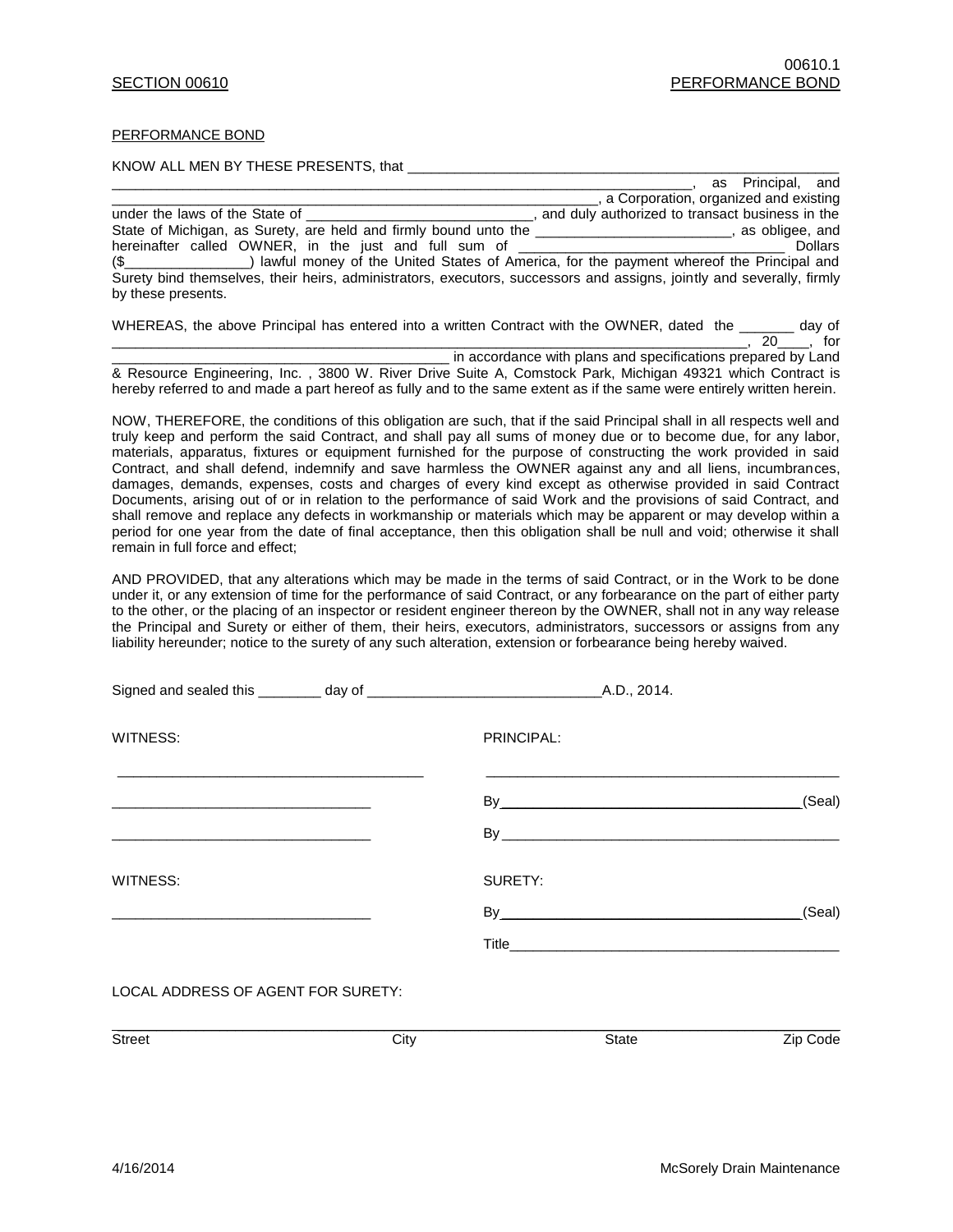## PERFORMANCE BOND

KNOW ALL MEN BY THESE PRESENTS, that ______________________________________________________ ______________________________________________________________________, as Principal, and ______________________________________________________________, a Corporation, organized and existing under the laws of the State of ____________________________, and duly authorized to transact business in the State of Michigan, as Surety, are held and firmly bound unto the ________________________, as obligee, and hereinafter called OWNER, in the just and full sum of ________________________________ Dollars ($________________) lawful money of the United States of America, for the payment whereof the Principal and Surety bind themselves, their heirs, administrators, executors, successors and assigns, jointly and severally, firmly by these presents.

WHEREAS, the above Principal has entered into a written Contract with the OWNER, dated the _______ day of ________________________________________________________________________________, 20____, for ________________________________________ in accordance with plans and specifications prepared by Land & Resource Engineering, Inc. , 3800 W. River Drive Suite A, Comstock Park, Michigan 49321 which Contract is hereby referred to and made a part hereof as fully and to the same extent as if the same were entirely written herein.

NOW, THEREFORE, the conditions of this obligation are such, that if the said Principal shall in all respects well and truly keep and perform the said Contract, and shall pay all sums of money due or to become due, for any labor, materials, apparatus, fixtures or equipment furnished for the purpose of constructing the work provided in said Contract, and shall defend, indemnify and save harmless the OWNER against any and all liens, incumbrances, damages, demands, expenses, costs and charges of every kind except as otherwise provided in said Contract Documents, arising out of or in relation to the performance of said Work and the provisions of said Contract, and shall remove and replace any defects in workmanship or materials which may be apparent or may develop within a period for one year from the date of final acceptance, then this obligation shall be null and void; otherwise it shall remain in full force and effect;

AND PROVIDED, that any alterations which may be made in the terms of said Contract, or in the Work to be done under it, or any extension of time for the performance of said Contract, or any forbearance on the part of either party to the other, or the placing of an inspector or resident engineer thereon by the OWNER, shall not in any way release the Principal and Surety or either of them, their heirs, executors, administrators, successors or assigns from any liability hereunder; notice to the surety of any such alteration, extension or forbearance being hereby waived.

Signed and sealed this ________ day of ______________________________A.D., 2014.

| WITNESS: | PRINCIPAL: |
|---|---|
| ______________________________ | ______________________________ |
| ______________________________ | By______________________________(Seal) |
| ______________________________ | By______________________________ |
| WITNESS: | SURETY: |
| ______________________________ | By______________________________(Seal) |
| | Title______________________________ |

LOCAL ADDRESS OF AGENT FOR SURETY:

______________________________________________________________________

| Street | City | State | Zip Code |
|---|---|---|---|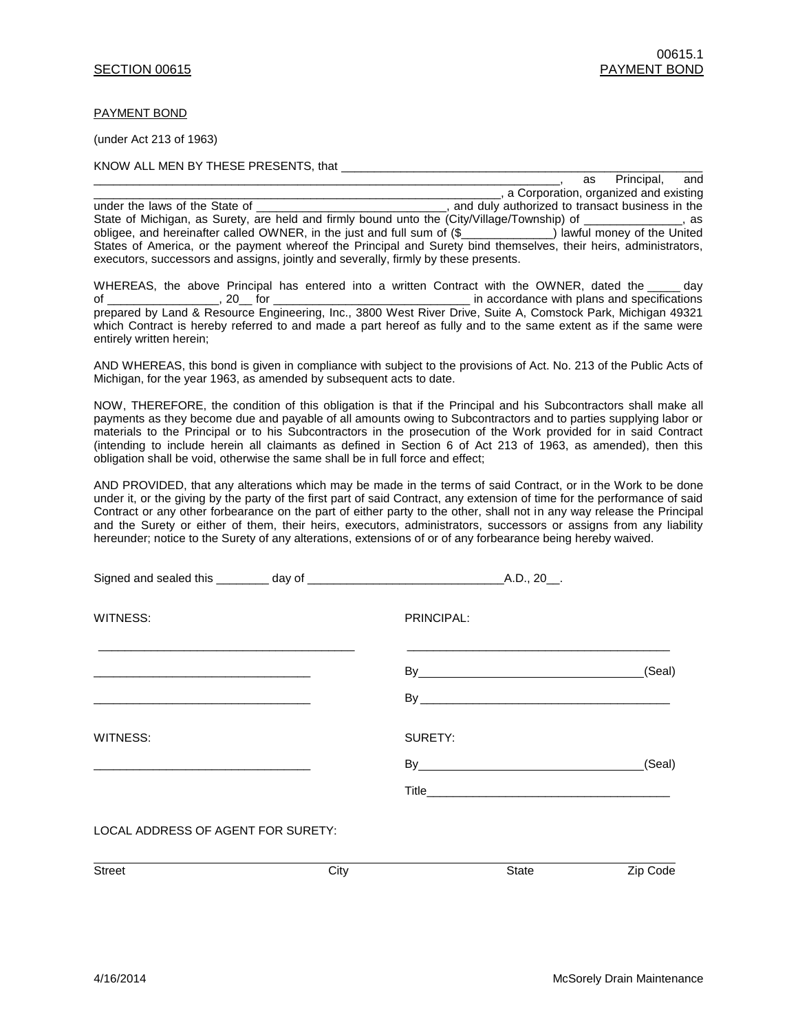PAYMENT BOND

(under Act 213 of 1963)

KNOW ALL MEN BY THESE PRESENTS, that ______________________________________________________________ ______________________________________________________________________________, as Principal, and ______________________________________________________________________, a Corporation, organized and existing under the laws of the State of ______________________________, and duly authorized to transact business in the State of Michigan, as Surety, are held and firmly bound unto the (City/Village/Township) of _______________, as obligee, and hereinafter called OWNER, in the just and full sum of ($______________) lawful money of the United States of America, or the payment whereof the Principal and Surety bind themselves, their heirs, administrators, executors, successors and assigns, jointly and severally, firmly by these presents.

WHEREAS, the above Principal has entered into a written Contract with the OWNER, dated the _____ day of ________________, 20__ for ______________________________ in accordance with plans and specifications prepared by Land & Resource Engineering, Inc., 3800 West River Drive, Suite A, Comstock Park, Michigan 49321 which Contract is hereby referred to and made a part hereof as fully and to the same extent as if the same were entirely written herein;

AND WHEREAS, this bond is given in compliance with subject to the provisions of Act. No. 213 of the Public Acts of Michigan, for the year 1963, as amended by subsequent acts to date.

NOW, THEREFORE, the condition of this obligation is that if the Principal and his Subcontractors shall make all payments as they become due and payable of all amounts owing to Subcontractors and to parties supplying labor or materials to the Principal or to his Subcontractors in the prosecution of the Work provided for in said Contract (intending to include herein all claimants as defined in Section 6 of Act 213 of 1963, as amended), then this obligation shall be void, otherwise the same shall be in full force and effect;

AND PROVIDED, that any alterations which may be made in the terms of said Contract, or in the Work to be done under it, or the giving by the party of the first part of said Contract, any extension of time for the performance of said Contract or any other forbearance on the part of either party to the other, shall not in any way release the Principal and the Surety or either of them, their heirs, executors, administrators, successors or assigns from any liability hereunder; notice to the Surety of any alterations, extensions of or of any forbearance being hereby waived.

Signed and sealed this ________ day of ______________________________A.D., 20__.

WITNESS:

______________________________________

__________________________________

__________________________________

PRINCIPAL:

________________________________________

By__________________________________(Seal)

By ______________________________________

WITNESS:

__________________________________

SURETY:

By__________________________________(Seal)

Title_____________________________________

LOCAL ADDRESS OF AGENT FOR SURETY:

| Street | City | State | Zip Code |
|---|---|---|---|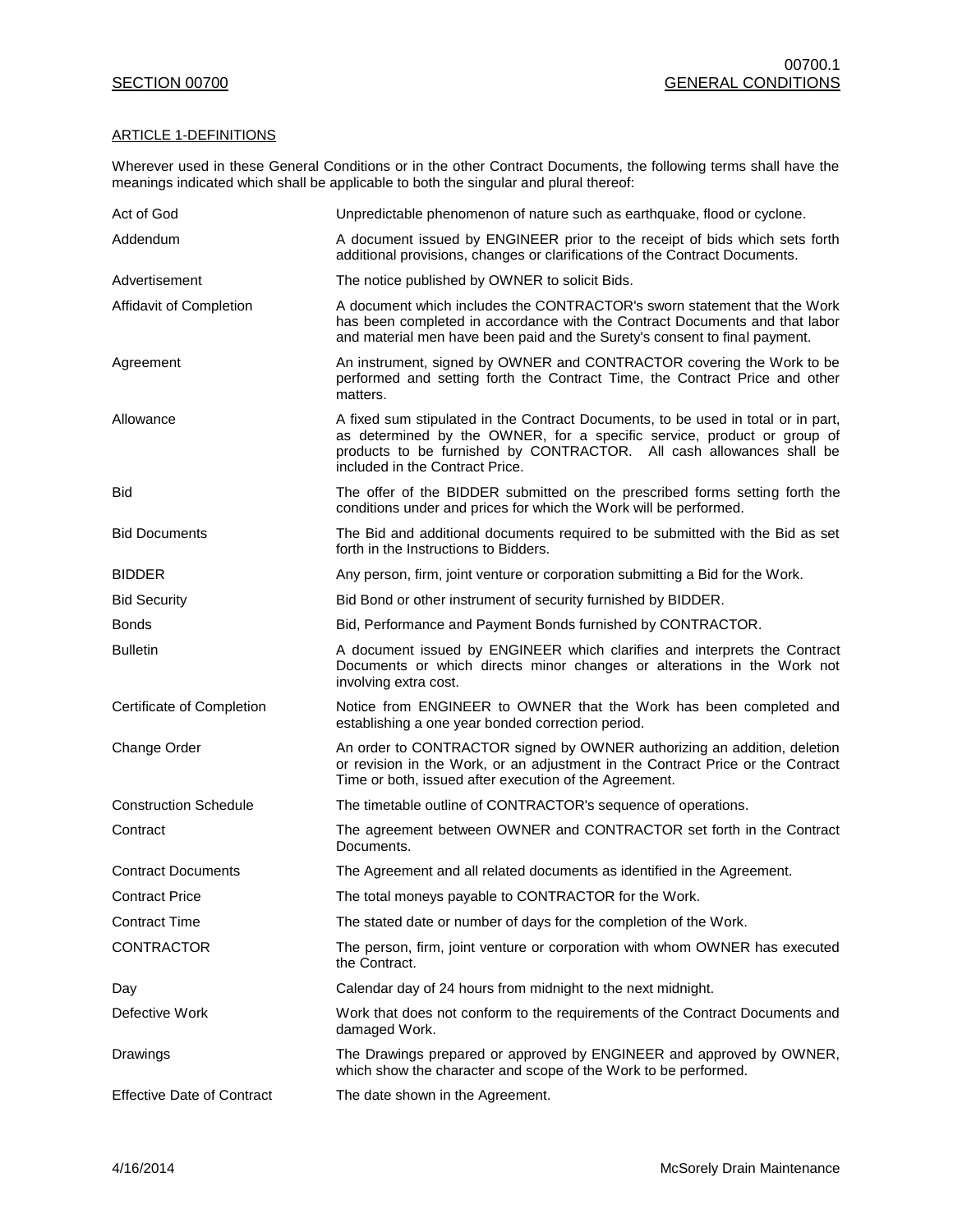## SECTION 00700

## GENERAL CONDITIONS

### ARTICLE 1-DEFINITIONS

Wherever used in these General Conditions or in the other Contract Documents, the following terms shall have the meanings indicated which shall be applicable to both the singular and plural thereof:

| Term | Definition |
|---|---|
| Act of God | Unpredictable phenomenon of nature such as earthquake, flood or cyclone. |
| Addendum | A document issued by ENGINEER prior to the receipt of bids which sets forth additional provisions, changes or clarifications of the Contract Documents. |
| Advertisement | The notice published by OWNER to solicit Bids. |
| Affidavit of Completion | A document which includes the CONTRACTOR's sworn statement that the Work has been completed in accordance with the Contract Documents and that labor and material men have been paid and the Surety's consent to final payment. |
| Agreement | An instrument, signed by OWNER and CONTRACTOR covering the Work to be performed and setting forth the Contract Time, the Contract Price and other matters. |
| Allowance | A fixed sum stipulated in the Contract Documents, to be used in total or in part, as determined by the OWNER, for a specific service, product or group of products to be furnished by CONTRACTOR. All cash allowances shall be included in the Contract Price. |
| Bid | The offer of the BIDDER submitted on the prescribed forms setting forth the conditions under and prices for which the Work will be performed. |
| Bid Documents | The Bid and additional documents required to be submitted with the Bid as set forth in the Instructions to Bidders. |
| BIDDER | Any person, firm, joint venture or corporation submitting a Bid for the Work. |
| Bid Security | Bid Bond or other instrument of security furnished by BIDDER. |
| Bonds | Bid, Performance and Payment Bonds furnished by CONTRACTOR. |
| Bulletin | A document issued by ENGINEER which clarifies and interprets the Contract Documents or which directs minor changes or alterations in the Work not involving extra cost. |
| Certificate of Completion | Notice from ENGINEER to OWNER that the Work has been completed and establishing a one year bonded correction period. |
| Change Order | An order to CONTRACTOR signed by OWNER authorizing an addition, deletion or revision in the Work, or an adjustment in the Contract Price or the Contract Time or both, issued after execution of the Agreement. |
| Construction Schedule | The timetable outline of CONTRACTOR's sequence of operations. |
| Contract | The agreement between OWNER and CONTRACTOR set forth in the Contract Documents. |
| Contract Documents | The Agreement and all related documents as identified in the Agreement. |
| Contract Price | The total moneys payable to CONTRACTOR for the Work. |
| Contract Time | The stated date or number of days for the completion of the Work. |
| CONTRACTOR | The person, firm, joint venture or corporation with whom OWNER has executed the Contract. |
| Day | Calendar day of 24 hours from midnight to the next midnight. |
| Defective Work | Work that does not conform to the requirements of the Contract Documents and damaged Work. |
| Drawings | The Drawings prepared or approved by ENGINEER and approved by OWNER, which show the character and scope of the Work to be performed. |
| Effective Date of Contract | The date shown in the Agreement. |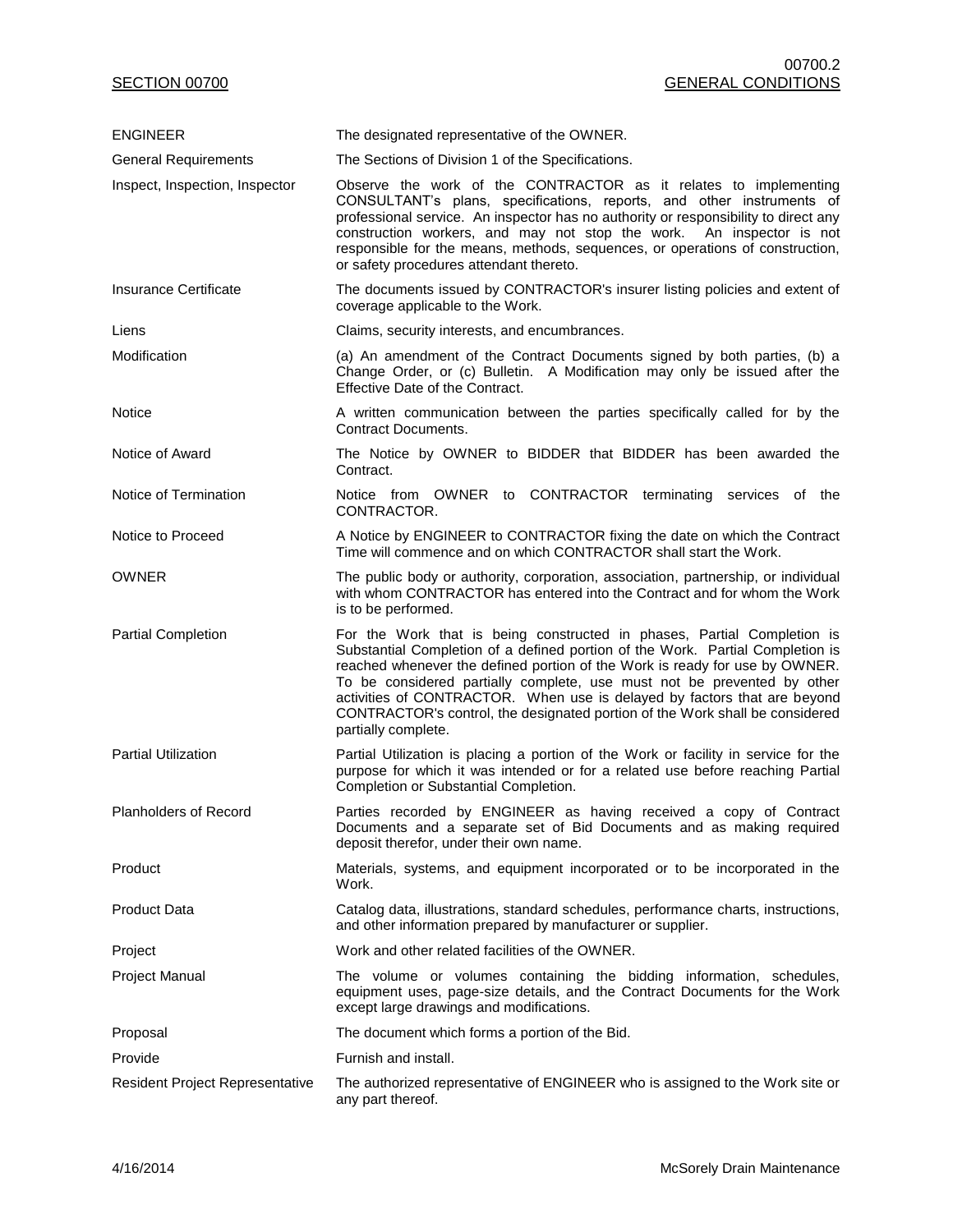| | |
|---|---|
| ENGINEER | The designated representative of the OWNER. |
| General Requirements | The Sections of Division 1 of the Specifications. |
| Inspect, Inspection, Inspector | Observe the work of the CONTRACTOR as it relates to implementing CONSULTANT's plans, specifications, reports, and other instruments of professional service. An inspector has no authority or responsibility to direct any construction workers, and may not stop the work. An inspector is not responsible for the means, methods, sequences, or operations of construction, or safety procedures attendant thereto. |
| Insurance Certificate | The documents issued by CONTRACTOR's insurer listing policies and extent of coverage applicable to the Work. |
| Liens | Claims, security interests, and encumbrances. |
| Modification | (a) An amendment of the Contract Documents signed by both parties, (b) a Change Order, or (c) Bulletin. A Modification may only be issued after the Effective Date of the Contract. |
| Notice | A written communication between the parties specifically called for by the Contract Documents. |
| Notice of Award | The Notice by OWNER to BIDDER that BIDDER has been awarded the Contract. |
| Notice of Termination | Notice from OWNER to CONTRACTOR terminating services of the CONTRACTOR. |
| Notice to Proceed | A Notice by ENGINEER to CONTRACTOR fixing the date on which the Contract Time will commence and on which CONTRACTOR shall start the Work. |
| OWNER | The public body or authority, corporation, association, partnership, or individual with whom CONTRACTOR has entered into the Contract and for whom the Work is to be performed. |
| Partial Completion | For the Work that is being constructed in phases, Partial Completion is Substantial Completion of a defined portion of the Work. Partial Completion is reached whenever the defined portion of the Work is ready for use by OWNER. To be considered partially complete, use must not be prevented by other activities of CONTRACTOR. When use is delayed by factors that are beyond CONTRACTOR's control, the designated portion of the Work shall be considered partially complete. |
| Partial Utilization | Partial Utilization is placing a portion of the Work or facility in service for the purpose for which it was intended or for a related use before reaching Partial Completion or Substantial Completion. |
| Planholders of Record | Parties recorded by ENGINEER as having received a copy of Contract Documents and a separate set of Bid Documents and as making required deposit therefor, under their own name. |
| Product | Materials, systems, and equipment incorporated or to be incorporated in the Work. |
| Product Data | Catalog data, illustrations, standard schedules, performance charts, instructions, and other information prepared by manufacturer or supplier. |
| Project | Work and other related facilities of the OWNER. |
| Project Manual | The volume or volumes containing the bidding information, schedules, equipment uses, page-size details, and the Contract Documents for the Work except large drawings and modifications. |
| Proposal | The document which forms a portion of the Bid. |
| Provide | Furnish and install. |
| Resident Project Representative | The authorized representative of ENGINEER who is assigned to the Work site or any part thereof. |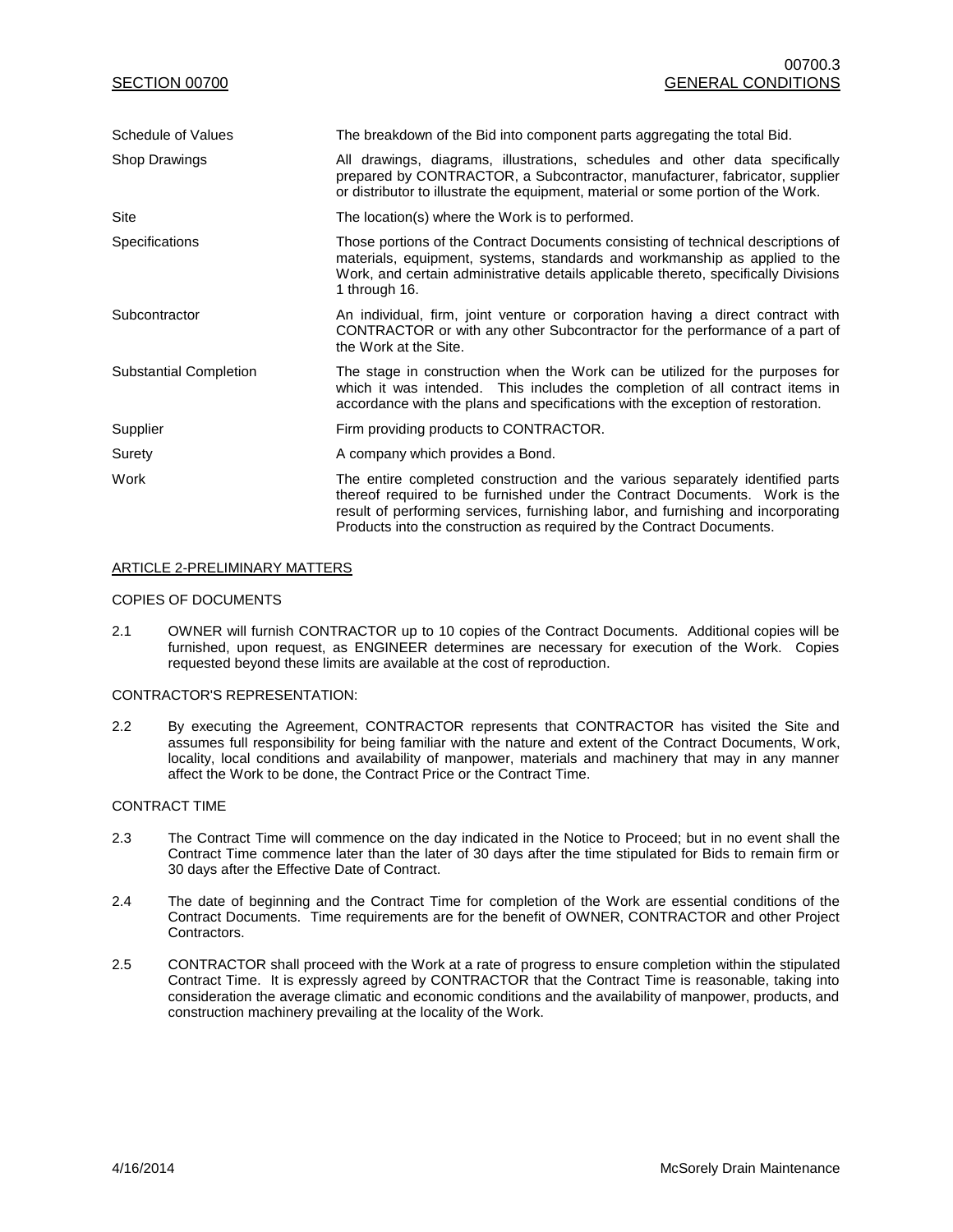| | |
|---|---|
| Schedule of Values | The breakdown of the Bid into component parts aggregating the total Bid. |
| Shop Drawings | All drawings, diagrams, illustrations, schedules and other data specifically prepared by CONTRACTOR, a Subcontractor, manufacturer, fabricator, supplier or distributor to illustrate the equipment, material or some portion of the Work. |
| Site | The location(s) where the Work is to performed. |
| Specifications | Those portions of the Contract Documents consisting of technical descriptions of materials, equipment, systems, standards and workmanship as applied to the Work, and certain administrative details applicable thereto, specifically Divisions 1 through 16. |
| Subcontractor | An individual, firm, joint venture or corporation having a direct contract with CONTRACTOR or with any other Subcontractor for the performance of a part of the Work at the Site. |
| Substantial Completion | The stage in construction when the Work can be utilized for the purposes for which it was intended. This includes the completion of all contract items in accordance with the plans and specifications with the exception of restoration. |
| Supplier | Firm providing products to CONTRACTOR. |
| Surety | A company which provides a Bond. |
| Work | The entire completed construction and the various separately identified parts thereof required to be furnished under the Contract Documents. Work is the result of performing services, furnishing labor, and furnishing and incorporating Products into the construction as required by the Contract Documents. |

## ARTICLE 2-PRELIMINARY MATTERS

### COPIES OF DOCUMENTS

2.1 OWNER will furnish CONTRACTOR up to 10 copies of the Contract Documents. Additional copies will be furnished, upon request, as ENGINEER determines are necessary for execution of the Work. Copies requested beyond these limits are available at the cost of reproduction.

### CONTRACTOR'S REPRESENTATION:

2.2 By executing the Agreement, CONTRACTOR represents that CONTRACTOR has visited the Site and assumes full responsibility for being familiar with the nature and extent of the Contract Documents, Work, locality, local conditions and availability of manpower, materials and machinery that may in any manner affect the Work to be done, the Contract Price or the Contract Time.

### CONTRACT TIME

2.3 The Contract Time will commence on the day indicated in the Notice to Proceed; but in no event shall the Contract Time commence later than the later of 30 days after the time stipulated for Bids to remain firm or 30 days after the Effective Date of Contract.

2.4 The date of beginning and the Contract Time for completion of the Work are essential conditions of the Contract Documents. Time requirements are for the benefit of OWNER, CONTRACTOR and other Project Contractors.

2.5 CONTRACTOR shall proceed with the Work at a rate of progress to ensure completion within the stipulated Contract Time. It is expressly agreed by CONTRACTOR that the Contract Time is reasonable, taking into consideration the average climatic and economic conditions and the availability of manpower, products, and construction machinery prevailing at the locality of the Work.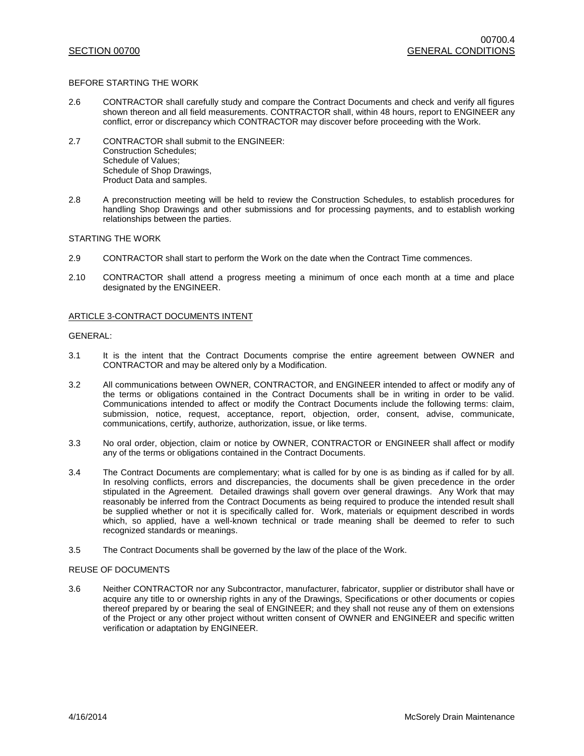BEFORE STARTING THE WORK

2.6 CONTRACTOR shall carefully study and compare the Contract Documents and check and verify all figures shown thereon and all field measurements. CONTRACTOR shall, within 48 hours, report to ENGINEER any conflict, error or discrepancy which CONTRACTOR may discover before proceeding with the Work.

2.7 CONTRACTOR shall submit to the ENGINEER:
Construction Schedules;
Schedule of Values;
Schedule of Shop Drawings,
Product Data and samples.

2.8 A preconstruction meeting will be held to review the Construction Schedules, to establish procedures for handling Shop Drawings and other submissions and for processing payments, and to establish working relationships between the parties.

STARTING THE WORK

2.9 CONTRACTOR shall start to perform the Work on the date when the Contract Time commences.

2.10 CONTRACTOR shall attend a progress meeting a minimum of once each month at a time and place designated by the ENGINEER.

## ARTICLE 3-CONTRACT DOCUMENTS INTENT

GENERAL:

3.1 It is the intent that the Contract Documents comprise the entire agreement between OWNER and CONTRACTOR and may be altered only by a Modification.

3.2 All communications between OWNER, CONTRACTOR, and ENGINEER intended to affect or modify any of the terms or obligations contained in the Contract Documents shall be in writing in order to be valid. Communications intended to affect or modify the Contract Documents include the following terms: claim, submission, notice, request, acceptance, report, objection, order, consent, advise, communicate, communications, certify, authorize, authorization, issue, or like terms.

3.3 No oral order, objection, claim or notice by OWNER, CONTRACTOR or ENGINEER shall affect or modify any of the terms or obligations contained in the Contract Documents.

3.4 The Contract Documents are complementary; what is called for by one is as binding as if called for by all. In resolving conflicts, errors and discrepancies, the documents shall be given precedence in the order stipulated in the Agreement. Detailed drawings shall govern over general drawings. Any Work that may reasonably be inferred from the Contract Documents as being required to produce the intended result shall be supplied whether or not it is specifically called for. Work, materials or equipment described in words which, so applied, have a well-known technical or trade meaning shall be deemed to refer to such recognized standards or meanings.

3.5 The Contract Documents shall be governed by the law of the place of the Work.

REUSE OF DOCUMENTS

3.6 Neither CONTRACTOR nor any Subcontractor, manufacturer, fabricator, supplier or distributor shall have or acquire any title to or ownership rights in any of the Drawings, Specifications or other documents or copies thereof prepared by or bearing the seal of ENGINEER; and they shall not reuse any of them on extensions of the Project or any other project without written consent of OWNER and ENGINEER and specific written verification or adaptation by ENGINEER.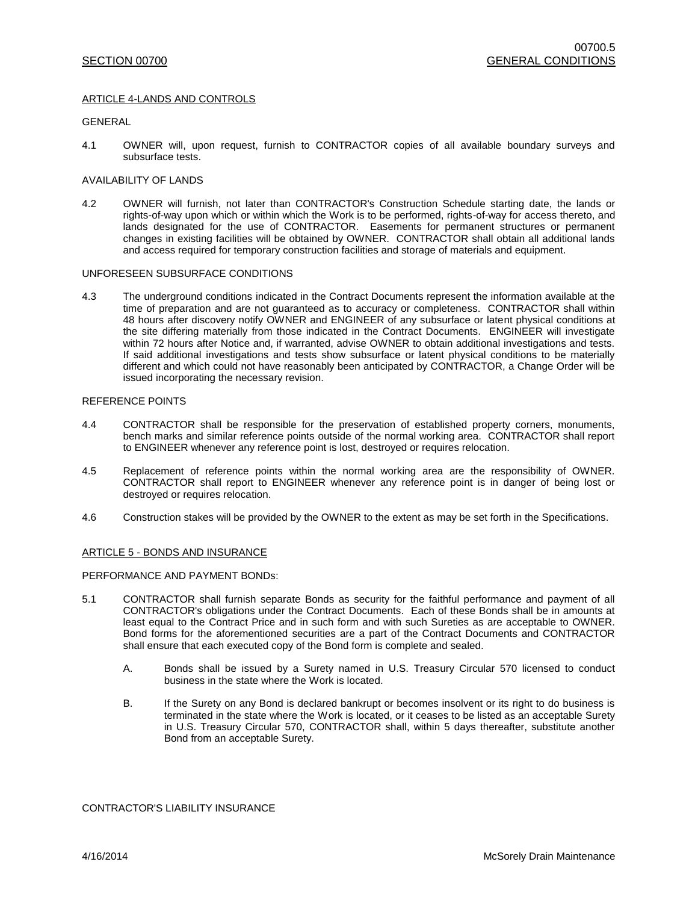## ARTICLE 4-LANDS AND CONTROLS

GENERAL

4.1 OWNER will, upon request, furnish to CONTRACTOR copies of all available boundary surveys and subsurface tests.

AVAILABILITY OF LANDS

4.2 OWNER will furnish, not later than CONTRACTOR's Construction Schedule starting date, the lands or rights-of-way upon which or within which the Work is to be performed, rights-of-way for access thereto, and lands designated for the use of CONTRACTOR. Easements for permanent structures or permanent changes in existing facilities will be obtained by OWNER. CONTRACTOR shall obtain all additional lands and access required for temporary construction facilities and storage of materials and equipment.

UNFORESEEN SUBSURFACE CONDITIONS

4.3 The underground conditions indicated in the Contract Documents represent the information available at the time of preparation and are not guaranteed as to accuracy or completeness. CONTRACTOR shall within 48 hours after discovery notify OWNER and ENGINEER of any subsurface or latent physical conditions at the site differing materially from those indicated in the Contract Documents. ENGINEER will investigate within 72 hours after Notice and, if warranted, advise OWNER to obtain additional investigations and tests. If said additional investigations and tests show subsurface or latent physical conditions to be materially different and which could not have reasonably been anticipated by CONTRACTOR, a Change Order will be issued incorporating the necessary revision.

REFERENCE POINTS

4.4 CONTRACTOR shall be responsible for the preservation of established property corners, monuments, bench marks and similar reference points outside of the normal working area. CONTRACTOR shall report to ENGINEER whenever any reference point is lost, destroyed or requires relocation.

4.5 Replacement of reference points within the normal working area are the responsibility of OWNER. CONTRACTOR shall report to ENGINEER whenever any reference point is in danger of being lost or destroyed or requires relocation.

4.6 Construction stakes will be provided by the OWNER to the extent as may be set forth in the Specifications.

## ARTICLE 5 - BONDS AND INSURANCE

PERFORMANCE AND PAYMENT BONDs:

5.1 CONTRACTOR shall furnish separate Bonds as security for the faithful performance and payment of all CONTRACTOR's obligations under the Contract Documents. Each of these Bonds shall be in amounts at least equal to the Contract Price and in such form and with such Sureties as are acceptable to OWNER. Bond forms for the aforementioned securities are a part of the Contract Documents and CONTRACTOR shall ensure that each executed copy of the Bond form is complete and sealed.

   A. Bonds shall be issued by a Surety named in U.S. Treasury Circular 570 licensed to conduct business in the state where the Work is located.

   B. If the Surety on any Bond is declared bankrupt or becomes insolvent or its right to do business is terminated in the state where the Work is located, or it ceases to be listed as an acceptable Surety in U.S. Treasury Circular 570, CONTRACTOR shall, within 5 days thereafter, substitute another Bond from an acceptable Surety.

CONTRACTOR'S LIABILITY INSURANCE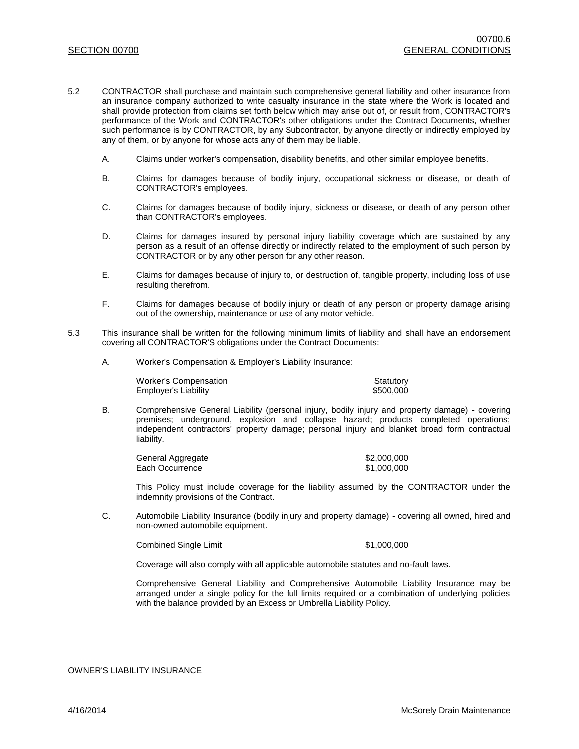5.2 CONTRACTOR shall purchase and maintain such comprehensive general liability and other insurance from an insurance company authorized to write casualty insurance in the state where the Work is located and shall provide protection from claims set forth below which may arise out of, or result from, CONTRACTOR's performance of the Work and CONTRACTOR's other obligations under the Contract Documents, whether such performance is by CONTRACTOR, by any Subcontractor, by anyone directly or indirectly employed by any of them, or by anyone for whose acts any of them may be liable.

A. Claims under worker's compensation, disability benefits, and other similar employee benefits.

B. Claims for damages because of bodily injury, occupational sickness or disease, or death of CONTRACTOR's employees.

C. Claims for damages because of bodily injury, sickness or disease, or death of any person other than CONTRACTOR's employees.

D. Claims for damages insured by personal injury liability coverage which are sustained by any person as a result of an offense directly or indirectly related to the employment of such person by CONTRACTOR or by any other person for any other reason.

E. Claims for damages because of injury to, or destruction of, tangible property, including loss of use resulting therefrom.

F. Claims for damages because of bodily injury or death of any person or property damage arising out of the ownership, maintenance or use of any motor vehicle.

5.3 This insurance shall be written for the following minimum limits of liability and shall have an endorsement covering all CONTRACTOR'S obligations under the Contract Documents:

A. Worker's Compensation & Employer's Liability Insurance:

| | |
|---|---|
| Worker's Compensation | Statutory |
| Employer's Liability | $500,000 |

B. Comprehensive General Liability (personal injury, bodily injury and property damage) - covering premises; underground, explosion and collapse hazard; products completed operations; independent contractors' property damage; personal injury and blanket broad form contractual liability.

| | |
|---|---|
| General Aggregate | $2,000,000 |
| Each Occurrence | $1,000,000 |

This Policy must include coverage for the liability assumed by the CONTRACTOR under the indemnity provisions of the Contract.

C. Automobile Liability Insurance (bodily injury and property damage) - covering all owned, hired and non-owned automobile equipment.

| | |
|---|---|
| Combined Single Limit | $1,000,000 |

Coverage will also comply with all applicable automobile statutes and no-fault laws.

Comprehensive General Liability and Comprehensive Automobile Liability Insurance may be arranged under a single policy for the full limits required or a combination of underlying policies with the balance provided by an Excess or Umbrella Liability Policy.

OWNER'S LIABILITY INSURANCE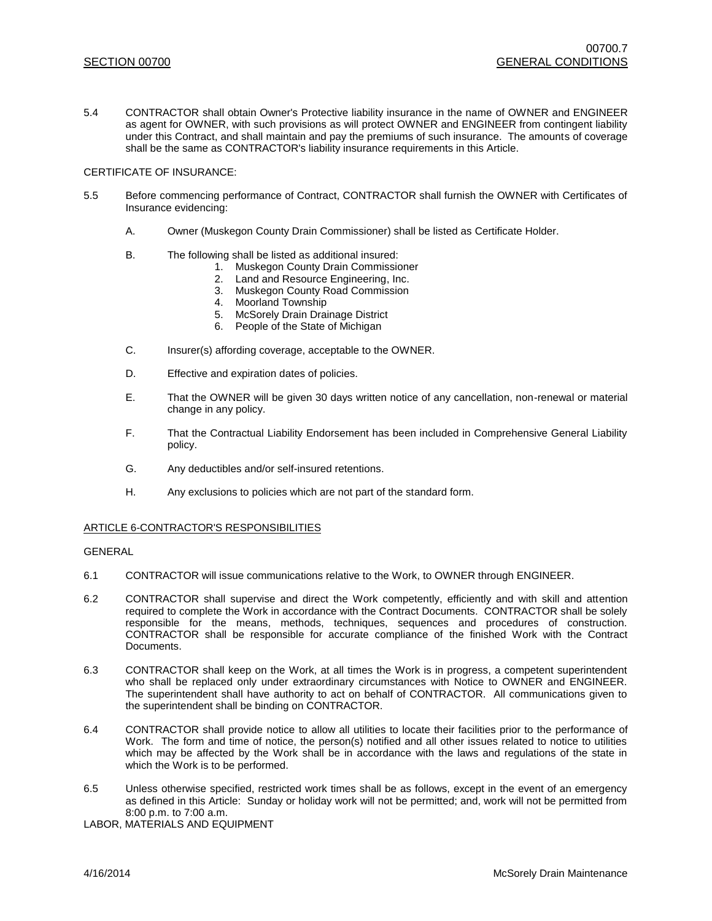5.4 CONTRACTOR shall obtain Owner's Protective liability insurance in the name of OWNER and ENGINEER as agent for OWNER, with such provisions as will protect OWNER and ENGINEER from contingent liability under this Contract, and shall maintain and pay the premiums of such insurance. The amounts of coverage shall be the same as CONTRACTOR's liability insurance requirements in this Article.

CERTIFICATE OF INSURANCE:

5.5 Before commencing performance of Contract, CONTRACTOR shall furnish the OWNER with Certificates of Insurance evidencing:

A. Owner (Muskegon County Drain Commissioner) shall be listed as Certificate Holder.

B. The following shall be listed as additional insured:
   1. Muskegon County Drain Commissioner
   2. Land and Resource Engineering, Inc.
   3. Muskegon County Road Commission
   4. Moorland Township
   5. McSorely Drain Drainage District
   6. People of the State of Michigan

C. Insurer(s) affording coverage, acceptable to the OWNER.

D. Effective and expiration dates of policies.

E. That the OWNER will be given 30 days written notice of any cancellation, non-renewal or material change in any policy.

F. That the Contractual Liability Endorsement has been included in Comprehensive General Liability policy.

G. Any deductibles and/or self-insured retentions.

H. Any exclusions to policies which are not part of the standard form.

## ARTICLE 6-CONTRACTOR'S RESPONSIBILITIES

GENERAL

6.1 CONTRACTOR will issue communications relative to the Work, to OWNER through ENGINEER.

6.2 CONTRACTOR shall supervise and direct the Work competently, efficiently and with skill and attention required to complete the Work in accordance with the Contract Documents. CONTRACTOR shall be solely responsible for the means, methods, techniques, sequences and procedures of construction. CONTRACTOR shall be responsible for accurate compliance of the finished Work with the Contract Documents.

6.3 CONTRACTOR shall keep on the Work, at all times the Work is in progress, a competent superintendent who shall be replaced only under extraordinary circumstances with Notice to OWNER and ENGINEER. The superintendent shall have authority to act on behalf of CONTRACTOR. All communications given to the superintendent shall be binding on CONTRACTOR.

6.4 CONTRACTOR shall provide notice to allow all utilities to locate their facilities prior to the performance of Work. The form and time of notice, the person(s) notified and all other issues related to notice to utilities which may be affected by the Work shall be in accordance with the laws and regulations of the state in which the Work is to be performed.

6.5 Unless otherwise specified, restricted work times shall be as follows, except in the event of an emergency as defined in this Article: Sunday or holiday work will not be permitted; and, work will not be permitted from 8:00 p.m. to 7:00 a.m.

LABOR, MATERIALS AND EQUIPMENT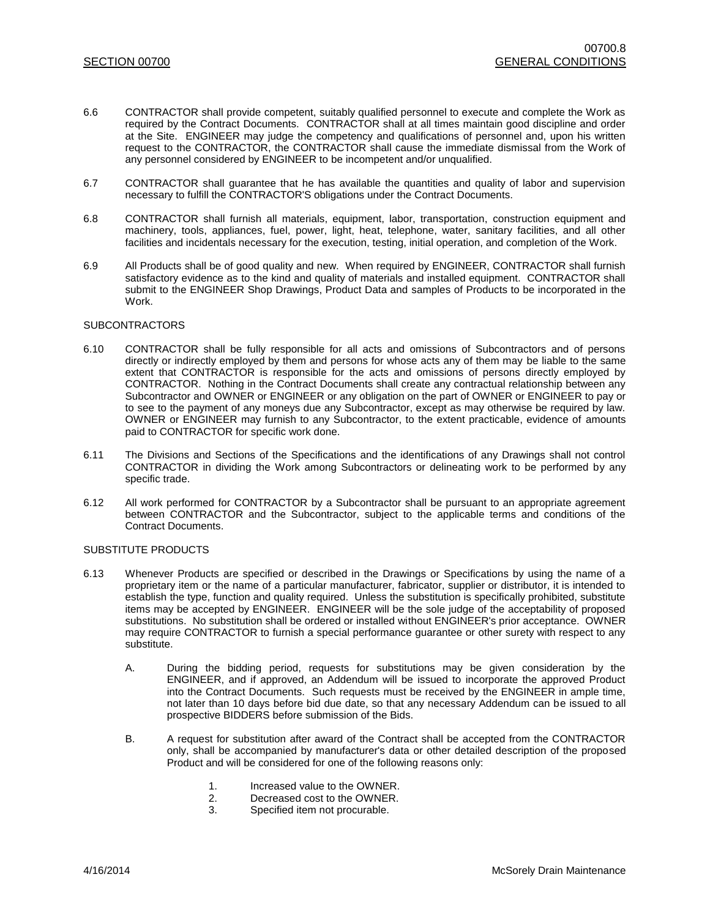6.6 CONTRACTOR shall provide competent, suitably qualified personnel to execute and complete the Work as required by the Contract Documents. CONTRACTOR shall at all times maintain good discipline and order at the Site. ENGINEER may judge the competency and qualifications of personnel and, upon his written request to the CONTRACTOR, the CONTRACTOR shall cause the immediate dismissal from the Work of any personnel considered by ENGINEER to be incompetent and/or unqualified.

6.7 CONTRACTOR shall guarantee that he has available the quantities and quality of labor and supervision necessary to fulfill the CONTRACTOR'S obligations under the Contract Documents.

6.8 CONTRACTOR shall furnish all materials, equipment, labor, transportation, construction equipment and machinery, tools, appliances, fuel, power, light, heat, telephone, water, sanitary facilities, and all other facilities and incidentals necessary for the execution, testing, initial operation, and completion of the Work.

6.9 All Products shall be of good quality and new. When required by ENGINEER, CONTRACTOR shall furnish satisfactory evidence as to the kind and quality of materials and installed equipment. CONTRACTOR shall submit to the ENGINEER Shop Drawings, Product Data and samples of Products to be incorporated in the Work.

SUBCONTRACTORS

6.10 CONTRACTOR shall be fully responsible for all acts and omissions of Subcontractors and of persons directly or indirectly employed by them and persons for whose acts any of them may be liable to the same extent that CONTRACTOR is responsible for the acts and omissions of persons directly employed by CONTRACTOR. Nothing in the Contract Documents shall create any contractual relationship between any Subcontractor and OWNER or ENGINEER or any obligation on the part of OWNER or ENGINEER to pay or to see to the payment of any moneys due any Subcontractor, except as may otherwise be required by law. OWNER or ENGINEER may furnish to any Subcontractor, to the extent practicable, evidence of amounts paid to CONTRACTOR for specific work done.

6.11 The Divisions and Sections of the Specifications and the identifications of any Drawings shall not control CONTRACTOR in dividing the Work among Subcontractors or delineating work to be performed by any specific trade.

6.12 All work performed for CONTRACTOR by a Subcontractor shall be pursuant to an appropriate agreement between CONTRACTOR and the Subcontractor, subject to the applicable terms and conditions of the Contract Documents.

SUBSTITUTE PRODUCTS

6.13 Whenever Products are specified or described in the Drawings or Specifications by using the name of a proprietary item or the name of a particular manufacturer, fabricator, supplier or distributor, it is intended to establish the type, function and quality required. Unless the substitution is specifically prohibited, substitute items may be accepted by ENGINEER. ENGINEER will be the sole judge of the acceptability of proposed substitutions. No substitution shall be ordered or installed without ENGINEER's prior acceptance. OWNER may require CONTRACTOR to furnish a special performance guarantee or other surety with respect to any substitute.

A. During the bidding period, requests for substitutions may be given consideration by the ENGINEER, and if approved, an Addendum will be issued to incorporate the approved Product into the Contract Documents. Such requests must be received by the ENGINEER in ample time, not later than 10 days before bid due date, so that any necessary Addendum can be issued to all prospective BIDDERS before submission of the Bids.

B. A request for substitution after award of the Contract shall be accepted from the CONTRACTOR only, shall be accompanied by manufacturer's data or other detailed description of the proposed Product and will be considered for one of the following reasons only:

1. Increased value to the OWNER.
2. Decreased cost to the OWNER.
3. Specified item not procurable.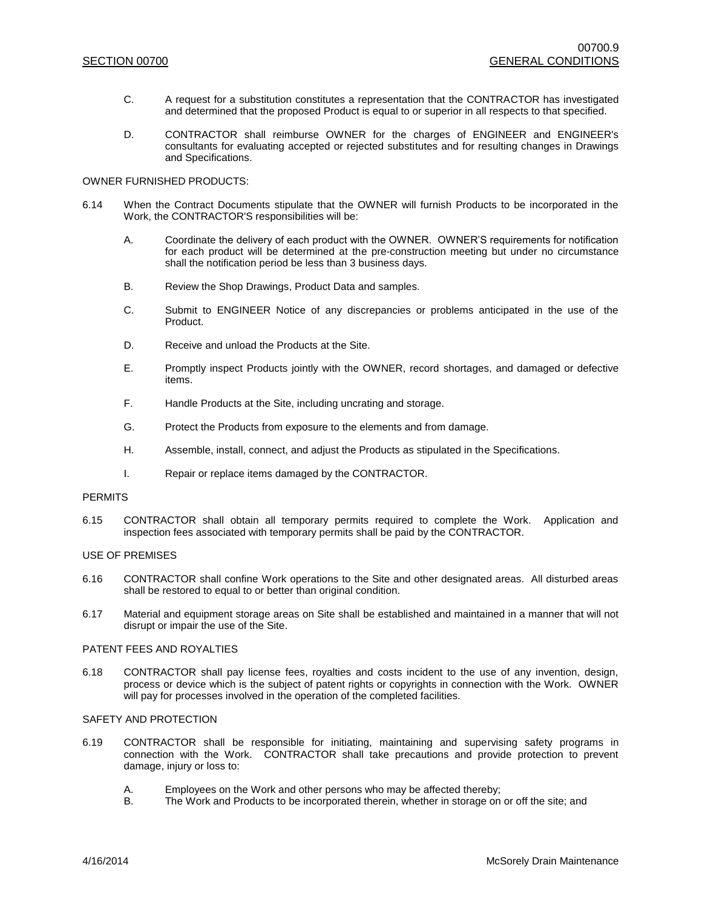C. A request for a substitution constitutes a representation that the CONTRACTOR has investigated and determined that the proposed Product is equal to or superior in all respects to that specified.

D. CONTRACTOR shall reimburse OWNER for the charges of ENGINEER and ENGINEER's consultants for evaluating accepted or rejected substitutes and for resulting changes in Drawings and Specifications.

OWNER FURNISHED PRODUCTS:

6.14 When the Contract Documents stipulate that the OWNER will furnish Products to be incorporated in the Work, the CONTRACTOR'S responsibilities will be:

A. Coordinate the delivery of each product with the OWNER. OWNER'S requirements for notification for each product will be determined at the pre-construction meeting but under no circumstance shall the notification period be less than 3 business days.

B. Review the Shop Drawings, Product Data and samples.

C. Submit to ENGINEER Notice of any discrepancies or problems anticipated in the use of the Product.

D. Receive and unload the Products at the Site.

E. Promptly inspect Products jointly with the OWNER, record shortages, and damaged or defective items.

F. Handle Products at the Site, including uncrating and storage.

G. Protect the Products from exposure to the elements and from damage.

H. Assemble, install, connect, and adjust the Products as stipulated in the Specifications.

I. Repair or replace items damaged by the CONTRACTOR.

PERMITS

6.15 CONTRACTOR shall obtain all temporary permits required to complete the Work. Application and inspection fees associated with temporary permits shall be paid by the CONTRACTOR.

USE OF PREMISES

6.16 CONTRACTOR shall confine Work operations to the Site and other designated areas. All disturbed areas shall be restored to equal to or better than original condition.

6.17 Material and equipment storage areas on Site shall be established and maintained in a manner that will not disrupt or impair the use of the Site.

PATENT FEES AND ROYALTIES

6.18 CONTRACTOR shall pay license fees, royalties and costs incident to the use of any invention, design, process or device which is the subject of patent rights or copyrights in connection with the Work. OWNER will pay for processes involved in the operation of the completed facilities.

SAFETY AND PROTECTION

6.19 CONTRACTOR shall be responsible for initiating, maintaining and supervising safety programs in connection with the Work. CONTRACTOR shall take precautions and provide protection to prevent damage, injury or loss to:

A. Employees on the Work and other persons who may be affected thereby;
B. The Work and Products to be incorporated therein, whether in storage on or off the site; and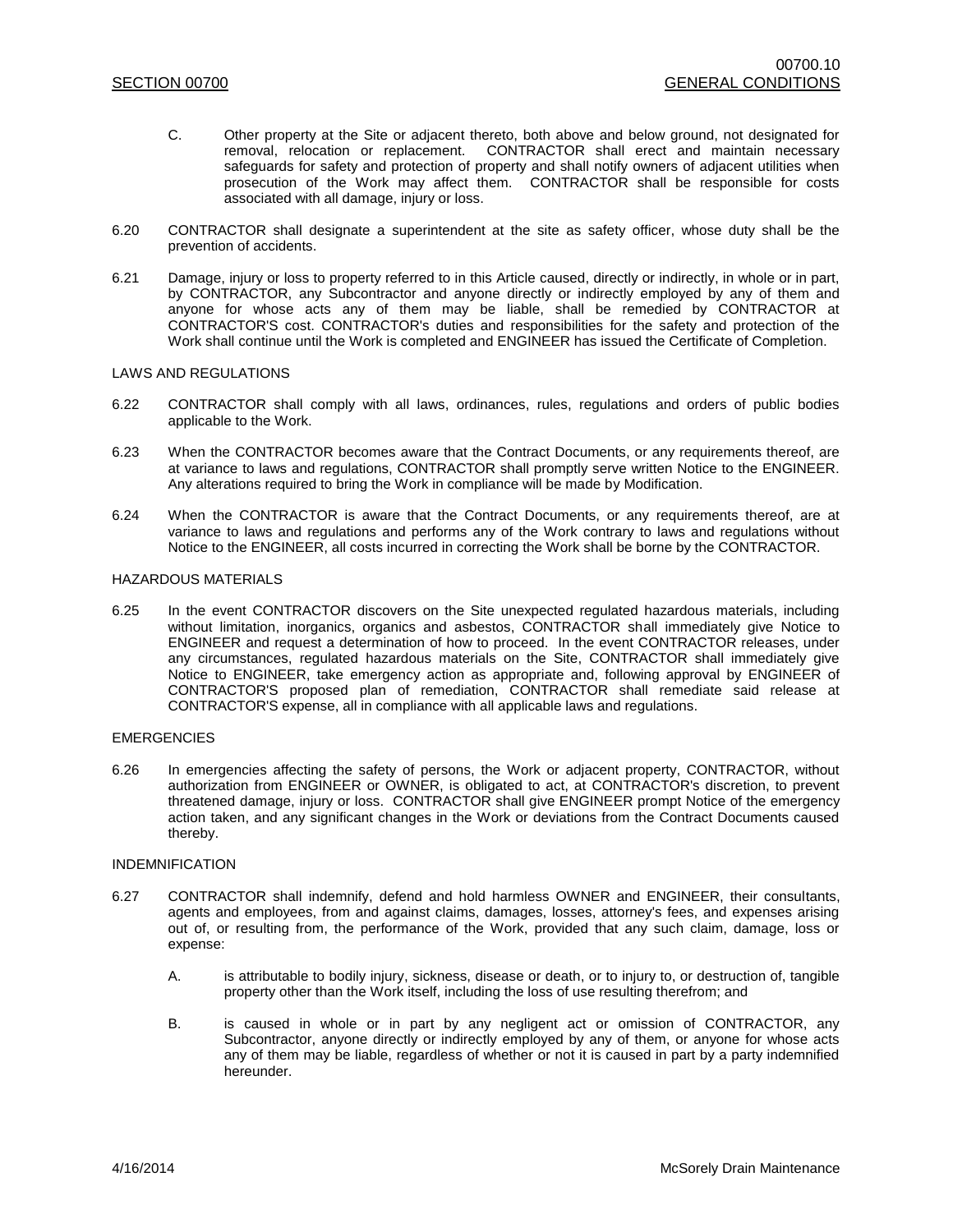C. Other property at the Site or adjacent thereto, both above and below ground, not designated for removal, relocation or replacement. CONTRACTOR shall erect and maintain necessary safeguards for safety and protection of property and shall notify owners of adjacent utilities when prosecution of the Work may affect them. CONTRACTOR shall be responsible for costs associated with all damage, injury or loss.

6.20 CONTRACTOR shall designate a superintendent at the site as safety officer, whose duty shall be the prevention of accidents.

6.21 Damage, injury or loss to property referred to in this Article caused, directly or indirectly, in whole or in part, by CONTRACTOR, any Subcontractor and anyone directly or indirectly employed by any of them and anyone for whose acts any of them may be liable, shall be remedied by CONTRACTOR at CONTRACTOR'S cost. CONTRACTOR's duties and responsibilities for the safety and protection of the Work shall continue until the Work is completed and ENGINEER has issued the Certificate of Completion.

LAWS AND REGULATIONS

6.22 CONTRACTOR shall comply with all laws, ordinances, rules, regulations and orders of public bodies applicable to the Work.

6.23 When the CONTRACTOR becomes aware that the Contract Documents, or any requirements thereof, are at variance to laws and regulations, CONTRACTOR shall promptly serve written Notice to the ENGINEER. Any alterations required to bring the Work in compliance will be made by Modification.

6.24 When the CONTRACTOR is aware that the Contract Documents, or any requirements thereof, are at variance to laws and regulations and performs any of the Work contrary to laws and regulations without Notice to the ENGINEER, all costs incurred in correcting the Work shall be borne by the CONTRACTOR.

HAZARDOUS MATERIALS

6.25 In the event CONTRACTOR discovers on the Site unexpected regulated hazardous materials, including without limitation, inorganics, organics and asbestos, CONTRACTOR shall immediately give Notice to ENGINEER and request a determination of how to proceed. In the event CONTRACTOR releases, under any circumstances, regulated hazardous materials on the Site, CONTRACTOR shall immediately give Notice to ENGINEER, take emergency action as appropriate and, following approval by ENGINEER of CONTRACTOR'S proposed plan of remediation, CONTRACTOR shall remediate said release at CONTRACTOR'S expense, all in compliance with all applicable laws and regulations.

EMERGENCIES

6.26 In emergencies affecting the safety of persons, the Work or adjacent property, CONTRACTOR, without authorization from ENGINEER or OWNER, is obligated to act, at CONTRACTOR's discretion, to prevent threatened damage, injury or loss. CONTRACTOR shall give ENGINEER prompt Notice of the emergency action taken, and any significant changes in the Work or deviations from the Contract Documents caused thereby.

INDEMNIFICATION

6.27 CONTRACTOR shall indemnify, defend and hold harmless OWNER and ENGINEER, their consultants, agents and employees, from and against claims, damages, losses, attorney's fees, and expenses arising out of, or resulting from, the performance of the Work, provided that any such claim, damage, loss or expense:

A. is attributable to bodily injury, sickness, disease or death, or to injury to, or destruction of, tangible property other than the Work itself, including the loss of use resulting therefrom; and

B. is caused in whole or in part by any negligent act or omission of CONTRACTOR, any Subcontractor, anyone directly or indirectly employed by any of them, or anyone for whose acts any of them may be liable, regardless of whether or not it is caused in part by a party indemnified hereunder.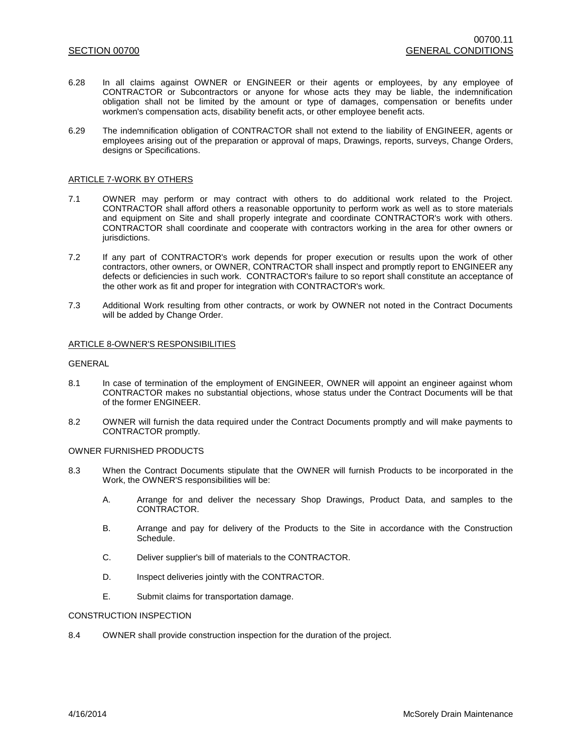6.28 In all claims against OWNER or ENGINEER or their agents or employees, by any employee of CONTRACTOR or Subcontractors or anyone for whose acts they may be liable, the indemnification obligation shall not be limited by the amount or type of damages, compensation or benefits under workmen's compensation acts, disability benefit acts, or other employee benefit acts.

6.29 The indemnification obligation of CONTRACTOR shall not extend to the liability of ENGINEER, agents or employees arising out of the preparation or approval of maps, Drawings, reports, surveys, Change Orders, designs or Specifications.

## ARTICLE 7-WORK BY OTHERS

7.1 OWNER may perform or may contract with others to do additional work related to the Project. CONTRACTOR shall afford others a reasonable opportunity to perform work as well as to store materials and equipment on Site and shall properly integrate and coordinate CONTRACTOR's work with others. CONTRACTOR shall coordinate and cooperate with contractors working in the area for other owners or jurisdictions.

7.2 If any part of CONTRACTOR's work depends for proper execution or results upon the work of other contractors, other owners, or OWNER, CONTRACTOR shall inspect and promptly report to ENGINEER any defects or deficiencies in such work. CONTRACTOR's failure to so report shall constitute an acceptance of the other work as fit and proper for integration with CONTRACTOR's work.

7.3 Additional Work resulting from other contracts, or work by OWNER not noted in the Contract Documents will be added by Change Order.

## ARTICLE 8-OWNER'S RESPONSIBILITIES

### GENERAL

8.1 In case of termination of the employment of ENGINEER, OWNER will appoint an engineer against whom CONTRACTOR makes no substantial objections, whose status under the Contract Documents will be that of the former ENGINEER.

8.2 OWNER will furnish the data required under the Contract Documents promptly and will make payments to CONTRACTOR promptly.

### OWNER FURNISHED PRODUCTS

8.3 When the Contract Documents stipulate that the OWNER will furnish Products to be incorporated in the Work, the OWNER'S responsibilities will be:

- A. Arrange for and deliver the necessary Shop Drawings, Product Data, and samples to the CONTRACTOR.
- B. Arrange and pay for delivery of the Products to the Site in accordance with the Construction Schedule.
- C. Deliver supplier's bill of materials to the CONTRACTOR.
- D. Inspect deliveries jointly with the CONTRACTOR.
- E. Submit claims for transportation damage.

### CONSTRUCTION INSPECTION

8.4 OWNER shall provide construction inspection for the duration of the project.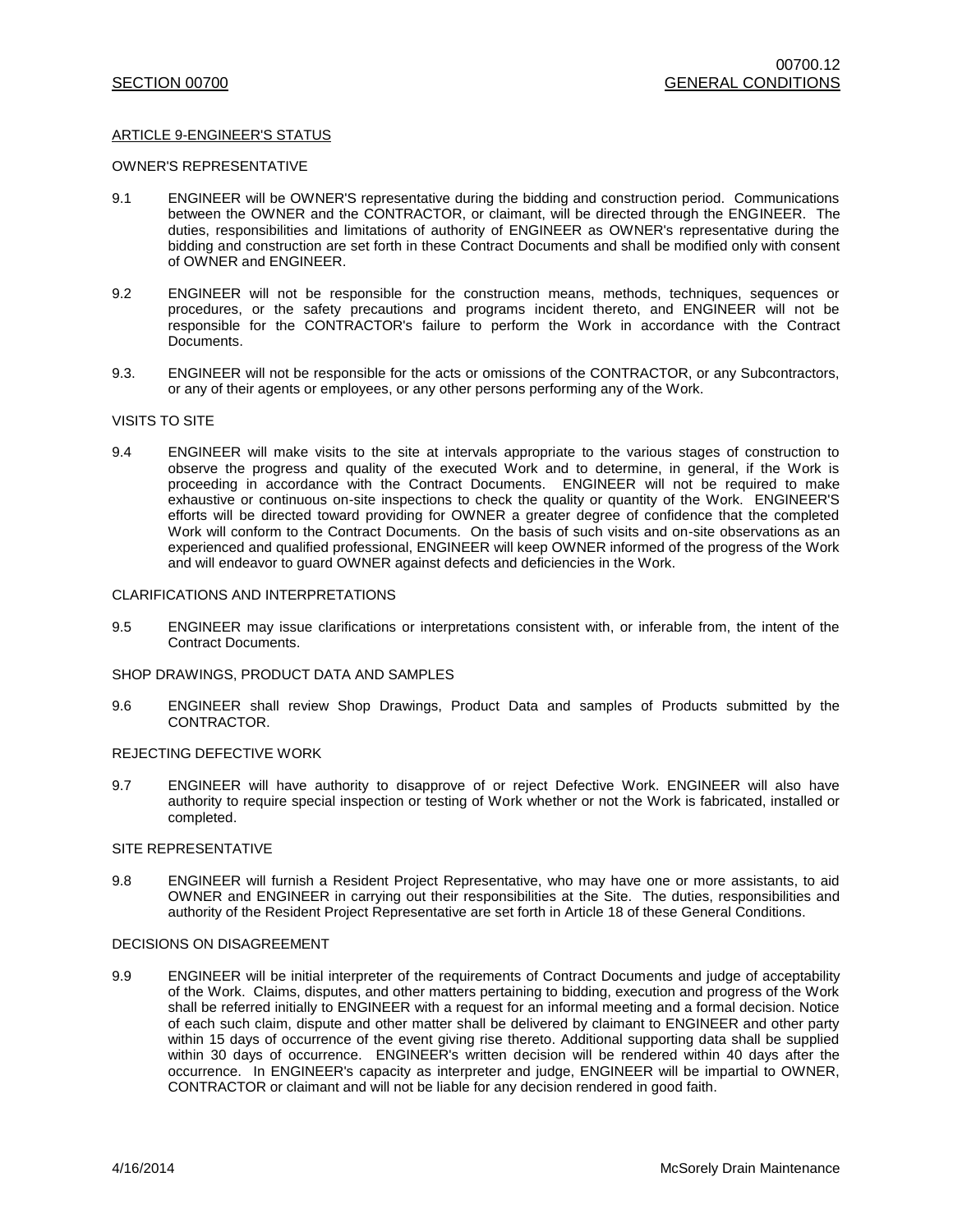## ARTICLE 9-ENGINEER'S STATUS

### OWNER'S REPRESENTATIVE

9.1 ENGINEER will be OWNER'S representative during the bidding and construction period. Communications between the OWNER and the CONTRACTOR, or claimant, will be directed through the ENGINEER. The duties, responsibilities and limitations of authority of ENGINEER as OWNER's representative during the bidding and construction are set forth in these Contract Documents and shall be modified only with consent of OWNER and ENGINEER.

9.2 ENGINEER will not be responsible for the construction means, methods, techniques, sequences or procedures, or the safety precautions and programs incident thereto, and ENGINEER will not be responsible for the CONTRACTOR's failure to perform the Work in accordance with the Contract Documents.

9.3. ENGINEER will not be responsible for the acts or omissions of the CONTRACTOR, or any Subcontractors, or any of their agents or employees, or any other persons performing any of the Work.

### VISITS TO SITE

9.4 ENGINEER will make visits to the site at intervals appropriate to the various stages of construction to observe the progress and quality of the executed Work and to determine, in general, if the Work is proceeding in accordance with the Contract Documents. ENGINEER will not be required to make exhaustive or continuous on-site inspections to check the quality or quantity of the Work. ENGINEER'S efforts will be directed toward providing for OWNER a greater degree of confidence that the completed Work will conform to the Contract Documents. On the basis of such visits and on-site observations as an experienced and qualified professional, ENGINEER will keep OWNER informed of the progress of the Work and will endeavor to guard OWNER against defects and deficiencies in the Work.

### CLARIFICATIONS AND INTERPRETATIONS

9.5 ENGINEER may issue clarifications or interpretations consistent with, or inferable from, the intent of the Contract Documents.

### SHOP DRAWINGS, PRODUCT DATA AND SAMPLES

9.6 ENGINEER shall review Shop Drawings, Product Data and samples of Products submitted by the CONTRACTOR.

### REJECTING DEFECTIVE WORK

9.7 ENGINEER will have authority to disapprove of or reject Defective Work. ENGINEER will also have authority to require special inspection or testing of Work whether or not the Work is fabricated, installed or completed.

### SITE REPRESENTATIVE

9.8 ENGINEER will furnish a Resident Project Representative, who may have one or more assistants, to aid OWNER and ENGINEER in carrying out their responsibilities at the Site. The duties, responsibilities and authority of the Resident Project Representative are set forth in Article 18 of these General Conditions.

### DECISIONS ON DISAGREEMENT

9.9 ENGINEER will be initial interpreter of the requirements of Contract Documents and judge of acceptability of the Work. Claims, disputes, and other matters pertaining to bidding, execution and progress of the Work shall be referred initially to ENGINEER with a request for an informal meeting and a formal decision. Notice of each such claim, dispute and other matter shall be delivered by claimant to ENGINEER and other party within 15 days of occurrence of the event giving rise thereto. Additional supporting data shall be supplied within 30 days of occurrence. ENGINEER's written decision will be rendered within 40 days after the occurrence. In ENGINEER's capacity as interpreter and judge, ENGINEER will be impartial to OWNER, CONTRACTOR or claimant and will not be liable for any decision rendered in good faith.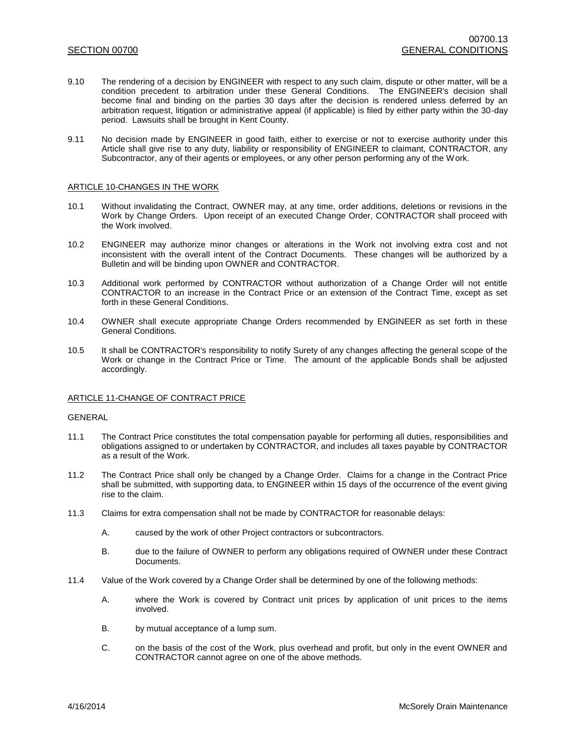9.10 The rendering of a decision by ENGINEER with respect to any such claim, dispute or other matter, will be a condition precedent to arbitration under these General Conditions. The ENGINEER's decision shall become final and binding on the parties 30 days after the decision is rendered unless deferred by an arbitration request, litigation or administrative appeal (if applicable) is filed by either party within the 30-day period. Lawsuits shall be brought in Kent County.

9.11 No decision made by ENGINEER in good faith, either to exercise or not to exercise authority under this Article shall give rise to any duty, liability or responsibility of ENGINEER to claimant, CONTRACTOR, any Subcontractor, any of their agents or employees, or any other person performing any of the Work.

## ARTICLE 10-CHANGES IN THE WORK

10.1 Without invalidating the Contract, OWNER may, at any time, order additions, deletions or revisions in the Work by Change Orders. Upon receipt of an executed Change Order, CONTRACTOR shall proceed with the Work involved.

10.2 ENGINEER may authorize minor changes or alterations in the Work not involving extra cost and not inconsistent with the overall intent of the Contract Documents. These changes will be authorized by a Bulletin and will be binding upon OWNER and CONTRACTOR.

10.3 Additional work performed by CONTRACTOR without authorization of a Change Order will not entitle CONTRACTOR to an increase in the Contract Price or an extension of the Contract Time, except as set forth in these General Conditions.

10.4 OWNER shall execute appropriate Change Orders recommended by ENGINEER as set forth in these General Conditions.

10.5 It shall be CONTRACTOR's responsibility to notify Surety of any changes affecting the general scope of the Work or change in the Contract Price or Time. The amount of the applicable Bonds shall be adjusted accordingly.

## ARTICLE 11-CHANGE OF CONTRACT PRICE

GENERAL

11.1 The Contract Price constitutes the total compensation payable for performing all duties, responsibilities and obligations assigned to or undertaken by CONTRACTOR, and includes all taxes payable by CONTRACTOR as a result of the Work.

11.2 The Contract Price shall only be changed by a Change Order. Claims for a change in the Contract Price shall be submitted, with supporting data, to ENGINEER within 15 days of the occurrence of the event giving rise to the claim.

11.3 Claims for extra compensation shall not be made by CONTRACTOR for reasonable delays:

A. caused by the work of other Project contractors or subcontractors.

B. due to the failure of OWNER to perform any obligations required of OWNER under these Contract Documents.

11.4 Value of the Work covered by a Change Order shall be determined by one of the following methods:

A. where the Work is covered by Contract unit prices by application of unit prices to the items involved.

B. by mutual acceptance of a lump sum.

C. on the basis of the cost of the Work, plus overhead and profit, but only in the event OWNER and CONTRACTOR cannot agree on one of the above methods.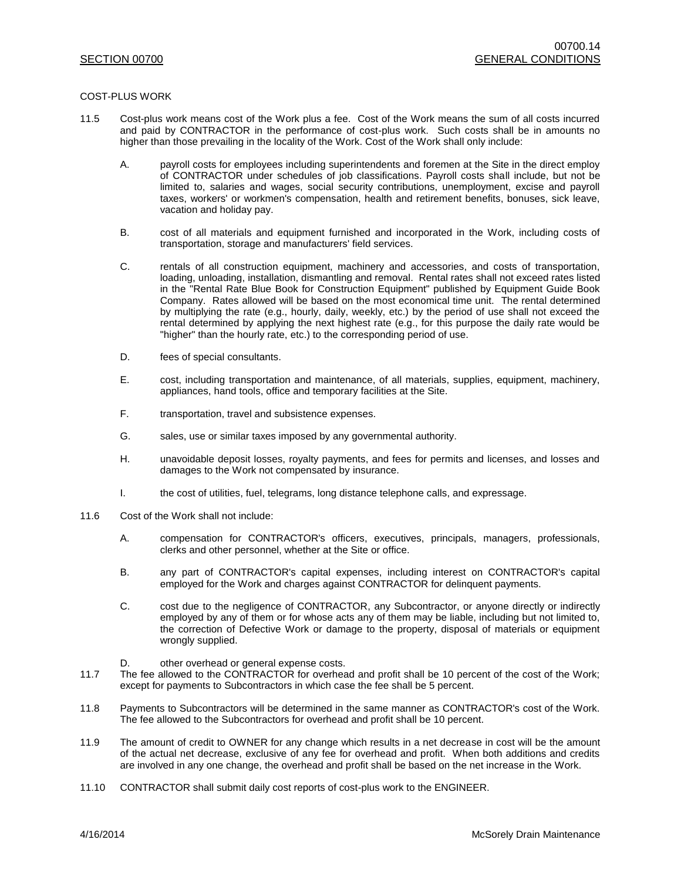COST-PLUS WORK

11.5 Cost-plus work means cost of the Work plus a fee. Cost of the Work means the sum of all costs incurred and paid by CONTRACTOR in the performance of cost-plus work. Such costs shall be in amounts no higher than those prevailing in the locality of the Work. Cost of the Work shall only include:

A. payroll costs for employees including superintendents and foremen at the Site in the direct employ of CONTRACTOR under schedules of job classifications. Payroll costs shall include, but not be limited to, salaries and wages, social security contributions, unemployment, excise and payroll taxes, workers' or workmen's compensation, health and retirement benefits, bonuses, sick leave, vacation and holiday pay.

B. cost of all materials and equipment furnished and incorporated in the Work, including costs of transportation, storage and manufacturers' field services.

C. rentals of all construction equipment, machinery and accessories, and costs of transportation, loading, unloading, installation, dismantling and removal. Rental rates shall not exceed rates listed in the "Rental Rate Blue Book for Construction Equipment" published by Equipment Guide Book Company. Rates allowed will be based on the most economical time unit. The rental determined by multiplying the rate (e.g., hourly, daily, weekly, etc.) by the period of use shall not exceed the rental determined by applying the next highest rate (e.g., for this purpose the daily rate would be "higher" than the hourly rate, etc.) to the corresponding period of use.

D. fees of special consultants.

E. cost, including transportation and maintenance, of all materials, supplies, equipment, machinery, appliances, hand tools, office and temporary facilities at the Site.

F. transportation, travel and subsistence expenses.

G. sales, use or similar taxes imposed by any governmental authority.

H. unavoidable deposit losses, royalty payments, and fees for permits and licenses, and losses and damages to the Work not compensated by insurance.

I. the cost of utilities, fuel, telegrams, long distance telephone calls, and expressage.

11.6 Cost of the Work shall not include:

A. compensation for CONTRACTOR's officers, executives, principals, managers, professionals, clerks and other personnel, whether at the Site or office.

B. any part of CONTRACTOR's capital expenses, including interest on CONTRACTOR's capital employed for the Work and charges against CONTRACTOR for delinquent payments.

C. cost due to the negligence of CONTRACTOR, any Subcontractor, or anyone directly or indirectly employed by any of them or for whose acts any of them may be liable, including but not limited to, the correction of Defective Work or damage to the property, disposal of materials or equipment wrongly supplied.

D. other overhead or general expense costs.

11.7 The fee allowed to the CONTRACTOR for overhead and profit shall be 10 percent of the cost of the Work; except for payments to Subcontractors in which case the fee shall be 5 percent.

11.8 Payments to Subcontractors will be determined in the same manner as CONTRACTOR's cost of the Work. The fee allowed to the Subcontractors for overhead and profit shall be 10 percent.

11.9 The amount of credit to OWNER for any change which results in a net decrease in cost will be the amount of the actual net decrease, exclusive of any fee for overhead and profit. When both additions and credits are involved in any one change, the overhead and profit shall be based on the net increase in the Work.

11.10 CONTRACTOR shall submit daily cost reports of cost-plus work to the ENGINEER.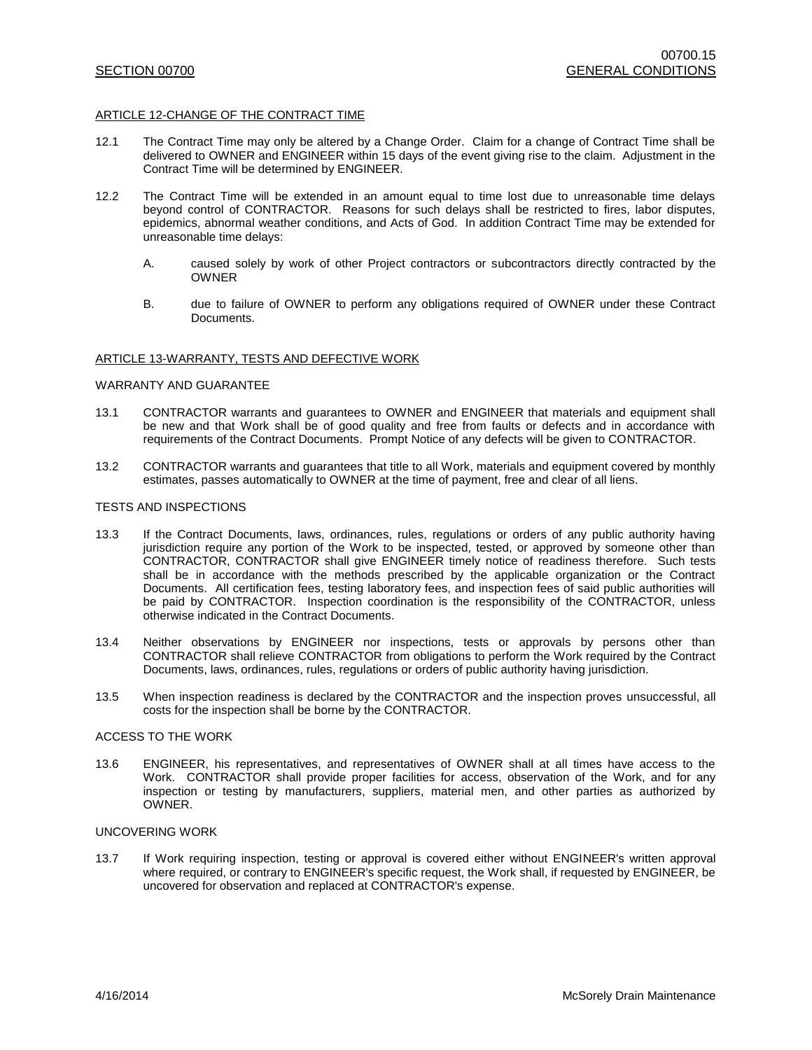## ARTICLE 12-CHANGE OF THE CONTRACT TIME

12.1 The Contract Time may only be altered by a Change Order. Claim for a change of Contract Time shall be delivered to OWNER and ENGINEER within 15 days of the event giving rise to the claim. Adjustment in the Contract Time will be determined by ENGINEER.

12.2 The Contract Time will be extended in an amount equal to time lost due to unreasonable time delays beyond control of CONTRACTOR. Reasons for such delays shall be restricted to fires, labor disputes, epidemics, abnormal weather conditions, and Acts of God. In addition Contract Time may be extended for unreasonable time delays:

A. caused solely by work of other Project contractors or subcontractors directly contracted by the OWNER

B. due to failure of OWNER to perform any obligations required of OWNER under these Contract Documents.

## ARTICLE 13-WARRANTY, TESTS AND DEFECTIVE WORK

### WARRANTY AND GUARANTEE

13.1 CONTRACTOR warrants and guarantees to OWNER and ENGINEER that materials and equipment shall be new and that Work shall be of good quality and free from faults or defects and in accordance with requirements of the Contract Documents. Prompt Notice of any defects will be given to CONTRACTOR.

13.2 CONTRACTOR warrants and guarantees that title to all Work, materials and equipment covered by monthly estimates, passes automatically to OWNER at the time of payment, free and clear of all liens.

### TESTS AND INSPECTIONS

13.3 If the Contract Documents, laws, ordinances, rules, regulations or orders of any public authority having jurisdiction require any portion of the Work to be inspected, tested, or approved by someone other than CONTRACTOR, CONTRACTOR shall give ENGINEER timely notice of readiness therefore. Such tests shall be in accordance with the methods prescribed by the applicable organization or the Contract Documents. All certification fees, testing laboratory fees, and inspection fees of said public authorities will be paid by CONTRACTOR. Inspection coordination is the responsibility of the CONTRACTOR, unless otherwise indicated in the Contract Documents.

13.4 Neither observations by ENGINEER nor inspections, tests or approvals by persons other than CONTRACTOR shall relieve CONTRACTOR from obligations to perform the Work required by the Contract Documents, laws, ordinances, rules, regulations or orders of public authority having jurisdiction.

13.5 When inspection readiness is declared by the CONTRACTOR and the inspection proves unsuccessful, all costs for the inspection shall be borne by the CONTRACTOR.

### ACCESS TO THE WORK

13.6 ENGINEER, his representatives, and representatives of OWNER shall at all times have access to the Work. CONTRACTOR shall provide proper facilities for access, observation of the Work, and for any inspection or testing by manufacturers, suppliers, material men, and other parties as authorized by OWNER.

### UNCOVERING WORK

13.7 If Work requiring inspection, testing or approval is covered either without ENGINEER's written approval where required, or contrary to ENGINEER's specific request, the Work shall, if requested by ENGINEER, be uncovered for observation and replaced at CONTRACTOR's expense.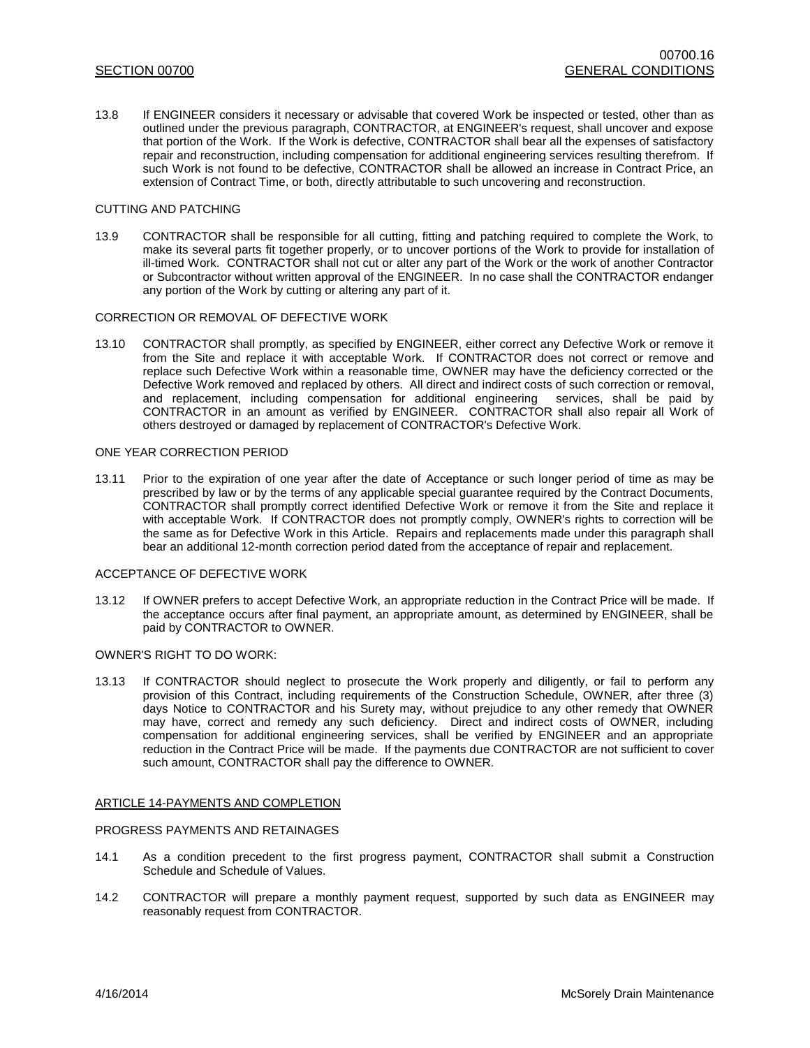13.8 If ENGINEER considers it necessary or advisable that covered Work be inspected or tested, other than as outlined under the previous paragraph, CONTRACTOR, at ENGINEER's request, shall uncover and expose that portion of the Work. If the Work is defective, CONTRACTOR shall bear all the expenses of satisfactory repair and reconstruction, including compensation for additional engineering services resulting therefrom. If such Work is not found to be defective, CONTRACTOR shall be allowed an increase in Contract Price, an extension of Contract Time, or both, directly attributable to such uncovering and reconstruction.

CUTTING AND PATCHING

13.9 CONTRACTOR shall be responsible for all cutting, fitting and patching required to complete the Work, to make its several parts fit together properly, or to uncover portions of the Work to provide for installation of ill-timed Work. CONTRACTOR shall not cut or alter any part of the Work or the work of another Contractor or Subcontractor without written approval of the ENGINEER. In no case shall the CONTRACTOR endanger any portion of the Work by cutting or altering any part of it.

CORRECTION OR REMOVAL OF DEFECTIVE WORK

13.10 CONTRACTOR shall promptly, as specified by ENGINEER, either correct any Defective Work or remove it from the Site and replace it with acceptable Work. If CONTRACTOR does not correct or remove and replace such Defective Work within a reasonable time, OWNER may have the deficiency corrected or the Defective Work removed and replaced by others. All direct and indirect costs of such correction or removal, and replacement, including compensation for additional engineering services, shall be paid by CONTRACTOR in an amount as verified by ENGINEER. CONTRACTOR shall also repair all Work of others destroyed or damaged by replacement of CONTRACTOR's Defective Work.

ONE YEAR CORRECTION PERIOD

13.11 Prior to the expiration of one year after the date of Acceptance or such longer period of time as may be prescribed by law or by the terms of any applicable special guarantee required by the Contract Documents, CONTRACTOR shall promptly correct identified Defective Work or remove it from the Site and replace it with acceptable Work. If CONTRACTOR does not promptly comply, OWNER's rights to correction will be the same as for Defective Work in this Article. Repairs and replacements made under this paragraph shall bear an additional 12-month correction period dated from the acceptance of repair and replacement.

ACCEPTANCE OF DEFECTIVE WORK

13.12 If OWNER prefers to accept Defective Work, an appropriate reduction in the Contract Price will be made. If the acceptance occurs after final payment, an appropriate amount, as determined by ENGINEER, shall be paid by CONTRACTOR to OWNER.

OWNER'S RIGHT TO DO WORK:

13.13 If CONTRACTOR should neglect to prosecute the Work properly and diligently, or fail to perform any provision of this Contract, including requirements of the Construction Schedule, OWNER, after three (3) days Notice to CONTRACTOR and his Surety may, without prejudice to any other remedy that OWNER may have, correct and remedy any such deficiency. Direct and indirect costs of OWNER, including compensation for additional engineering services, shall be verified by ENGINEER and an appropriate reduction in the Contract Price will be made. If the payments due CONTRACTOR are not sufficient to cover such amount, CONTRACTOR shall pay the difference to OWNER.

## ARTICLE 14-PAYMENTS AND COMPLETION

PROGRESS PAYMENTS AND RETAINAGES

14.1 As a condition precedent to the first progress payment, CONTRACTOR shall submit a Construction Schedule and Schedule of Values.

14.2 CONTRACTOR will prepare a monthly payment request, supported by such data as ENGINEER may reasonably request from CONTRACTOR.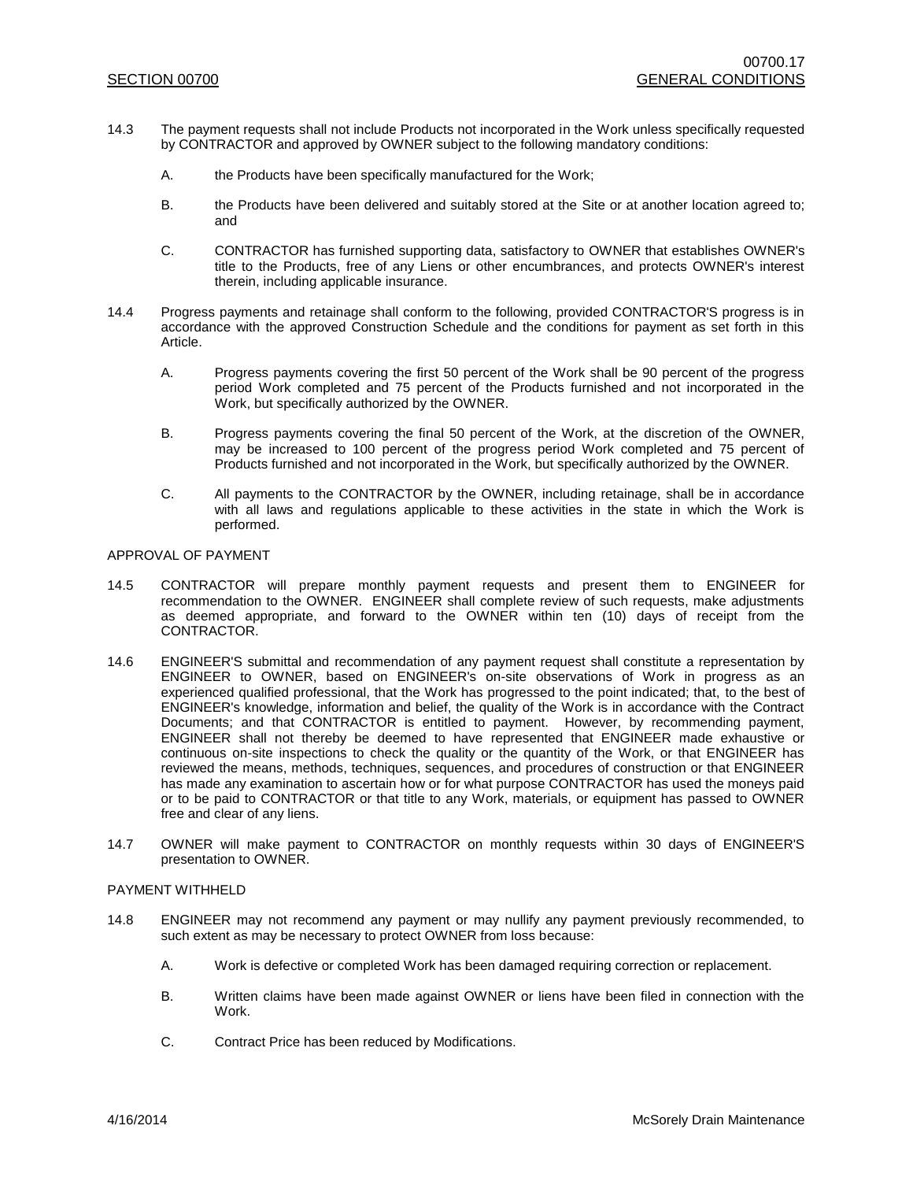14.3 The payment requests shall not include Products not incorporated in the Work unless specifically requested by CONTRACTOR and approved by OWNER subject to the following mandatory conditions:

A. the Products have been specifically manufactured for the Work;

B. the Products have been delivered and suitably stored at the Site or at another location agreed to; and

C. CONTRACTOR has furnished supporting data, satisfactory to OWNER that establishes OWNER's title to the Products, free of any Liens or other encumbrances, and protects OWNER's interest therein, including applicable insurance.

14.4 Progress payments and retainage shall conform to the following, provided CONTRACTOR'S progress is in accordance with the approved Construction Schedule and the conditions for payment as set forth in this Article.

A. Progress payments covering the first 50 percent of the Work shall be 90 percent of the progress period Work completed and 75 percent of the Products furnished and not incorporated in the Work, but specifically authorized by the OWNER.

B. Progress payments covering the final 50 percent of the Work, at the discretion of the OWNER, may be increased to 100 percent of the progress period Work completed and 75 percent of Products furnished and not incorporated in the Work, but specifically authorized by the OWNER.

C. All payments to the CONTRACTOR by the OWNER, including retainage, shall be in accordance with all laws and regulations applicable to these activities in the state in which the Work is performed.

APPROVAL OF PAYMENT

14.5 CONTRACTOR will prepare monthly payment requests and present them to ENGINEER for recommendation to the OWNER. ENGINEER shall complete review of such requests, make adjustments as deemed appropriate, and forward to the OWNER within ten (10) days of receipt from the CONTRACTOR.

14.6 ENGINEER'S submittal and recommendation of any payment request shall constitute a representation by ENGINEER to OWNER, based on ENGINEER's on-site observations of Work in progress as an experienced qualified professional, that the Work has progressed to the point indicated; that, to the best of ENGINEER's knowledge, information and belief, the quality of the Work is in accordance with the Contract Documents; and that CONTRACTOR is entitled to payment. However, by recommending payment, ENGINEER shall not thereby be deemed to have represented that ENGINEER made exhaustive or continuous on-site inspections to check the quality or the quantity of the Work, or that ENGINEER has reviewed the means, methods, techniques, sequences, and procedures of construction or that ENGINEER has made any examination to ascertain how or for what purpose CONTRACTOR has used the moneys paid or to be paid to CONTRACTOR or that title to any Work, materials, or equipment has passed to OWNER free and clear of any liens.

14.7 OWNER will make payment to CONTRACTOR on monthly requests within 30 days of ENGINEER'S presentation to OWNER.

PAYMENT WITHHELD

14.8 ENGINEER may not recommend any payment or may nullify any payment previously recommended, to such extent as may be necessary to protect OWNER from loss because:

A. Work is defective or completed Work has been damaged requiring correction or replacement.

B. Written claims have been made against OWNER or liens have been filed in connection with the Work.

C. Contract Price has been reduced by Modifications.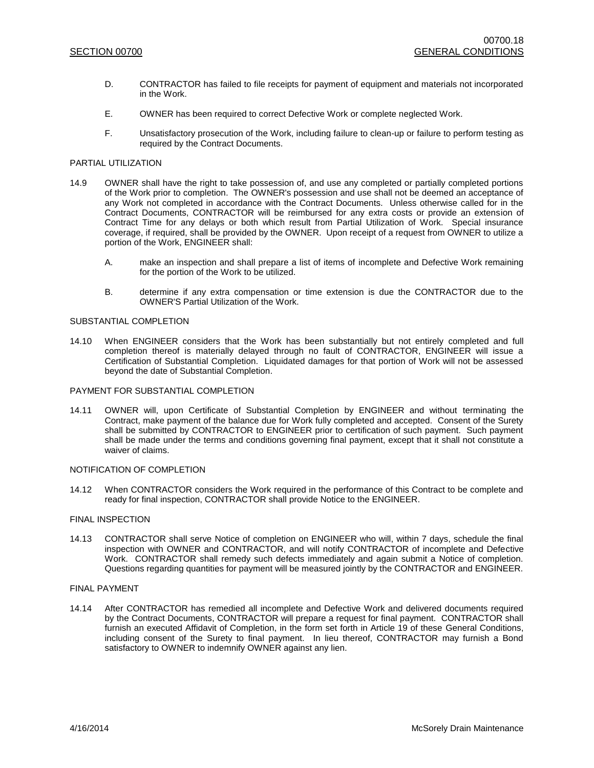D. CONTRACTOR has failed to file receipts for payment of equipment and materials not incorporated in the Work.

E. OWNER has been required to correct Defective Work or complete neglected Work.

F. Unsatisfactory prosecution of the Work, including failure to clean-up or failure to perform testing as required by the Contract Documents.

PARTIAL UTILIZATION

14.9 OWNER shall have the right to take possession of, and use any completed or partially completed portions of the Work prior to completion. The OWNER's possession and use shall not be deemed an acceptance of any Work not completed in accordance with the Contract Documents. Unless otherwise called for in the Contract Documents, CONTRACTOR will be reimbursed for any extra costs or provide an extension of Contract Time for any delays or both which result from Partial Utilization of Work. Special insurance coverage, if required, shall be provided by the OWNER. Upon receipt of a request from OWNER to utilize a portion of the Work, ENGINEER shall:

A. make an inspection and shall prepare a list of items of incomplete and Defective Work remaining for the portion of the Work to be utilized.

B. determine if any extra compensation or time extension is due the CONTRACTOR due to the OWNER'S Partial Utilization of the Work.

SUBSTANTIAL COMPLETION

14.10 When ENGINEER considers that the Work has been substantially but not entirely completed and full completion thereof is materially delayed through no fault of CONTRACTOR, ENGINEER will issue a Certification of Substantial Completion. Liquidated damages for that portion of Work will not be assessed beyond the date of Substantial Completion.

PAYMENT FOR SUBSTANTIAL COMPLETION

14.11 OWNER will, upon Certificate of Substantial Completion by ENGINEER and without terminating the Contract, make payment of the balance due for Work fully completed and accepted. Consent of the Surety shall be submitted by CONTRACTOR to ENGINEER prior to certification of such payment. Such payment shall be made under the terms and conditions governing final payment, except that it shall not constitute a waiver of claims.

NOTIFICATION OF COMPLETION

14.12 When CONTRACTOR considers the Work required in the performance of this Contract to be complete and ready for final inspection, CONTRACTOR shall provide Notice to the ENGINEER.

FINAL INSPECTION

14.13 CONTRACTOR shall serve Notice of completion on ENGINEER who will, within 7 days, schedule the final inspection with OWNER and CONTRACTOR, and will notify CONTRACTOR of incomplete and Defective Work. CONTRACTOR shall remedy such defects immediately and again submit a Notice of completion. Questions regarding quantities for payment will be measured jointly by the CONTRACTOR and ENGINEER.

FINAL PAYMENT

14.14 After CONTRACTOR has remedied all incomplete and Defective Work and delivered documents required by the Contract Documents, CONTRACTOR will prepare a request for final payment. CONTRACTOR shall furnish an executed Affidavit of Completion, in the form set forth in Article 19 of these General Conditions, including consent of the Surety to final payment. In lieu thereof, CONTRACTOR may furnish a Bond satisfactory to OWNER to indemnify OWNER against any lien.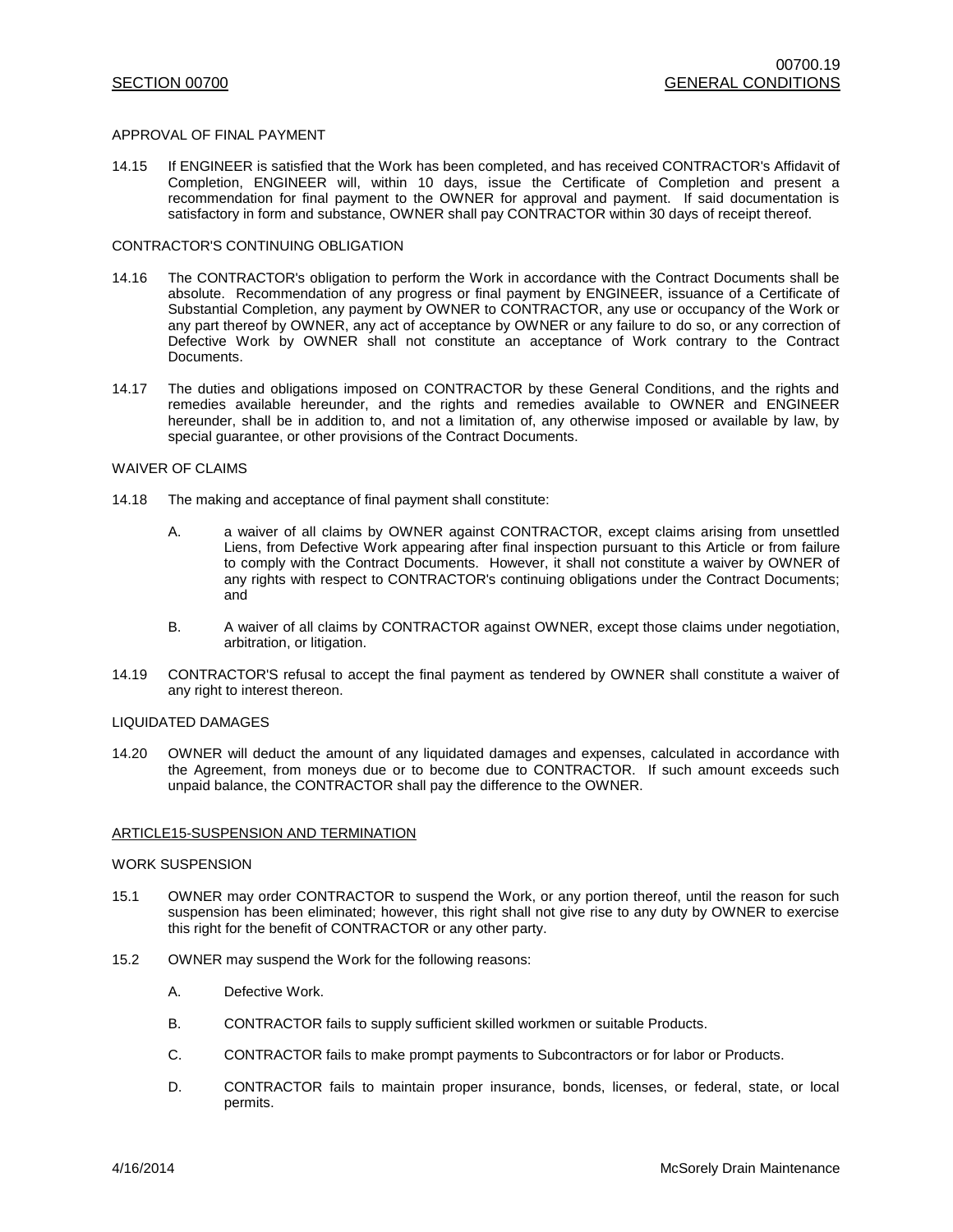APPROVAL OF FINAL PAYMENT

14.15 If ENGINEER is satisfied that the Work has been completed, and has received CONTRACTOR's Affidavit of Completion, ENGINEER will, within 10 days, issue the Certificate of Completion and present a recommendation for final payment to the OWNER for approval and payment. If said documentation is satisfactory in form and substance, OWNER shall pay CONTRACTOR within 30 days of receipt thereof.

CONTRACTOR'S CONTINUING OBLIGATION

14.16 The CONTRACTOR's obligation to perform the Work in accordance with the Contract Documents shall be absolute. Recommendation of any progress or final payment by ENGINEER, issuance of a Certificate of Substantial Completion, any payment by OWNER to CONTRACTOR, any use or occupancy of the Work or any part thereof by OWNER, any act of acceptance by OWNER or any failure to do so, or any correction of Defective Work by OWNER shall not constitute an acceptance of Work contrary to the Contract Documents.

14.17 The duties and obligations imposed on CONTRACTOR by these General Conditions, and the rights and remedies available hereunder, and the rights and remedies available to OWNER and ENGINEER hereunder, shall be in addition to, and not a limitation of, any otherwise imposed or available by law, by special guarantee, or other provisions of the Contract Documents.

WAIVER OF CLAIMS

14.18 The making and acceptance of final payment shall constitute:

A. a waiver of all claims by OWNER against CONTRACTOR, except claims arising from unsettled Liens, from Defective Work appearing after final inspection pursuant to this Article or from failure to comply with the Contract Documents. However, it shall not constitute a waiver by OWNER of any rights with respect to CONTRACTOR's continuing obligations under the Contract Documents; and

B. A waiver of all claims by CONTRACTOR against OWNER, except those claims under negotiation, arbitration, or litigation.

14.19 CONTRACTOR'S refusal to accept the final payment as tendered by OWNER shall constitute a waiver of any right to interest thereon.

LIQUIDATED DAMAGES

14.20 OWNER will deduct the amount of any liquidated damages and expenses, calculated in accordance with the Agreement, from moneys due or to become due to CONTRACTOR. If such amount exceeds such unpaid balance, the CONTRACTOR shall pay the difference to the OWNER.

## ARTICLE15-SUSPENSION AND TERMINATION

WORK SUSPENSION

15.1 OWNER may order CONTRACTOR to suspend the Work, or any portion thereof, until the reason for such suspension has been eliminated; however, this right shall not give rise to any duty by OWNER to exercise this right for the benefit of CONTRACTOR or any other party.

15.2 OWNER may suspend the Work for the following reasons:

A. Defective Work.

B. CONTRACTOR fails to supply sufficient skilled workmen or suitable Products.

C. CONTRACTOR fails to make prompt payments to Subcontractors or for labor or Products.

D. CONTRACTOR fails to maintain proper insurance, bonds, licenses, or federal, state, or local permits.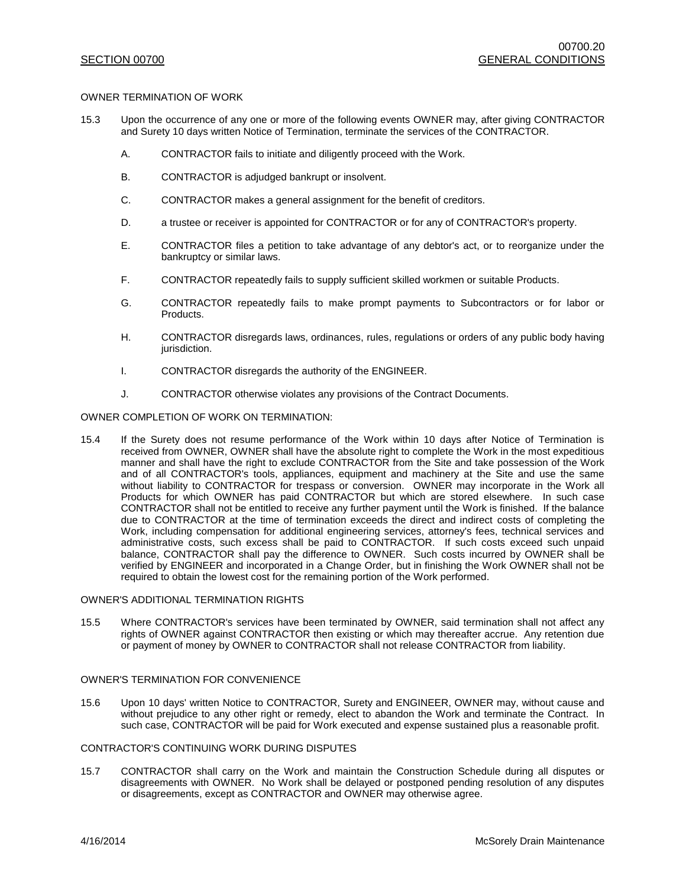OWNER TERMINATION OF WORK

15.3 Upon the occurrence of any one or more of the following events OWNER may, after giving CONTRACTOR and Surety 10 days written Notice of Termination, terminate the services of the CONTRACTOR.

A. CONTRACTOR fails to initiate and diligently proceed with the Work.

B. CONTRACTOR is adjudged bankrupt or insolvent.

C. CONTRACTOR makes a general assignment for the benefit of creditors.

D. a trustee or receiver is appointed for CONTRACTOR or for any of CONTRACTOR's property.

E. CONTRACTOR files a petition to take advantage of any debtor's act, or to reorganize under the bankruptcy or similar laws.

F. CONTRACTOR repeatedly fails to supply sufficient skilled workmen or suitable Products.

G. CONTRACTOR repeatedly fails to make prompt payments to Subcontractors or for labor or Products.

H. CONTRACTOR disregards laws, ordinances, rules, regulations or orders of any public body having jurisdiction.

I. CONTRACTOR disregards the authority of the ENGINEER.

J. CONTRACTOR otherwise violates any provisions of the Contract Documents.

OWNER COMPLETION OF WORK ON TERMINATION:

15.4 If the Surety does not resume performance of the Work within 10 days after Notice of Termination is received from OWNER, OWNER shall have the absolute right to complete the Work in the most expeditious manner and shall have the right to exclude CONTRACTOR from the Site and take possession of the Work and of all CONTRACTOR's tools, appliances, equipment and machinery at the Site and use the same without liability to CONTRACTOR for trespass or conversion. OWNER may incorporate in the Work all Products for which OWNER has paid CONTRACTOR but which are stored elsewhere. In such case CONTRACTOR shall not be entitled to receive any further payment until the Work is finished. If the balance due to CONTRACTOR at the time of termination exceeds the direct and indirect costs of completing the Work, including compensation for additional engineering services, attorney's fees, technical services and administrative costs, such excess shall be paid to CONTRACTOR. If such costs exceed such unpaid balance, CONTRACTOR shall pay the difference to OWNER. Such costs incurred by OWNER shall be verified by ENGINEER and incorporated in a Change Order, but in finishing the Work OWNER shall not be required to obtain the lowest cost for the remaining portion of the Work performed.

OWNER'S ADDITIONAL TERMINATION RIGHTS

15.5 Where CONTRACTOR's services have been terminated by OWNER, said termination shall not affect any rights of OWNER against CONTRACTOR then existing or which may thereafter accrue. Any retention due or payment of money by OWNER to CONTRACTOR shall not release CONTRACTOR from liability.

OWNER'S TERMINATION FOR CONVENIENCE

15.6 Upon 10 days' written Notice to CONTRACTOR, Surety and ENGINEER, OWNER may, without cause and without prejudice to any other right or remedy, elect to abandon the Work and terminate the Contract. In such case, CONTRACTOR will be paid for Work executed and expense sustained plus a reasonable profit.

CONTRACTOR'S CONTINUING WORK DURING DISPUTES

15.7 CONTRACTOR shall carry on the Work and maintain the Construction Schedule during all disputes or disagreements with OWNER. No Work shall be delayed or postponed pending resolution of any disputes or disagreements, except as CONTRACTOR and OWNER may otherwise agree.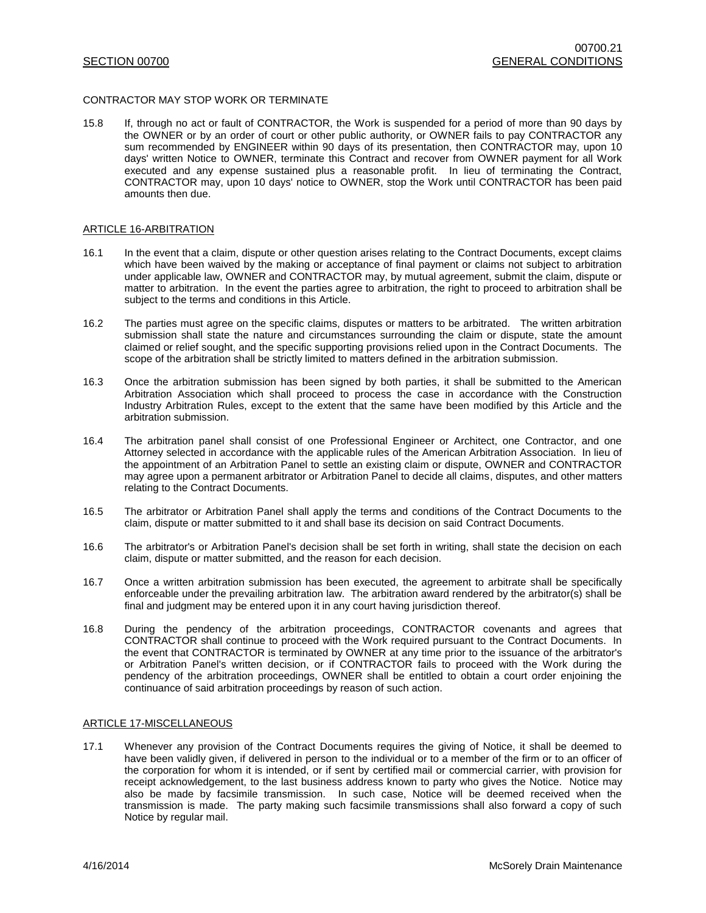CONTRACTOR MAY STOP WORK OR TERMINATE

15.8 If, through no act or fault of CONTRACTOR, the Work is suspended for a period of more than 90 days by the OWNER or by an order of court or other public authority, or OWNER fails to pay CONTRACTOR any sum recommended by ENGINEER within 90 days of its presentation, then CONTRACTOR may, upon 10 days' written Notice to OWNER, terminate this Contract and recover from OWNER payment for all Work executed and any expense sustained plus a reasonable profit. In lieu of terminating the Contract, CONTRACTOR may, upon 10 days' notice to OWNER, stop the Work until CONTRACTOR has been paid amounts then due.

## ARTICLE 16-ARBITRATION

16.1 In the event that a claim, dispute or other question arises relating to the Contract Documents, except claims which have been waived by the making or acceptance of final payment or claims not subject to arbitration under applicable law, OWNER and CONTRACTOR may, by mutual agreement, submit the claim, dispute or matter to arbitration. In the event the parties agree to arbitration, the right to proceed to arbitration shall be subject to the terms and conditions in this Article.

16.2 The parties must agree on the specific claims, disputes or matters to be arbitrated. The written arbitration submission shall state the nature and circumstances surrounding the claim or dispute, state the amount claimed or relief sought, and the specific supporting provisions relied upon in the Contract Documents. The scope of the arbitration shall be strictly limited to matters defined in the arbitration submission.

16.3 Once the arbitration submission has been signed by both parties, it shall be submitted to the American Arbitration Association which shall proceed to process the case in accordance with the Construction Industry Arbitration Rules, except to the extent that the same have been modified by this Article and the arbitration submission.

16.4 The arbitration panel shall consist of one Professional Engineer or Architect, one Contractor, and one Attorney selected in accordance with the applicable rules of the American Arbitration Association. In lieu of the appointment of an Arbitration Panel to settle an existing claim or dispute, OWNER and CONTRACTOR may agree upon a permanent arbitrator or Arbitration Panel to decide all claims, disputes, and other matters relating to the Contract Documents.

16.5 The arbitrator or Arbitration Panel shall apply the terms and conditions of the Contract Documents to the claim, dispute or matter submitted to it and shall base its decision on said Contract Documents.

16.6 The arbitrator's or Arbitration Panel's decision shall be set forth in writing, shall state the decision on each claim, dispute or matter submitted, and the reason for each decision.

16.7 Once a written arbitration submission has been executed, the agreement to arbitrate shall be specifically enforceable under the prevailing arbitration law. The arbitration award rendered by the arbitrator(s) shall be final and judgment may be entered upon it in any court having jurisdiction thereof.

16.8 During the pendency of the arbitration proceedings, CONTRACTOR covenants and agrees that CONTRACTOR shall continue to proceed with the Work required pursuant to the Contract Documents. In the event that CONTRACTOR is terminated by OWNER at any time prior to the issuance of the arbitrator's or Arbitration Panel's written decision, or if CONTRACTOR fails to proceed with the Work during the pendency of the arbitration proceedings, OWNER shall be entitled to obtain a court order enjoining the continuance of said arbitration proceedings by reason of such action.

## ARTICLE 17-MISCELLANEOUS

17.1 Whenever any provision of the Contract Documents requires the giving of Notice, it shall be deemed to have been validly given, if delivered in person to the individual or to a member of the firm or to an officer of the corporation for whom it is intended, or if sent by certified mail or commercial carrier, with provision for receipt acknowledgement, to the last business address known to party who gives the Notice. Notice may also be made by facsimile transmission. In such case, Notice will be deemed received when the transmission is made. The party making such facsimile transmissions shall also forward a copy of such Notice by regular mail.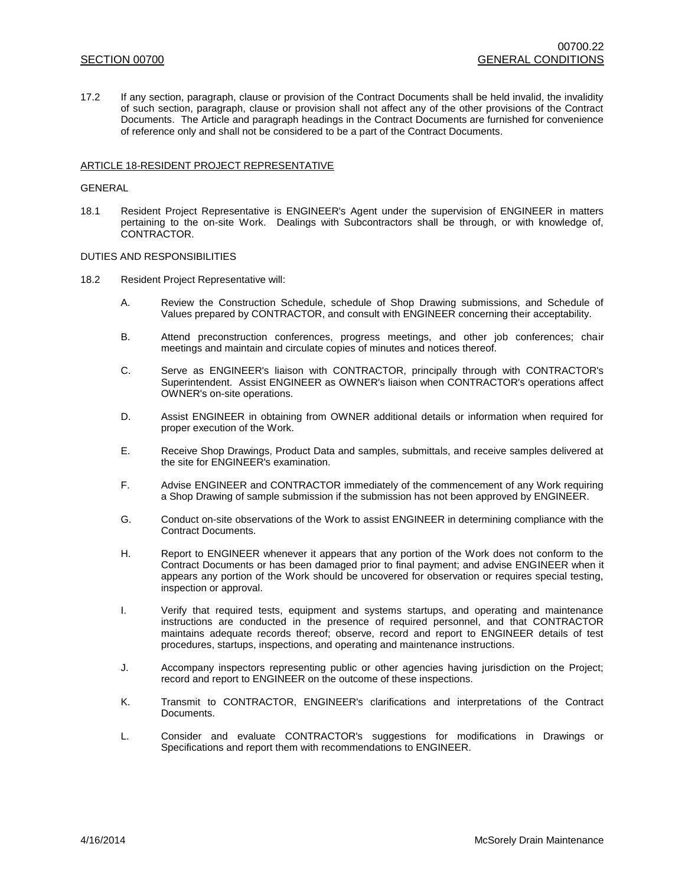17.2 If any section, paragraph, clause or provision of the Contract Documents shall be held invalid, the invalidity of such section, paragraph, clause or provision shall not affect any of the other provisions of the Contract Documents. The Article and paragraph headings in the Contract Documents are furnished for convenience of reference only and shall not be considered to be a part of the Contract Documents.

## ARTICLE 18-RESIDENT PROJECT REPRESENTATIVE

### GENERAL

18.1 Resident Project Representative is ENGINEER's Agent under the supervision of ENGINEER in matters pertaining to the on-site Work. Dealings with Subcontractors shall be through, or with knowledge of, CONTRACTOR.

### DUTIES AND RESPONSIBILITIES

18.2 Resident Project Representative will:

A. Review the Construction Schedule, schedule of Shop Drawing submissions, and Schedule of Values prepared by CONTRACTOR, and consult with ENGINEER concerning their acceptability.

B. Attend preconstruction conferences, progress meetings, and other job conferences; chair meetings and maintain and circulate copies of minutes and notices thereof.

C. Serve as ENGINEER's liaison with CONTRACTOR, principally through with CONTRACTOR's Superintendent. Assist ENGINEER as OWNER's liaison when CONTRACTOR's operations affect OWNER's on-site operations.

D. Assist ENGINEER in obtaining from OWNER additional details or information when required for proper execution of the Work.

E. Receive Shop Drawings, Product Data and samples, submittals, and receive samples delivered at the site for ENGINEER's examination.

F. Advise ENGINEER and CONTRACTOR immediately of the commencement of any Work requiring a Shop Drawing of sample submission if the submission has not been approved by ENGINEER.

G. Conduct on-site observations of the Work to assist ENGINEER in determining compliance with the Contract Documents.

H. Report to ENGINEER whenever it appears that any portion of the Work does not conform to the Contract Documents or has been damaged prior to final payment; and advise ENGINEER when it appears any portion of the Work should be uncovered for observation or requires special testing, inspection or approval.

I. Verify that required tests, equipment and systems startups, and operating and maintenance instructions are conducted in the presence of required personnel, and that CONTRACTOR maintains adequate records thereof; observe, record and report to ENGINEER details of test procedures, startups, inspections, and operating and maintenance instructions.

J. Accompany inspectors representing public or other agencies having jurisdiction on the Project; record and report to ENGINEER on the outcome of these inspections.

K. Transmit to CONTRACTOR, ENGINEER's clarifications and interpretations of the Contract Documents.

L. Consider and evaluate CONTRACTOR's suggestions for modifications in Drawings or Specifications and report them with recommendations to ENGINEER.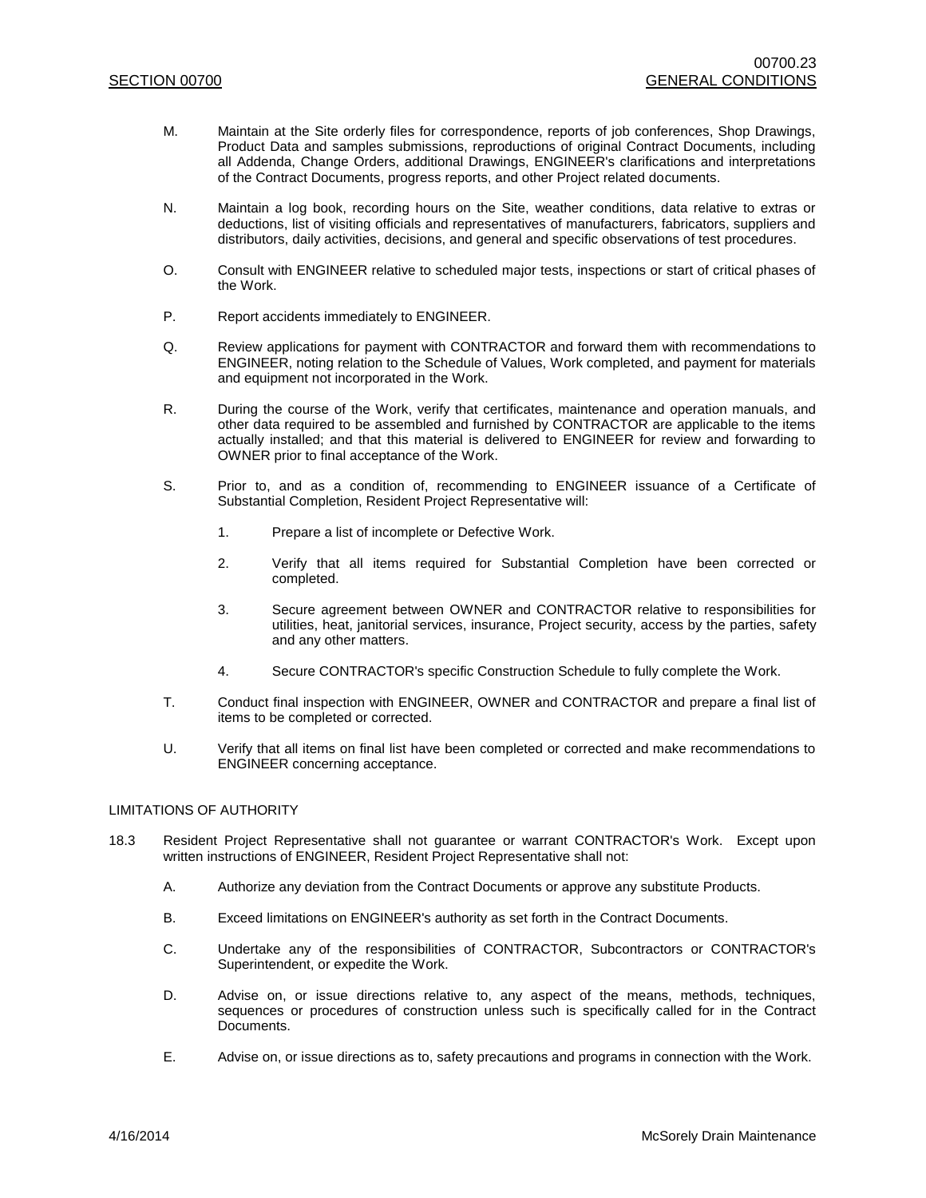M. Maintain at the Site orderly files for correspondence, reports of job conferences, Shop Drawings, Product Data and samples submissions, reproductions of original Contract Documents, including all Addenda, Change Orders, additional Drawings, ENGINEER's clarifications and interpretations of the Contract Documents, progress reports, and other Project related documents.

N. Maintain a log book, recording hours on the Site, weather conditions, data relative to extras or deductions, list of visiting officials and representatives of manufacturers, fabricators, suppliers and distributors, daily activities, decisions, and general and specific observations of test procedures.

O. Consult with ENGINEER relative to scheduled major tests, inspections or start of critical phases of the Work.

P. Report accidents immediately to ENGINEER.

Q. Review applications for payment with CONTRACTOR and forward them with recommendations to ENGINEER, noting relation to the Schedule of Values, Work completed, and payment for materials and equipment not incorporated in the Work.

R. During the course of the Work, verify that certificates, maintenance and operation manuals, and other data required to be assembled and furnished by CONTRACTOR are applicable to the items actually installed; and that this material is delivered to ENGINEER for review and forwarding to OWNER prior to final acceptance of the Work.

S. Prior to, and as a condition of, recommending to ENGINEER issuance of a Certificate of Substantial Completion, Resident Project Representative will:

   1. Prepare a list of incomplete or Defective Work.

   2. Verify that all items required for Substantial Completion have been corrected or completed.

   3. Secure agreement between OWNER and CONTRACTOR relative to responsibilities for utilities, heat, janitorial services, insurance, Project security, access by the parties, safety and any other matters.

   4. Secure CONTRACTOR's specific Construction Schedule to fully complete the Work.

T. Conduct final inspection with ENGINEER, OWNER and CONTRACTOR and prepare a final list of items to be completed or corrected.

U. Verify that all items on final list have been completed or corrected and make recommendations to ENGINEER concerning acceptance.

LIMITATIONS OF AUTHORITY

18.3 Resident Project Representative shall not guarantee or warrant CONTRACTOR's Work. Except upon written instructions of ENGINEER, Resident Project Representative shall not:

A. Authorize any deviation from the Contract Documents or approve any substitute Products.

B. Exceed limitations on ENGINEER's authority as set forth in the Contract Documents.

C. Undertake any of the responsibilities of CONTRACTOR, Subcontractors or CONTRACTOR's Superintendent, or expedite the Work.

D. Advise on, or issue directions relative to, any aspect of the means, methods, techniques, sequences or procedures of construction unless such is specifically called for in the Contract Documents.

E. Advise on, or issue directions as to, safety precautions and programs in connection with the Work.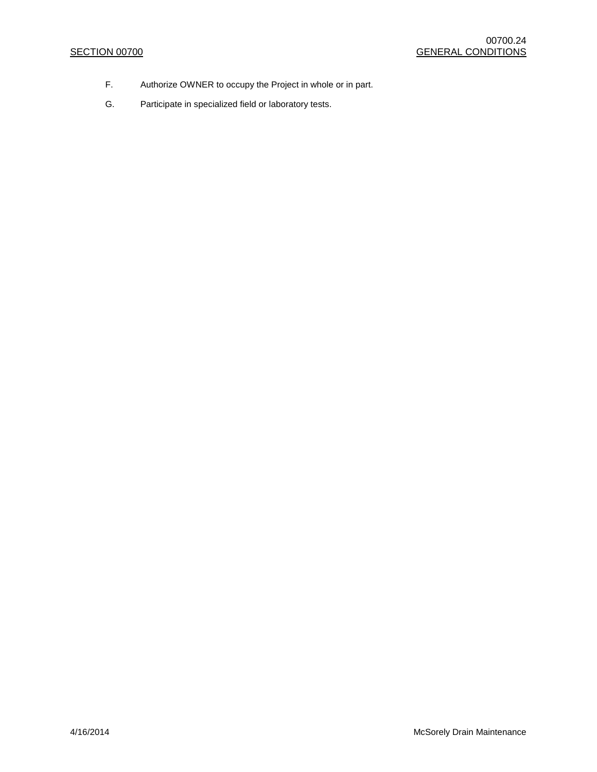F. Authorize OWNER to occupy the Project in whole or in part.

G. Participate in specialized field or laboratory tests.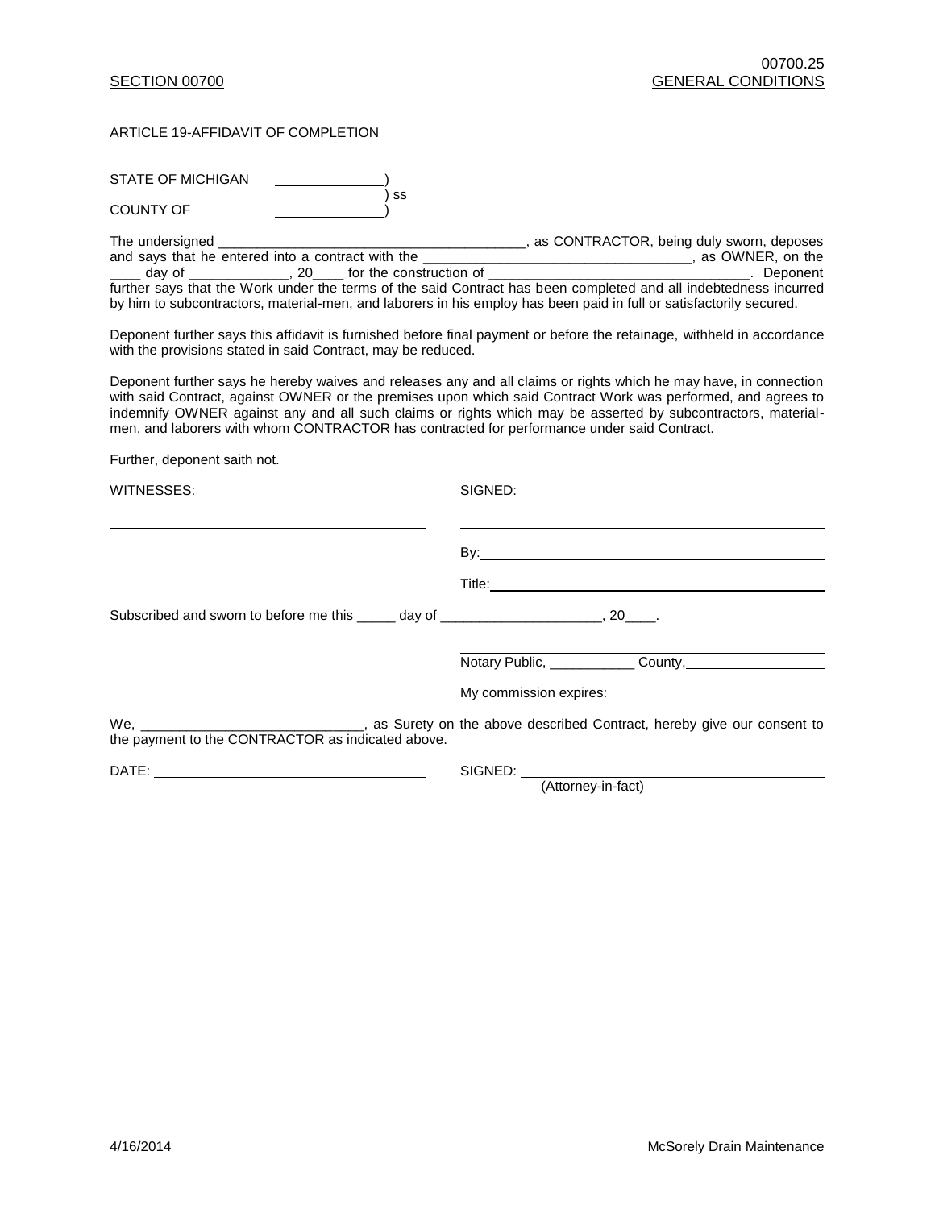SECTION 00700 GENERAL CONDITIONS

ARTICLE 19-AFFIDAVIT OF COMPLETION

STATE OF MICHIGAN ____________)
) ss
COUNTY OF ____________)

The undersigned ________________________________________, as CONTRACTOR, being duly sworn, deposes and says that he entered into a contract with the __________________________________, as OWNER, on the ____ day of ____________, 20____ for the construction of __________________________________. Deponent further says that the Work under the terms of the said Contract has been completed and all indebtedness incurred by him to subcontractors, material-men, and laborers in his employ has been paid in full or satisfactorily secured.

Deponent further says this affidavit is furnished before final payment or before the retainage, withheld in accordance with the provisions stated in said Contract, may be reduced.

Deponent further says he hereby waives and releases any and all claims or rights which he may have, in connection with said Contract, against OWNER or the premises upon which said Contract Work was performed, and agrees to indemnify OWNER against any and all such claims or rights which may be asserted by subcontractors, material-men, and laborers with whom CONTRACTOR has contracted for performance under said Contract.

Further, deponent saith not.

WITNESSES: ________________________________

SIGNED: ________________________________

By: ________________________________

Title: ________________________________

Subscribed and sworn to before me this _____ day of ____________________, 20____.

________________________________
Notary Public, ___________ County, ________________

My commission expires: ________________________

We, ____________________________, as Surety on the above described Contract, hereby give our consent to the payment to the CONTRACTOR as indicated above.

DATE: ________________________________

SIGNED: ________________________________
(Attorney-in-fact)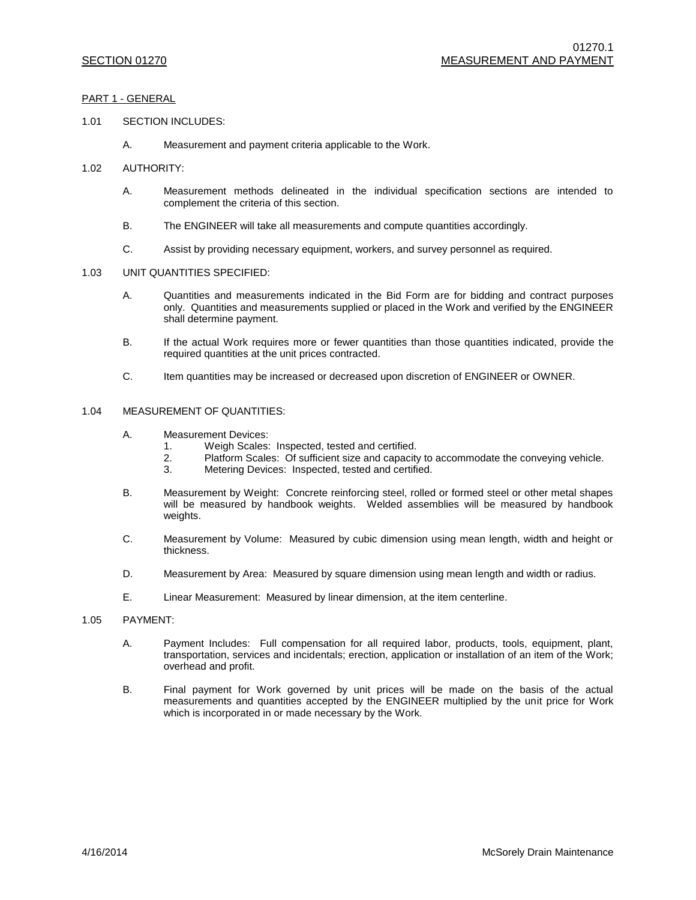# SECTION 01270 MEASUREMENT AND PAYMENT

## PART 1 - GENERAL

1.01 SECTION INCLUDES:

A. Measurement and payment criteria applicable to the Work.

1.02 AUTHORITY:

A. Measurement methods delineated in the individual specification sections are intended to complement the criteria of this section.

B. The ENGINEER will take all measurements and compute quantities accordingly.

C. Assist by providing necessary equipment, workers, and survey personnel as required.

1.03 UNIT QUANTITIES SPECIFIED:

A. Quantities and measurements indicated in the Bid Form are for bidding and contract purposes only. Quantities and measurements supplied or placed in the Work and verified by the ENGINEER shall determine payment.

B. If the actual Work requires more or fewer quantities than those quantities indicated, provide the required quantities at the unit prices contracted.

C. Item quantities may be increased or decreased upon discretion of ENGINEER or OWNER.

1.04 MEASUREMENT OF QUANTITIES:

A. Measurement Devices:
   1. Weigh Scales: Inspected, tested and certified.
   2. Platform Scales: Of sufficient size and capacity to accommodate the conveying vehicle.
   3. Metering Devices: Inspected, tested and certified.

B. Measurement by Weight: Concrete reinforcing steel, rolled or formed steel or other metal shapes will be measured by handbook weights. Welded assemblies will be measured by handbook weights.

C. Measurement by Volume: Measured by cubic dimension using mean length, width and height or thickness.

D. Measurement by Area: Measured by square dimension using mean length and width or radius.

E. Linear Measurement: Measured by linear dimension, at the item centerline.

1.05 PAYMENT:

A. Payment Includes: Full compensation for all required labor, products, tools, equipment, plant, transportation, services and incidentals; erection, application or installation of an item of the Work; overhead and profit.

B. Final payment for Work governed by unit prices will be made on the basis of the actual measurements and quantities accepted by the ENGINEER multiplied by the unit price for Work which is incorporated in or made necessary by the Work.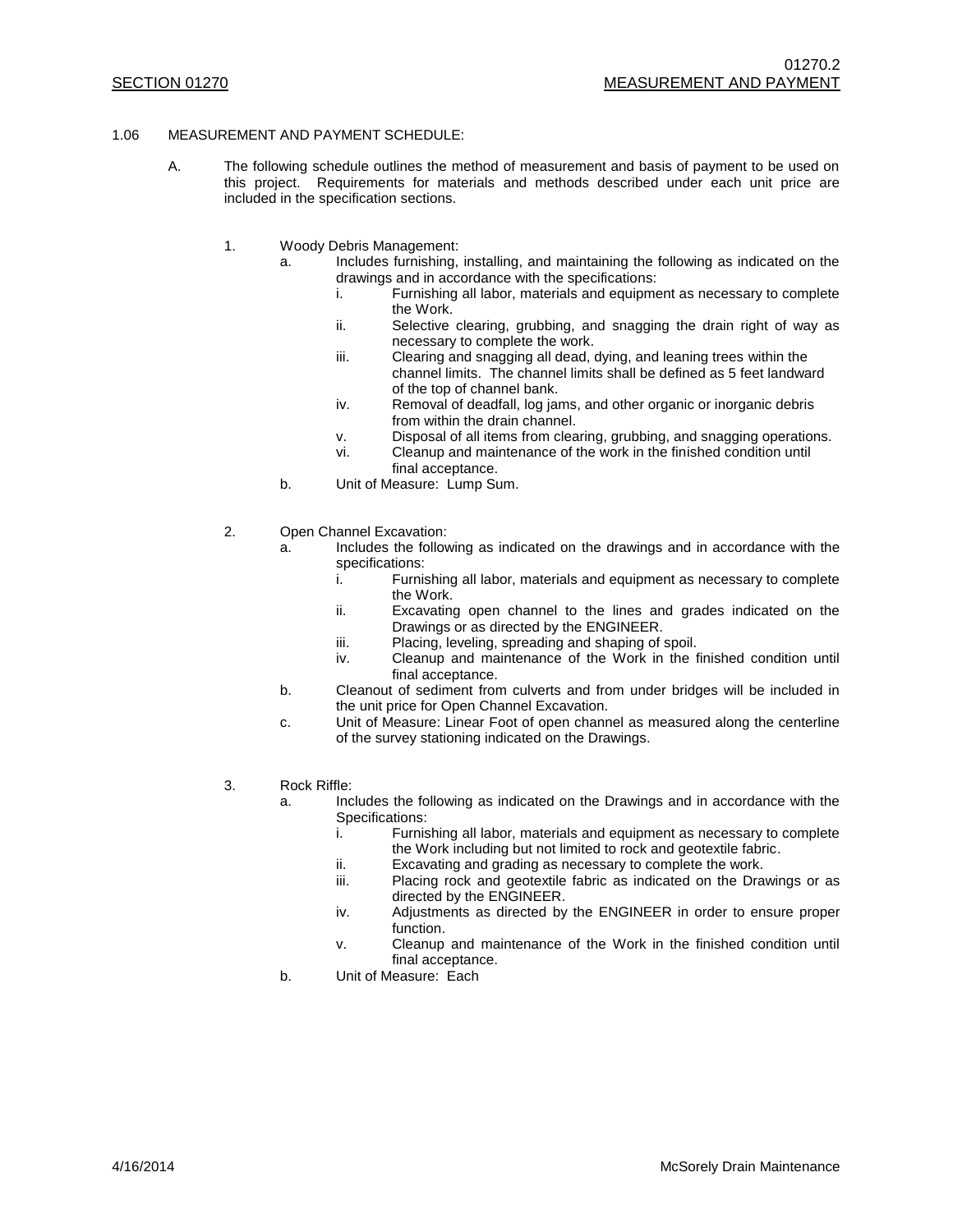1.06 MEASUREMENT AND PAYMENT SCHEDULE:

A. The following schedule outlines the method of measurement and basis of payment to be used on this project. Requirements for materials and methods described under each unit price are included in the specification sections.

1. Woody Debris Management:
   a. Includes furnishing, installing, and maintaining the following as indicated on the drawings and in accordance with the specifications:
      i. Furnishing all labor, materials and equipment as necessary to complete the Work.
      ii. Selective clearing, grubbing, and snagging the drain right of way as necessary to complete the work.
      iii. Clearing and snagging all dead, dying, and leaning trees within the channel limits. The channel limits shall be defined as 5 feet landward of the top of channel bank.
      iv. Removal of deadfall, log jams, and other organic or inorganic debris from within the drain channel.
      v. Disposal of all items from clearing, grubbing, and snagging operations.
      vi. Cleanup and maintenance of the work in the finished condition until final acceptance.
   b. Unit of Measure: Lump Sum.

2. Open Channel Excavation:
   a. Includes the following as indicated on the drawings and in accordance with the specifications:
      i. Furnishing all labor, materials and equipment as necessary to complete the Work.
      ii. Excavating open channel to the lines and grades indicated on the Drawings or as directed by the ENGINEER.
      iii. Placing, leveling, spreading and shaping of spoil.
      iv. Cleanup and maintenance of the Work in the finished condition until final acceptance.
   b. Cleanout of sediment from culverts and from under bridges will be included in the unit price for Open Channel Excavation.
   c. Unit of Measure: Linear Foot of open channel as measured along the centerline of the survey stationing indicated on the Drawings.

3. Rock Riffle:
   a. Includes the following as indicated on the Drawings and in accordance with the Specifications:
      i. Furnishing all labor, materials and equipment as necessary to complete the Work including but not limited to rock and geotextile fabric.
      ii. Excavating and grading as necessary to complete the work.
      iii. Placing rock and geotextile fabric as indicated on the Drawings or as directed by the ENGINEER.
      iv. Adjustments as directed by the ENGINEER in order to ensure proper function.
      v. Cleanup and maintenance of the Work in the finished condition until final acceptance.
   b. Unit of Measure: Each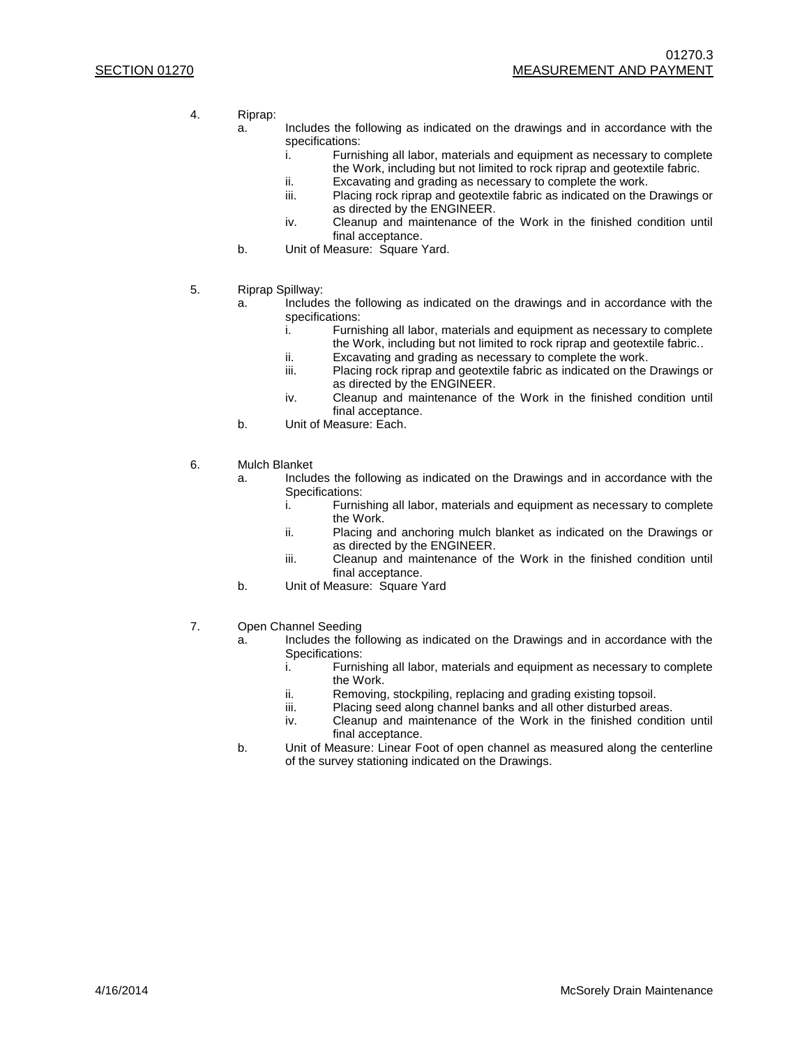4. Riprap:
   a. Includes the following as indicated on the drawings and in accordance with the specifications:
      i. Furnishing all labor, materials and equipment as necessary to complete the Work, including but not limited to rock riprap and geotextile fabric.
      ii. Excavating and grading as necessary to complete the work.
      iii. Placing rock riprap and geotextile fabric as indicated on the Drawings or as directed by the ENGINEER.
      iv. Cleanup and maintenance of the Work in the finished condition until final acceptance.
   b. Unit of Measure: Square Yard.

5. Riprap Spillway:
   a. Includes the following as indicated on the drawings and in accordance with the specifications:
      i. Furnishing all labor, materials and equipment as necessary to complete the Work, including but not limited to rock riprap and geotextile fabric..
      ii. Excavating and grading as necessary to complete the work.
      iii. Placing rock riprap and geotextile fabric as indicated on the Drawings or as directed by the ENGINEER.
      iv. Cleanup and maintenance of the Work in the finished condition until final acceptance.
   b. Unit of Measure: Each.

6. Mulch Blanket
   a. Includes the following as indicated on the Drawings and in accordance with the Specifications:
      i. Furnishing all labor, materials and equipment as necessary to complete the Work.
      ii. Placing and anchoring mulch blanket as indicated on the Drawings or as directed by the ENGINEER.
      iii. Cleanup and maintenance of the Work in the finished condition until final acceptance.
   b. Unit of Measure: Square Yard

7. Open Channel Seeding
   a. Includes the following as indicated on the Drawings and in accordance with the Specifications:
      i. Furnishing all labor, materials and equipment as necessary to complete the Work.
      ii. Removing, stockpiling, replacing and grading existing topsoil.
      iii. Placing seed along channel banks and all other disturbed areas.
      iv. Cleanup and maintenance of the Work in the finished condition until final acceptance.
   b. Unit of Measure: Linear Foot of open channel as measured along the centerline of the survey stationing indicated on the Drawings.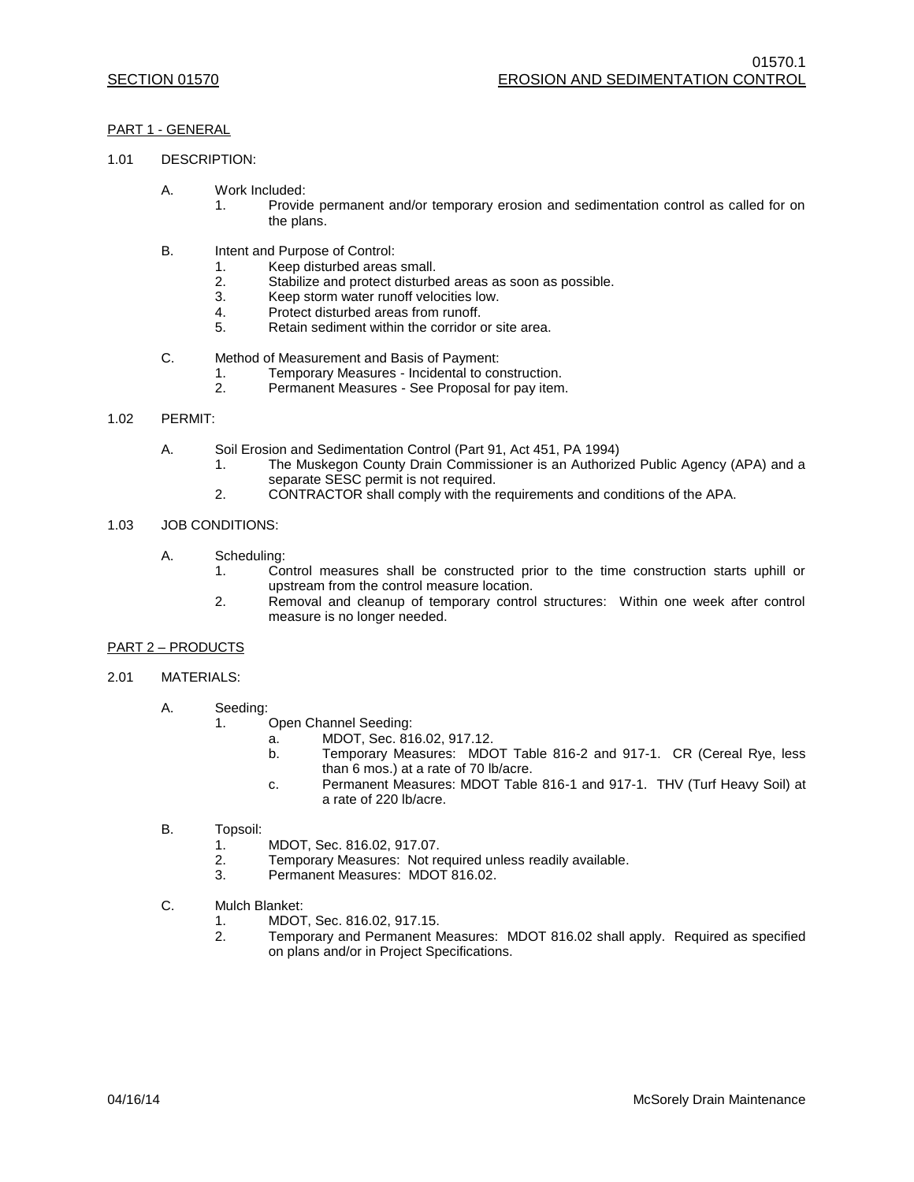## SECTION 01570 EROSION AND SEDIMENTATION CONTROL

### PART 1 - GENERAL

1.01 DESCRIPTION:

A. Work Included:
   1. Provide permanent and/or temporary erosion and sedimentation control as called for on the plans.

B. Intent and Purpose of Control:
   1. Keep disturbed areas small.
   2. Stabilize and protect disturbed areas as soon as possible.
   3. Keep storm water runoff velocities low.
   4. Protect disturbed areas from runoff.
   5. Retain sediment within the corridor or site area.

C. Method of Measurement and Basis of Payment:
   1. Temporary Measures - Incidental to construction.
   2. Permanent Measures - See Proposal for pay item.

1.02 PERMIT:

A. Soil Erosion and Sedimentation Control (Part 91, Act 451, PA 1994)
   1. The Muskegon County Drain Commissioner is an Authorized Public Agency (APA) and a separate SESC permit is not required.
   2. CONTRACTOR shall comply with the requirements and conditions of the APA.

1.03 JOB CONDITIONS:

A. Scheduling:
   1. Control measures shall be constructed prior to the time construction starts uphill or upstream from the control measure location.
   2. Removal and cleanup of temporary control structures: Within one week after control measure is no longer needed.

### PART 2 – PRODUCTS

2.01 MATERIALS:

A. Seeding:
   1. Open Channel Seeding:
      a. MDOT, Sec. 816.02, 917.12.
      b. Temporary Measures: MDOT Table 816-2 and 917-1. CR (Cereal Rye, less than 6 mos.) at a rate of 70 lb/acre.
      c. Permanent Measures: MDOT Table 816-1 and 917-1. THV (Turf Heavy Soil) at a rate of 220 lb/acre.

B. Topsoil:
   1. MDOT, Sec. 816.02, 917.07.
   2. Temporary Measures: Not required unless readily available.
   3. Permanent Measures: MDOT 816.02.

C. Mulch Blanket:
   1. MDOT, Sec. 816.02, 917.15.
   2. Temporary and Permanent Measures: MDOT 816.02 shall apply. Required as specified on plans and/or in Project Specifications.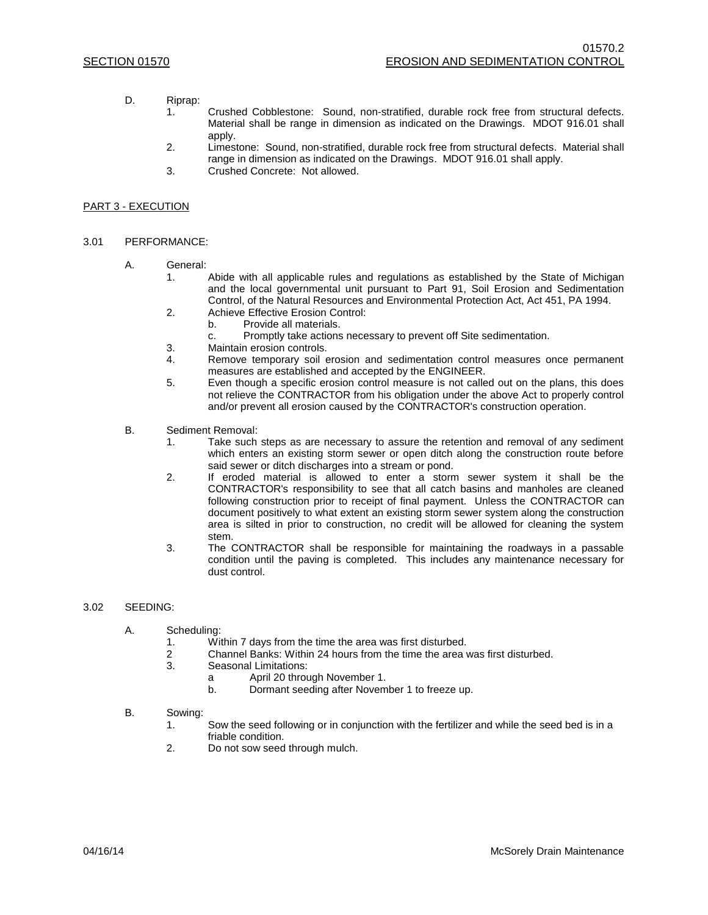D. Riprap:

1. Crushed Cobblestone: Sound, non-stratified, durable rock free from structural defects. Material shall be range in dimension as indicated on the Drawings. MDOT 916.01 shall apply.
2. Limestone: Sound, non-stratified, durable rock free from structural defects. Material shall range in dimension as indicated on the Drawings. MDOT 916.01 shall apply.
3. Crushed Concrete: Not allowed.

## PART 3 - EXECUTION

### 3.01 PERFORMANCE:

A. General:

1. Abide with all applicable rules and regulations as established by the State of Michigan and the local governmental unit pursuant to Part 91, Soil Erosion and Sedimentation Control, of the Natural Resources and Environmental Protection Act, Act 451, PA 1994.
2. Achieve Effective Erosion Control:
   - b. Provide all materials.
   - c. Promptly take actions necessary to prevent off Site sedimentation.
3. Maintain erosion controls.
4. Remove temporary soil erosion and sedimentation control measures once permanent measures are established and accepted by the ENGINEER.
5. Even though a specific erosion control measure is not called out on the plans, this does not relieve the CONTRACTOR from his obligation under the above Act to properly control and/or prevent all erosion caused by the CONTRACTOR's construction operation.

B. Sediment Removal:

1. Take such steps as are necessary to assure the retention and removal of any sediment which enters an existing storm sewer or open ditch along the construction route before said sewer or ditch discharges into a stream or pond.
2. If eroded material is allowed to enter a storm sewer system it shall be the CONTRACTOR's responsibility to see that all catch basins and manholes are cleaned following construction prior to receipt of final payment. Unless the CONTRACTOR can document positively to what extent an existing storm sewer system along the construction area is silted in prior to construction, no credit will be allowed for cleaning the system stem.
3. The CONTRACTOR shall be responsible for maintaining the roadways in a passable condition until the paving is completed. This includes any maintenance necessary for dust control.

### 3.02 SEEDING:

A. Scheduling:

1. Within 7 days from the time the area was first disturbed.
2. Channel Banks: Within 24 hours from the time the area was first disturbed.
3. Seasonal Limitations:
   - a April 20 through November 1.
   - b. Dormant seeding after November 1 to freeze up.

B. Sowing:

1. Sow the seed following or in conjunction with the fertilizer and while the seed bed is in a friable condition.
2. Do not sow seed through mulch.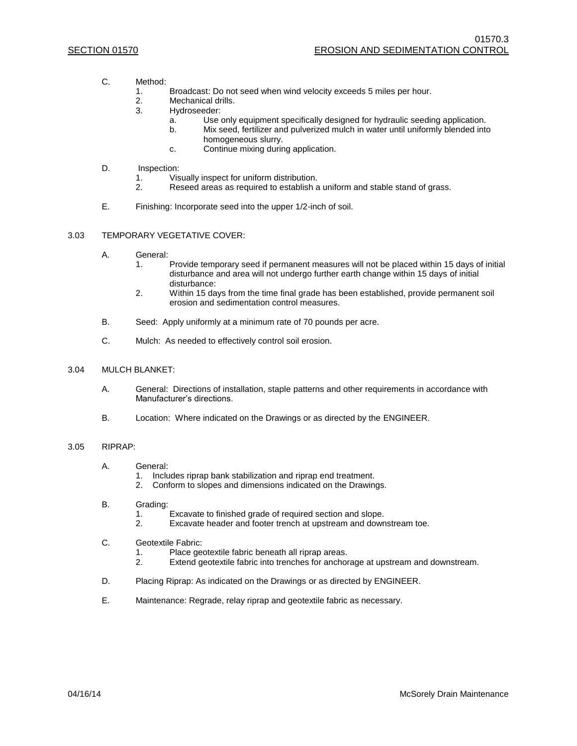C. Method:
   1. Broadcast: Do not seed when wind velocity exceeds 5 miles per hour.
   2. Mechanical drills.
   3. Hydroseeder:
      a. Use only equipment specifically designed for hydraulic seeding application.
      b. Mix seed, fertilizer and pulverized mulch in water until uniformly blended into homogeneous slurry.
      c. Continue mixing during application.

D. Inspection:
   1. Visually inspect for uniform distribution.
   2. Reseed areas as required to establish a uniform and stable stand of grass.

E. Finishing: Incorporate seed into the upper 1/2-inch of soil.

## 3.03 TEMPORARY VEGETATIVE COVER:

A. General:
   1. Provide temporary seed if permanent measures will not be placed within 15 days of initial disturbance and area will not undergo further earth change within 15 days of initial disturbance:
   2. Within 15 days from the time final grade has been established, provide permanent soil erosion and sedimentation control measures.

B. Seed: Apply uniformly at a minimum rate of 70 pounds per acre.

C. Mulch: As needed to effectively control soil erosion.

## 3.04 MULCH BLANKET:

A. General: Directions of installation, staple patterns and other requirements in accordance with Manufacturer's directions.

B. Location: Where indicated on the Drawings or as directed by the ENGINEER.

## 3.05 RIPRAP:

A. General:
   1. Includes riprap bank stabilization and riprap end treatment.
   2. Conform to slopes and dimensions indicated on the Drawings.

B. Grading:
   1. Excavate to finished grade of required section and slope.
   2. Excavate header and footer trench at upstream and downstream toe.

C. Geotextile Fabric:
   1. Place geotextile fabric beneath all riprap areas.
   2. Extend geotextile fabric into trenches for anchorage at upstream and downstream.

D. Placing Riprap: As indicated on the Drawings or as directed by ENGINEER.

E. Maintenance: Regrade, relay riprap and geotextile fabric as necessary.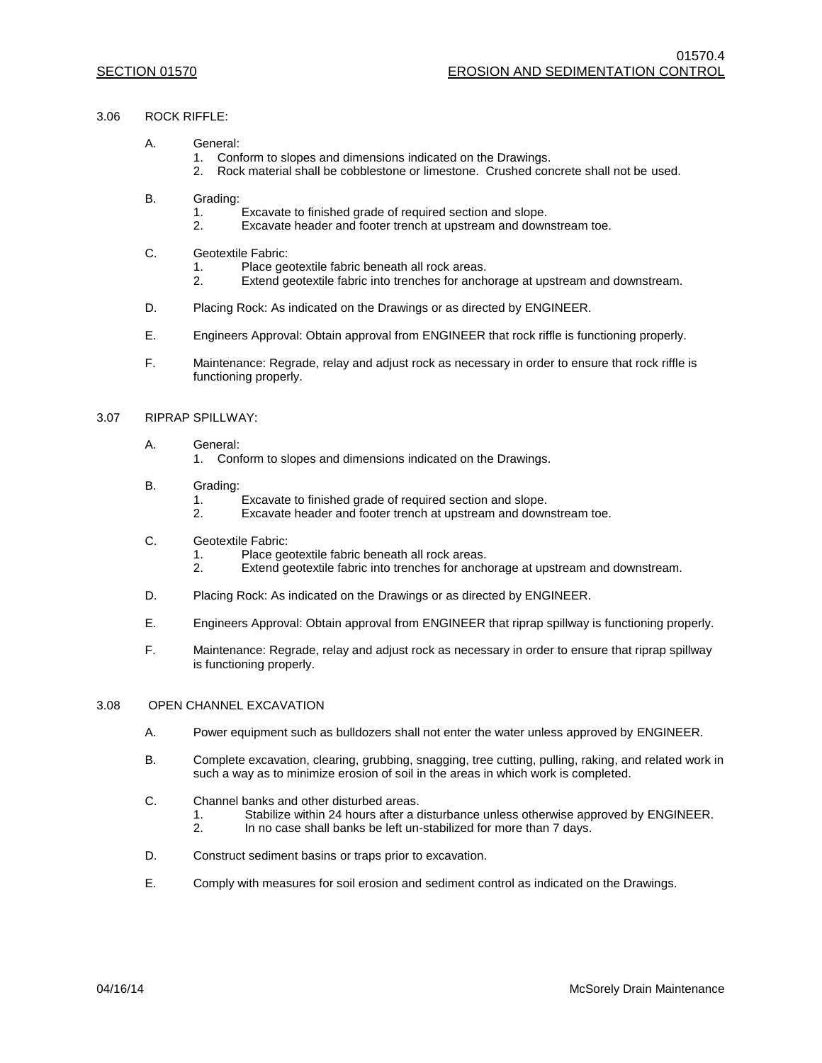## 3.06 ROCK RIFFLE:

A. General:
   1. Conform to slopes and dimensions indicated on the Drawings.
   2. Rock material shall be cobblestone or limestone. Crushed concrete shall not be used.

B. Grading:
   1. Excavate to finished grade of required section and slope.
   2. Excavate header and footer trench at upstream and downstream toe.

C. Geotextile Fabric:
   1. Place geotextile fabric beneath all rock areas.
   2. Extend geotextile fabric into trenches for anchorage at upstream and downstream.

D. Placing Rock: As indicated on the Drawings or as directed by ENGINEER.

E. Engineers Approval: Obtain approval from ENGINEER that rock riffle is functioning properly.

F. Maintenance: Regrade, relay and adjust rock as necessary in order to ensure that rock riffle is functioning properly.

## 3.07 RIPRAP SPILLWAY:

A. General:
   1. Conform to slopes and dimensions indicated on the Drawings.

B. Grading:
   1. Excavate to finished grade of required section and slope.
   2. Excavate header and footer trench at upstream and downstream toe.

C. Geotextile Fabric:
   1. Place geotextile fabric beneath all rock areas.
   2. Extend geotextile fabric into trenches for anchorage at upstream and downstream.

D. Placing Rock: As indicated on the Drawings or as directed by ENGINEER.

E. Engineers Approval: Obtain approval from ENGINEER that riprap spillway is functioning properly.

F. Maintenance: Regrade, relay and adjust rock as necessary in order to ensure that riprap spillway is functioning properly.

## 3.08 OPEN CHANNEL EXCAVATION

A. Power equipment such as bulldozers shall not enter the water unless approved by ENGINEER.

B. Complete excavation, clearing, grubbing, snagging, tree cutting, pulling, raking, and related work in such a way as to minimize erosion of soil in the areas in which work is completed.

C. Channel banks and other disturbed areas.
   1. Stabilize within 24 hours after a disturbance unless otherwise approved by ENGINEER.
   2. In no case shall banks be left un-stabilized for more than 7 days.

D. Construct sediment basins or traps prior to excavation.

E. Comply with measures for soil erosion and sediment control as indicated on the Drawings.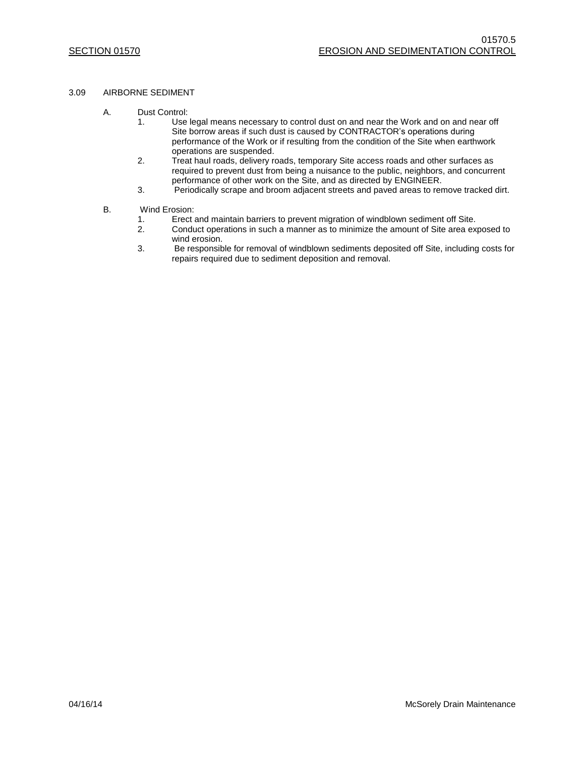## 3.09 AIRBORNE SEDIMENT

A. Dust Control:

1. Use legal means necessary to control dust on and near the Work and on and near off Site borrow areas if such dust is caused by CONTRACTOR's operations during performance of the Work or if resulting from the condition of the Site when earthwork operations are suspended.
2. Treat haul roads, delivery roads, temporary Site access roads and other surfaces as required to prevent dust from being a nuisance to the public, neighbors, and concurrent performance of other work on the Site, and as directed by ENGINEER.
3. Periodically scrape and broom adjacent streets and paved areas to remove tracked dirt.

B. Wind Erosion:

1. Erect and maintain barriers to prevent migration of windblown sediment off Site.
2. Conduct operations in such a manner as to minimize the amount of Site area exposed to wind erosion.
3. Be responsible for removal of windblown sediments deposited off Site, including costs for repairs required due to sediment deposition and removal.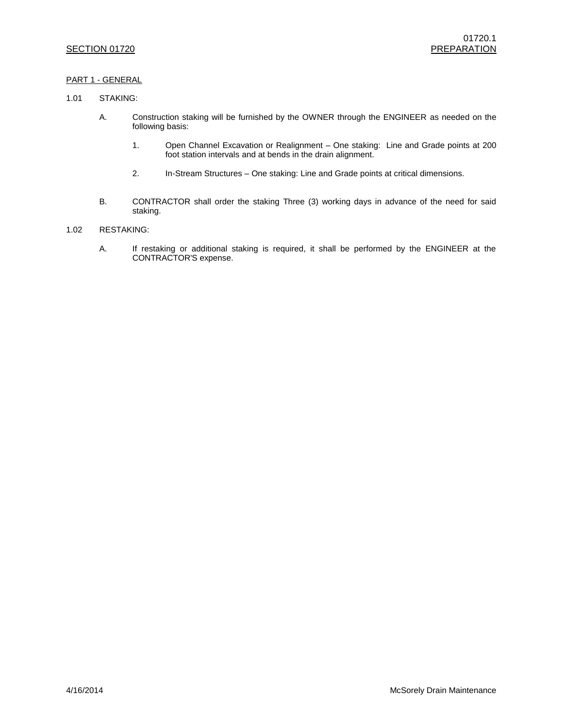## SECTION 01720 — PREPARATION

### PART 1 - GENERAL

1.01 STAKING:

A. Construction staking will be furnished by the OWNER through the ENGINEER as needed on the following basis:

1. Open Channel Excavation or Realignment – One staking: Line and Grade points at 200 foot station intervals and at bends in the drain alignment.

2. In-Stream Structures – One staking: Line and Grade points at critical dimensions.

B. CONTRACTOR shall order the staking Three (3) working days in advance of the need for said staking.

1.02 RESTAKING:

A. If restaking or additional staking is required, it shall be performed by the ENGINEER at the CONTRACTOR'S expense.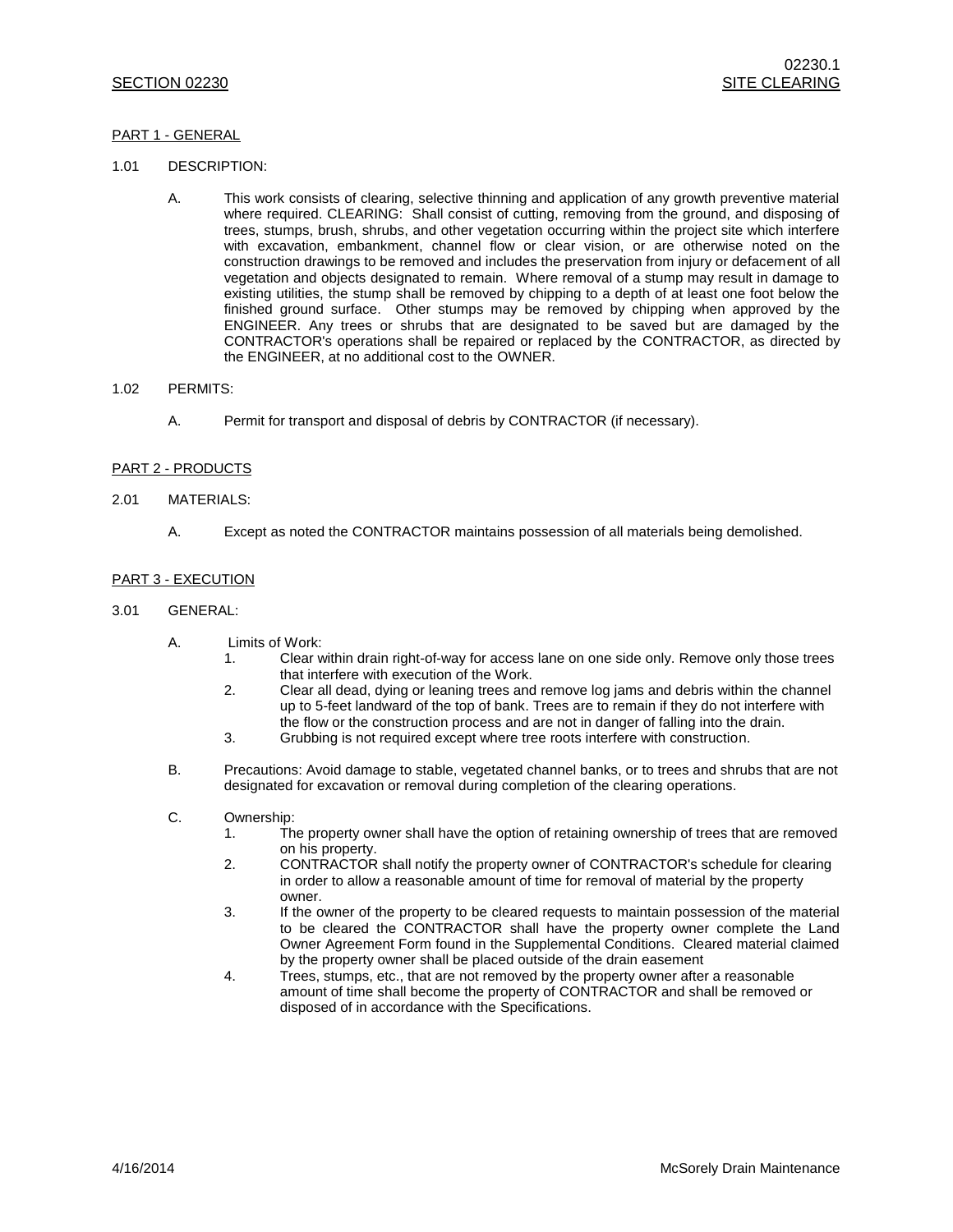## SECTION 02230 SITE CLEARING

### PART 1 - GENERAL

1.01 DESCRIPTION:

A. This work consists of clearing, selective thinning and application of any growth preventive material where required. CLEARING: Shall consist of cutting, removing from the ground, and disposing of trees, stumps, brush, shrubs, and other vegetation occurring within the project site which interfere with excavation, embankment, channel flow or clear vision, or are otherwise noted on the construction drawings to be removed and includes the preservation from injury or defacement of all vegetation and objects designated to remain. Where removal of a stump may result in damage to existing utilities, the stump shall be removed by chipping to a depth of at least one foot below the finished ground surface. Other stumps may be removed by chipping when approved by the ENGINEER. Any trees or shrubs that are designated to be saved but are damaged by the CONTRACTOR's operations shall be repaired or replaced by the CONTRACTOR, as directed by the ENGINEER, at no additional cost to the OWNER.

1.02 PERMITS:

A. Permit for transport and disposal of debris by CONTRACTOR (if necessary).

### PART 2 - PRODUCTS

2.01 MATERIALS:

A. Except as noted the CONTRACTOR maintains possession of all materials being demolished.

### PART 3 - EXECUTION

3.01 GENERAL:

A. Limits of Work:
   1. Clear within drain right-of-way for access lane on one side only. Remove only those trees that interfere with execution of the Work.
   2. Clear all dead, dying or leaning trees and remove log jams and debris within the channel up to 5-feet landward of the top of bank. Trees are to remain if they do not interfere with the flow or the construction process and are not in danger of falling into the drain.
   3. Grubbing is not required except where tree roots interfere with construction.

B. Precautions: Avoid damage to stable, vegetated channel banks, or to trees and shrubs that are not designated for excavation or removal during completion of the clearing operations.

C. Ownership:
   1. The property owner shall have the option of retaining ownership of trees that are removed on his property.
   2. CONTRACTOR shall notify the property owner of CONTRACTOR's schedule for clearing in order to allow a reasonable amount of time for removal of material by the property owner.
   3. If the owner of the property to be cleared requests to maintain possession of the material to be cleared the CONTRACTOR shall have the property owner complete the Land Owner Agreement Form found in the Supplemental Conditions. Cleared material claimed by the property owner shall be placed outside of the drain easement
   4. Trees, stumps, etc., that are not removed by the property owner after a reasonable amount of time shall become the property of CONTRACTOR and shall be removed or disposed of in accordance with the Specifications.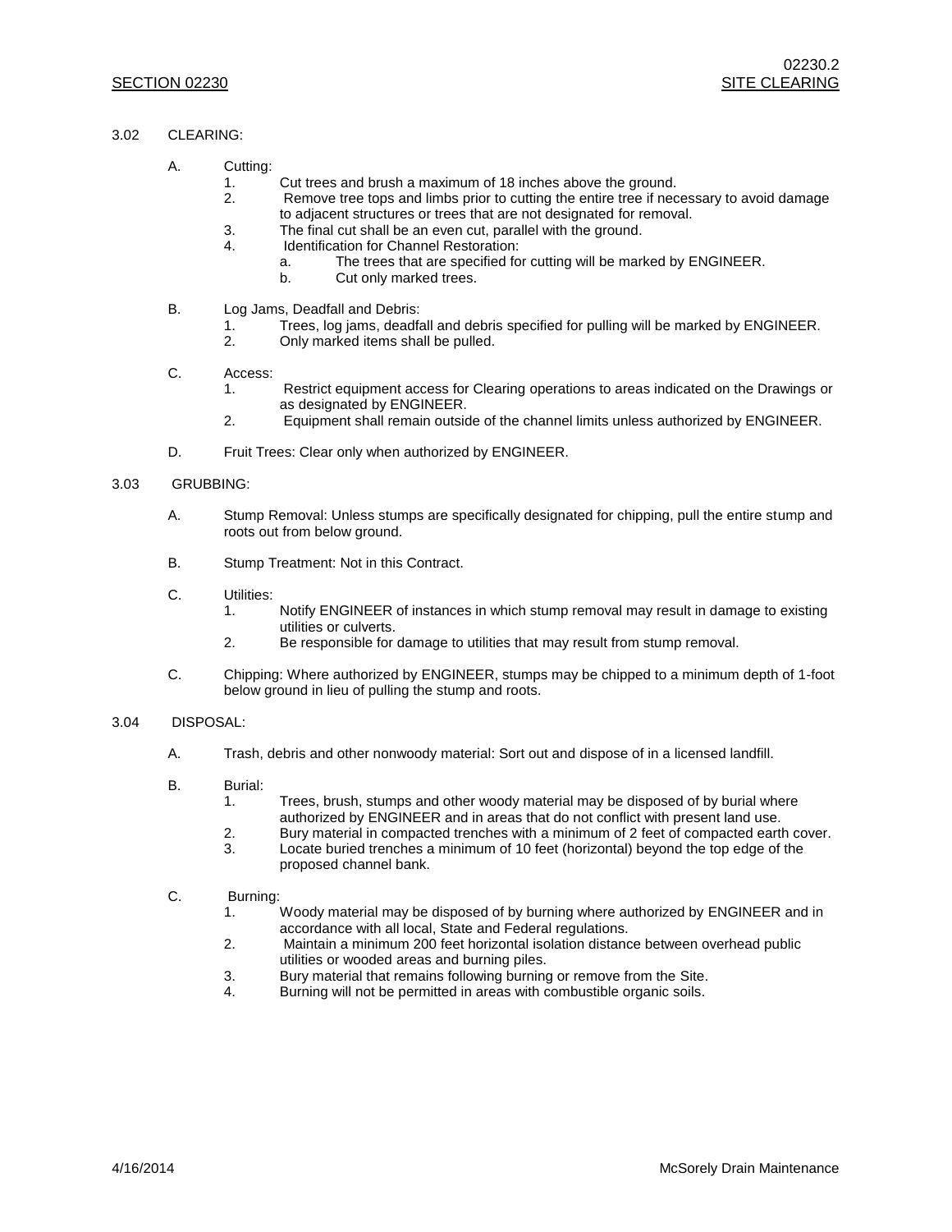### 3.02 CLEARING:

A. Cutting:
   1. Cut trees and brush a maximum of 18 inches above the ground.
   2. Remove tree tops and limbs prior to cutting the entire tree if necessary to avoid damage to adjacent structures or trees that are not designated for removal.
   3. The final cut shall be an even cut, parallel with the ground.
   4. Identification for Channel Restoration:
      a. The trees that are specified for cutting will be marked by ENGINEER.
      b. Cut only marked trees.

B. Log Jams, Deadfall and Debris:
   1. Trees, log jams, deadfall and debris specified for pulling will be marked by ENGINEER.
   2. Only marked items shall be pulled.

C. Access:
   1. Restrict equipment access for Clearing operations to areas indicated on the Drawings or as designated by ENGINEER.
   2. Equipment shall remain outside of the channel limits unless authorized by ENGINEER.

D. Fruit Trees: Clear only when authorized by ENGINEER.

### 3.03 GRUBBING:

A. Stump Removal: Unless stumps are specifically designated for chipping, pull the entire stump and roots out from below ground.

B. Stump Treatment: Not in this Contract.

C. Utilities:
   1. Notify ENGINEER of instances in which stump removal may result in damage to existing utilities or culverts.
   2. Be responsible for damage to utilities that may result from stump removal.

C. Chipping: Where authorized by ENGINEER, stumps may be chipped to a minimum depth of 1-foot below ground in lieu of pulling the stump and roots.

### 3.04 DISPOSAL:

A. Trash, debris and other nonwoody material: Sort out and dispose of in a licensed landfill.

B. Burial:
   1. Trees, brush, stumps and other woody material may be disposed of by burial where authorized by ENGINEER and in areas that do not conflict with present land use.
   2. Bury material in compacted trenches with a minimum of 2 feet of compacted earth cover.
   3. Locate buried trenches a minimum of 10 feet (horizontal) beyond the top edge of the proposed channel bank.

C. Burning:
   1. Woody material may be disposed of by burning where authorized by ENGINEER and in accordance with all local, State and Federal regulations.
   2. Maintain a minimum 200 feet horizontal isolation distance between overhead public utilities or wooded areas and burning piles.
   3. Bury material that remains following burning or remove from the Site.
   4. Burning will not be permitted in areas with combustible organic soils.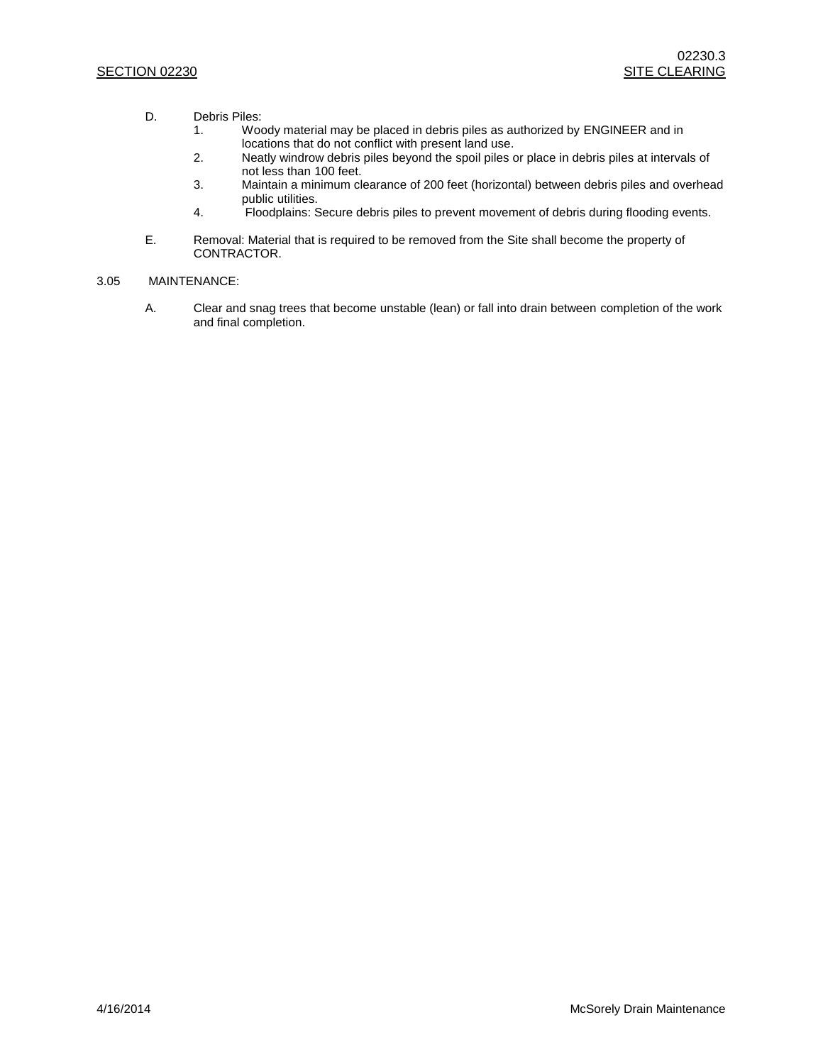D. Debris Piles:
   1. Woody material may be placed in debris piles as authorized by ENGINEER and in locations that do not conflict with present land use.
   2. Neatly windrow debris piles beyond the spoil piles or place in debris piles at intervals of not less than 100 feet.
   3. Maintain a minimum clearance of 200 feet (horizontal) between debris piles and overhead public utilities.
   4. Floodplains: Secure debris piles to prevent movement of debris during flooding events.

E. Removal: Material that is required to be removed from the Site shall become the property of CONTRACTOR.

3.05 MAINTENANCE:

A. Clear and snag trees that become unstable (lean) or fall into drain between completion of the work and final completion.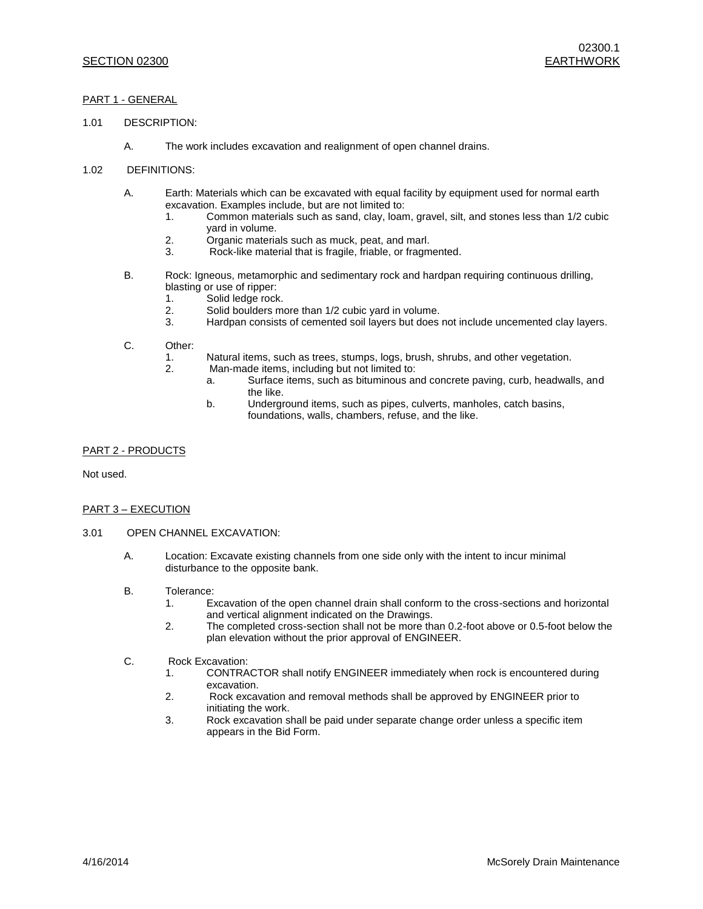## SECTION 02300 EARTHWORK

### PART 1 - GENERAL

1.01 DESCRIPTION:

A. The work includes excavation and realignment of open channel drains.

1.02 DEFINITIONS:

A. Earth: Materials which can be excavated with equal facility by equipment used for normal earth excavation. Examples include, but are not limited to:
   1. Common materials such as sand, clay, loam, gravel, silt, and stones less than 1/2 cubic yard in volume.
   2. Organic materials such as muck, peat, and marl.
   3. Rock-like material that is fragile, friable, or fragmented.

B. Rock: Igneous, metamorphic and sedimentary rock and hardpan requiring continuous drilling, blasting or use of ripper:
   1. Solid ledge rock.
   2. Solid boulders more than 1/2 cubic yard in volume.
   3. Hardpan consists of cemented soil layers but does not include uncemented clay layers.

C. Other:
   1. Natural items, such as trees, stumps, logs, brush, shrubs, and other vegetation.
   2. Man-made items, including but not limited to:
      a. Surface items, such as bituminous and concrete paving, curb, headwalls, and the like.
      b. Underground items, such as pipes, culverts, manholes, catch basins, foundations, walls, chambers, refuse, and the like.

### PART 2 - PRODUCTS

Not used.

### PART 3 – EXECUTION

3.01 OPEN CHANNEL EXCAVATION:

A. Location: Excavate existing channels from one side only with the intent to incur minimal disturbance to the opposite bank.

B. Tolerance:
   1. Excavation of the open channel drain shall conform to the cross-sections and horizontal and vertical alignment indicated on the Drawings.
   2. The completed cross-section shall not be more than 0.2-foot above or 0.5-foot below the plan elevation without the prior approval of ENGINEER.

C. Rock Excavation:
   1. CONTRACTOR shall notify ENGINEER immediately when rock is encountered during excavation.
   2. Rock excavation and removal methods shall be approved by ENGINEER prior to initiating the work.
   3. Rock excavation shall be paid under separate change order unless a specific item appears in the Bid Form.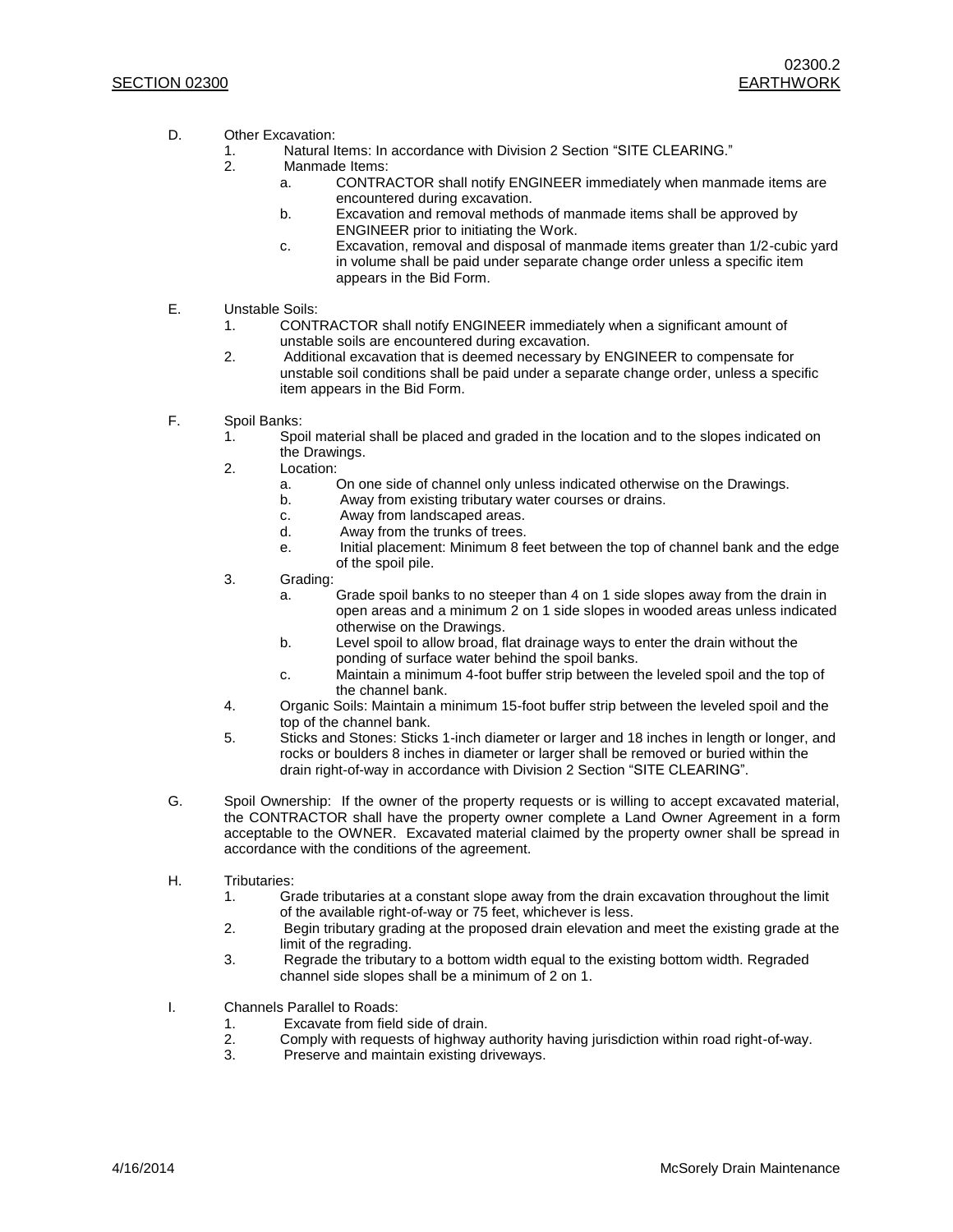D. Other Excavation:
   1. Natural Items: In accordance with Division 2 Section "SITE CLEARING."
   2. Manmade Items:
      a. CONTRACTOR shall notify ENGINEER immediately when manmade items are encountered during excavation.
      b. Excavation and removal methods of manmade items shall be approved by ENGINEER prior to initiating the Work.
      c. Excavation, removal and disposal of manmade items greater than 1/2-cubic yard in volume shall be paid under separate change order unless a specific item appears in the Bid Form.

E. Unstable Soils:
   1. CONTRACTOR shall notify ENGINEER immediately when a significant amount of unstable soils are encountered during excavation.
   2. Additional excavation that is deemed necessary by ENGINEER to compensate for unstable soil conditions shall be paid under a separate change order, unless a specific item appears in the Bid Form.

F. Spoil Banks:
   1. Spoil material shall be placed and graded in the location and to the slopes indicated on the Drawings.
   2. Location:
      a. On one side of channel only unless indicated otherwise on the Drawings.
      b. Away from existing tributary water courses or drains.
      c. Away from landscaped areas.
      d. Away from the trunks of trees.
      e. Initial placement: Minimum 8 feet between the top of channel bank and the edge of the spoil pile.
   3. Grading:
      a. Grade spoil banks to no steeper than 4 on 1 side slopes away from the drain in open areas and a minimum 2 on 1 side slopes in wooded areas unless indicated otherwise on the Drawings.
      b. Level spoil to allow broad, flat drainage ways to enter the drain without the ponding of surface water behind the spoil banks.
      c. Maintain a minimum 4-foot buffer strip between the leveled spoil and the top of the channel bank.
   4. Organic Soils: Maintain a minimum 15-foot buffer strip between the leveled spoil and the top of the channel bank.
   5. Sticks and Stones: Sticks 1-inch diameter or larger and 18 inches in length or longer, and rocks or boulders 8 inches in diameter or larger shall be removed or buried within the drain right-of-way in accordance with Division 2 Section "SITE CLEARING".

G. Spoil Ownership: If the owner of the property requests or is willing to accept excavated material, the CONTRACTOR shall have the property owner complete a Land Owner Agreement in a form acceptable to the OWNER. Excavated material claimed by the property owner shall be spread in accordance with the conditions of the agreement.

H. Tributaries:
   1. Grade tributaries at a constant slope away from the drain excavation throughout the limit of the available right-of-way or 75 feet, whichever is less.
   2. Begin tributary grading at the proposed drain elevation and meet the existing grade at the limit of the regrading.
   3. Regrade the tributary to a bottom width equal to the existing bottom width. Regraded channel side slopes shall be a minimum of 2 on 1.

I. Channels Parallel to Roads:
   1. Excavate from field side of drain.
   2. Comply with requests of highway authority having jurisdiction within road right-of-way.
   3. Preserve and maintain existing driveways.